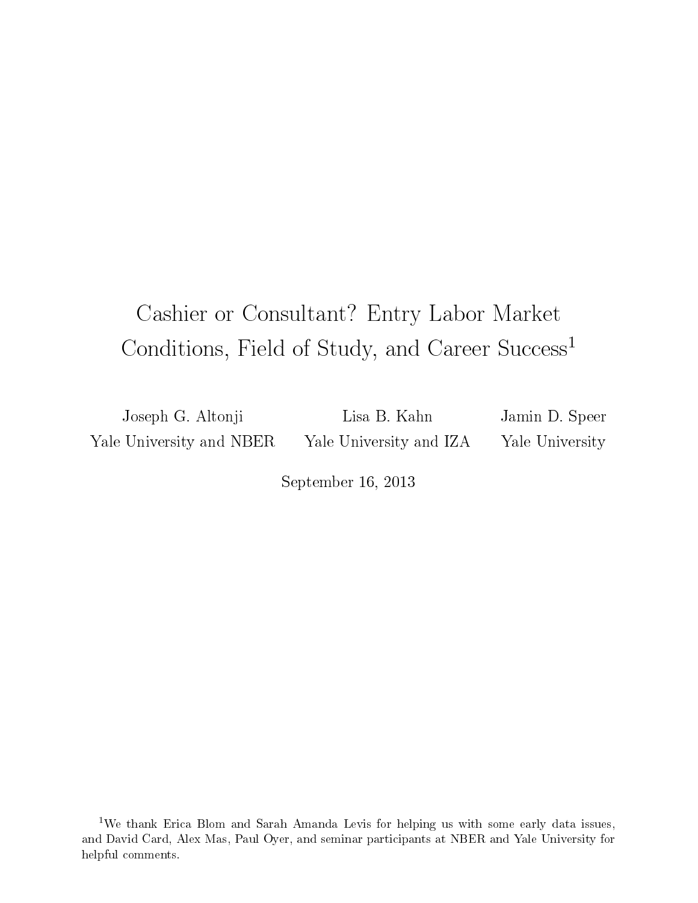# Cashier or Consultant? Entry Labor Market Conditions, Field of Study, and Career Success[1]

Joseph G. Altonji
Yale University and NBER

Lisa B. Kahn
Yale University and IZA

Jamin D. Speer
Yale University

September 16, 2013

[1] We thank Erica Blom and Sarah Amanda Levis for helping us with some early data issues, and David Card, Alex Mas, Paul Oyer, and seminar participants at NBER and Yale University for helpful comments.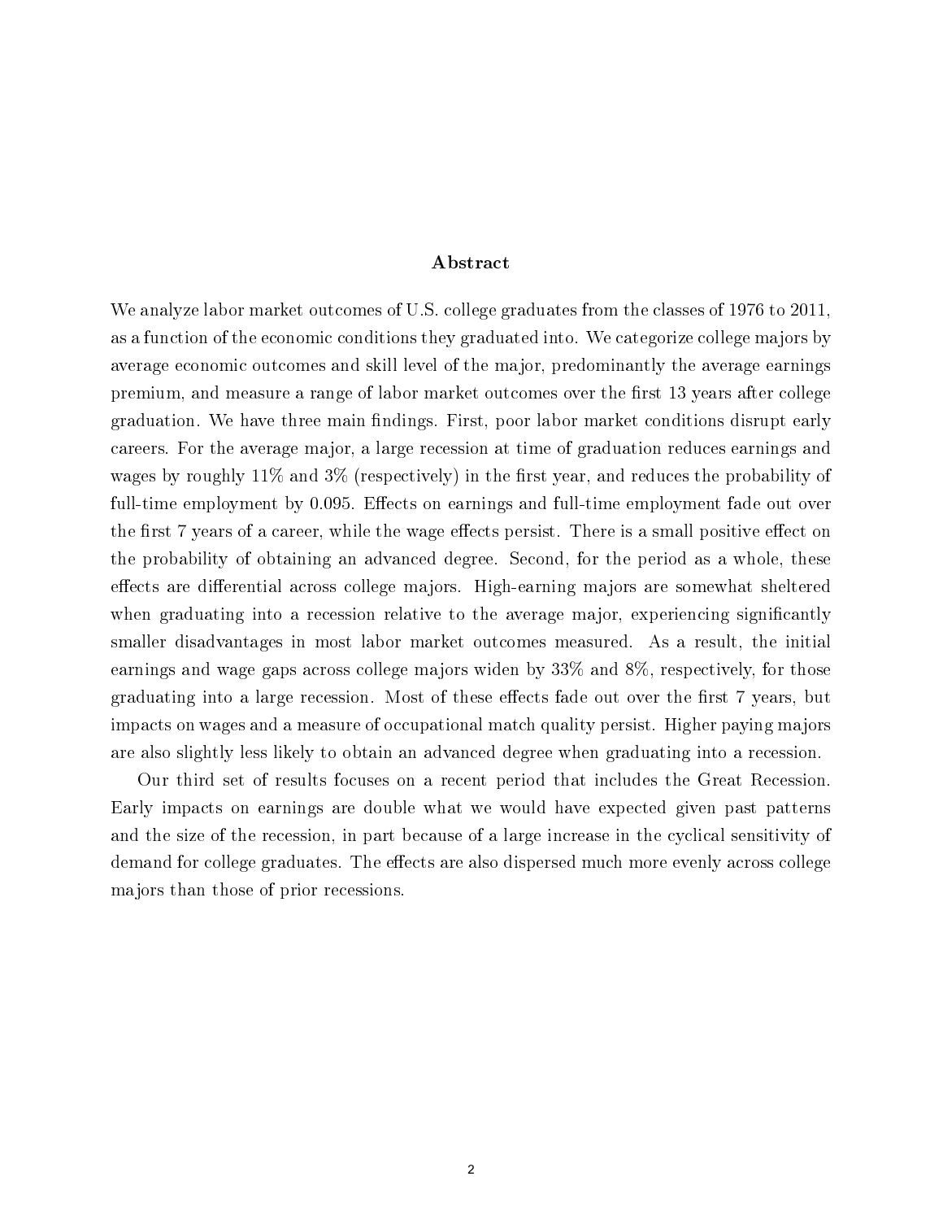## Abstract

We analyze labor market outcomes of U.S. college graduates from the classes of 1976 to 2011, as a function of the economic conditions they graduated into. We categorize college majors by average economic outcomes and skill level of the major, predominantly the average earnings premium, and measure a range of labor market outcomes over the first 13 years after college graduation. We have three main findings. First, poor labor market conditions disrupt early careers. For the average major, a large recession at time of graduation reduces earnings and wages by roughly 11% and 3% (respectively) in the first year, and reduces the probability of full-time employment by 0.095. Effects on earnings and full-time employment fade out over the first 7 years of a career, while the wage effects persist. There is a small positive effect on the probability of obtaining an advanced degree. Second, for the period as a whole, these effects are differential across college majors. High-earning majors are somewhat sheltered when graduating into a recession relative to the average major, experiencing significantly smaller disadvantages in most labor market outcomes measured. As a result, the initial earnings and wage gaps across college majors widen by 33% and 8%, respectively, for those graduating into a large recession. Most of these effects fade out over the first 7 years, but impacts on wages and a measure of occupational match quality persist. Higher paying majors are also slightly less likely to obtain an advanced degree when graduating into a recession.

Our third set of results focuses on a recent period that includes the Great Recession. Early impacts on earnings are double what we would have expected given past patterns and the size of the recession, in part because of a large increase in the cyclical sensitivity of demand for college graduates. The effects are also dispersed much more evenly across college majors than those of prior recessions.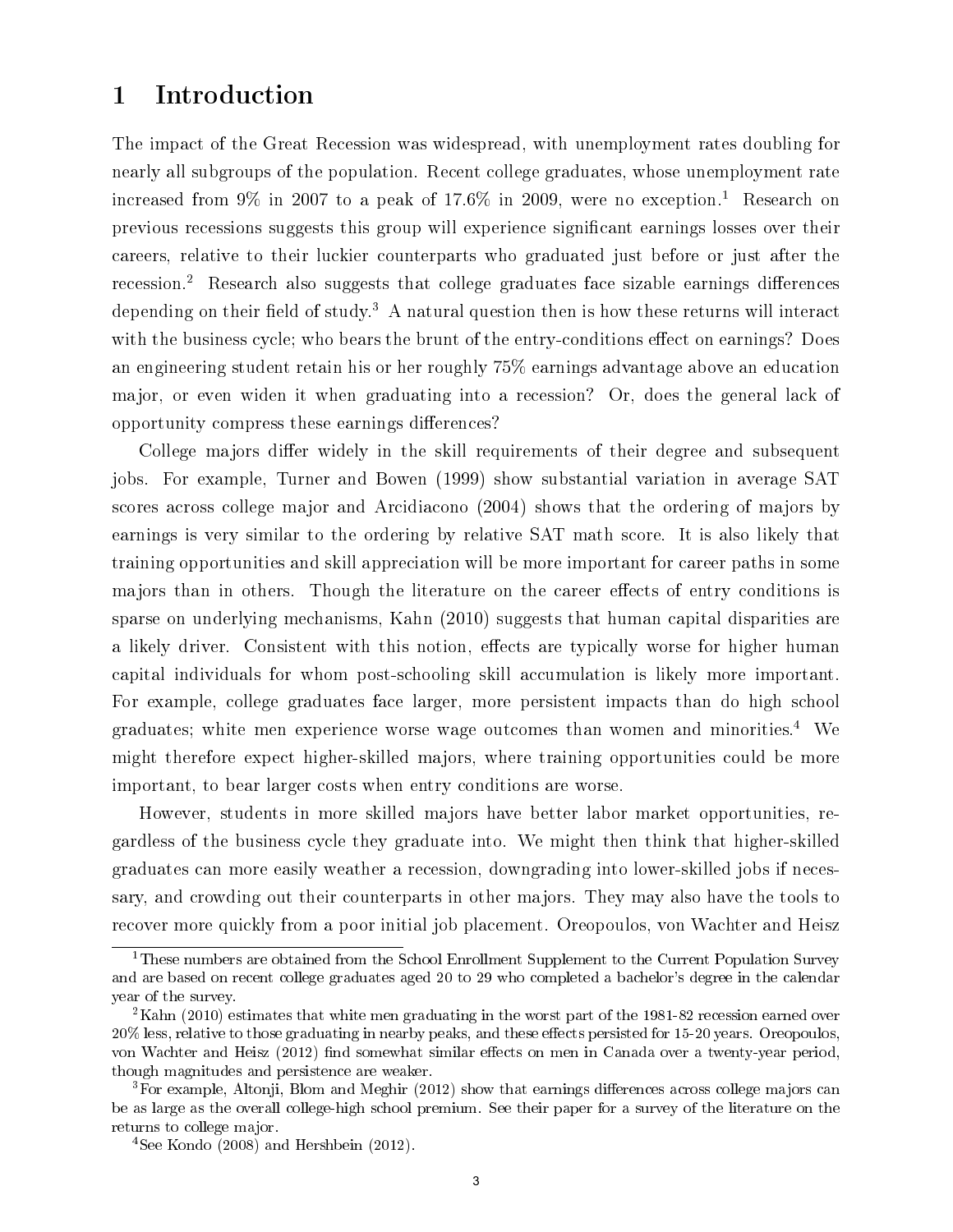# 1 Introduction

The impact of the Great Recession was widespread, with unemployment rates doubling for nearly all subgroups of the population. Recent college graduates, whose unemployment rate increased from 9% in 2007 to a peak of 17.6% in 2009, were no exception.[1] Research on previous recessions suggests this group will experience significant earnings losses over their careers, relative to their luckier counterparts who graduated just before or just after the recession.[2] Research also suggests that college graduates face sizable earnings differences depending on their field of study.[3] A natural question then is how these returns will interact with the business cycle; who bears the brunt of the entry-conditions effect on earnings? Does an engineering student retain his or her roughly 75% earnings advantage above an education major, or even widen it when graduating into a recession? Or, does the general lack of opportunity compress these earnings differences?

College majors differ widely in the skill requirements of their degree and subsequent jobs. For example, Turner and Bowen (1999) show substantial variation in average SAT scores across college major and Arcidiacono (2004) shows that the ordering of majors by earnings is very similar to the ordering by relative SAT math score. It is also likely that training opportunities and skill appreciation will be more important for career paths in some majors than in others. Though the literature on the career effects of entry conditions is sparse on underlying mechanisms, Kahn (2010) suggests that human capital disparities are a likely driver. Consistent with this notion, effects are typically worse for higher human capital individuals for whom post-schooling skill accumulation is likely more important. For example, college graduates face larger, more persistent impacts than do high school graduates; white men experience worse wage outcomes than women and minorities.[4] We might therefore expect higher-skilled majors, where training opportunities could be more important, to bear larger costs when entry conditions are worse.

However, students in more skilled majors have better labor market opportunities, regardless of the business cycle they graduate into. We might then think that higher-skilled graduates can more easily weather a recession, downgrading into lower-skilled jobs if necessary, and crowding out their counterparts in other majors. They may also have the tools to recover more quickly from a poor initial job placement. Oreopoulos, von Wachter and Heisz

---

[1] These numbers are obtained from the School Enrollment Supplement to the Current Population Survey and are based on recent college graduates aged 20 to 29 who completed a bachelor's degree in the calendar year of the survey.

[2] Kahn (2010) estimates that white men graduating in the worst part of the 1981-82 recession earned over 20% less, relative to those graduating in nearby peaks, and these effects persisted for 15-20 years. Oreopoulos, von Wachter and Heisz (2012) find somewhat similar effects on men in Canada over a twenty-year period, though magnitudes and persistence are weaker.

[3] For example, Altonji, Blom and Meghir (2012) show that earnings differences across college majors can be as large as the overall college-high school premium. See their paper for a survey of the literature on the returns to college major.

[4] See Kondo (2008) and Hershbein (2012).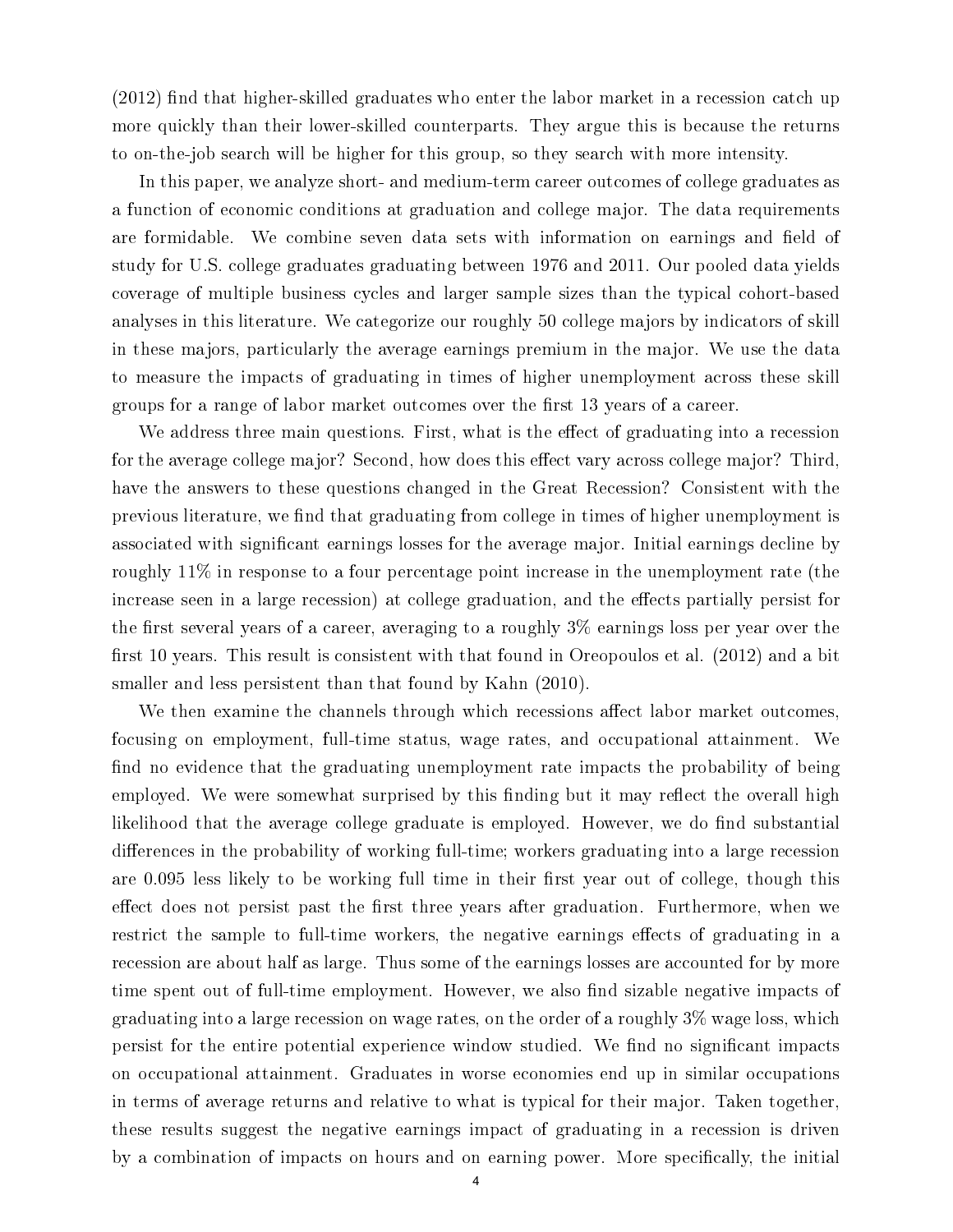(2012) find that higher-skilled graduates who enter the labor market in a recession catch up more quickly than their lower-skilled counterparts. They argue this is because the returns to on-the-job search will be higher for this group, so they search with more intensity.

In this paper, we analyze short- and medium-term career outcomes of college graduates as a function of economic conditions at graduation and college major. The data requirements are formidable. We combine seven data sets with information on earnings and field of study for U.S. college graduates graduating between 1976 and 2011. Our pooled data yields coverage of multiple business cycles and larger sample sizes than the typical cohort-based analyses in this literature. We categorize our roughly 50 college majors by indicators of skill in these majors, particularly the average earnings premium in the major. We use the data to measure the impacts of graduating in times of higher unemployment across these skill groups for a range of labor market outcomes over the first 13 years of a career.

We address three main questions. First, what is the effect of graduating into a recession for the average college major? Second, how does this effect vary across college major? Third, have the answers to these questions changed in the Great Recession? Consistent with the previous literature, we find that graduating from college in times of higher unemployment is associated with significant earnings losses for the average major. Initial earnings decline by roughly 11% in response to a four percentage point increase in the unemployment rate (the increase seen in a large recession) at college graduation, and the effects partially persist for the first several years of a career, averaging to a roughly 3% earnings loss per year over the first 10 years. This result is consistent with that found in Oreopoulos et al. (2012) and a bit smaller and less persistent than that found by Kahn (2010).

We then examine the channels through which recessions affect labor market outcomes, focusing on employment, full-time status, wage rates, and occupational attainment. We find no evidence that the graduating unemployment rate impacts the probability of being employed. We were somewhat surprised by this finding but it may reflect the overall high likelihood that the average college graduate is employed. However, we do find substantial differences in the probability of working full-time; workers graduating into a large recession are 0.095 less likely to be working full time in their first year out of college, though this effect does not persist past the first three years after graduation. Furthermore, when we restrict the sample to full-time workers, the negative earnings effects of graduating in a recession are about half as large. Thus some of the earnings losses are accounted for by more time spent out of full-time employment. However, we also find sizable negative impacts of graduating into a large recession on wage rates, on the order of a roughly 3% wage loss, which persist for the entire potential experience window studied. We find no significant impacts on occupational attainment. Graduates in worse economies end up in similar occupations in terms of average returns and relative to what is typical for their major. Taken together, these results suggest the negative earnings impact of graduating in a recession is driven by a combination of impacts on hours and on earning power. More specifically, the initial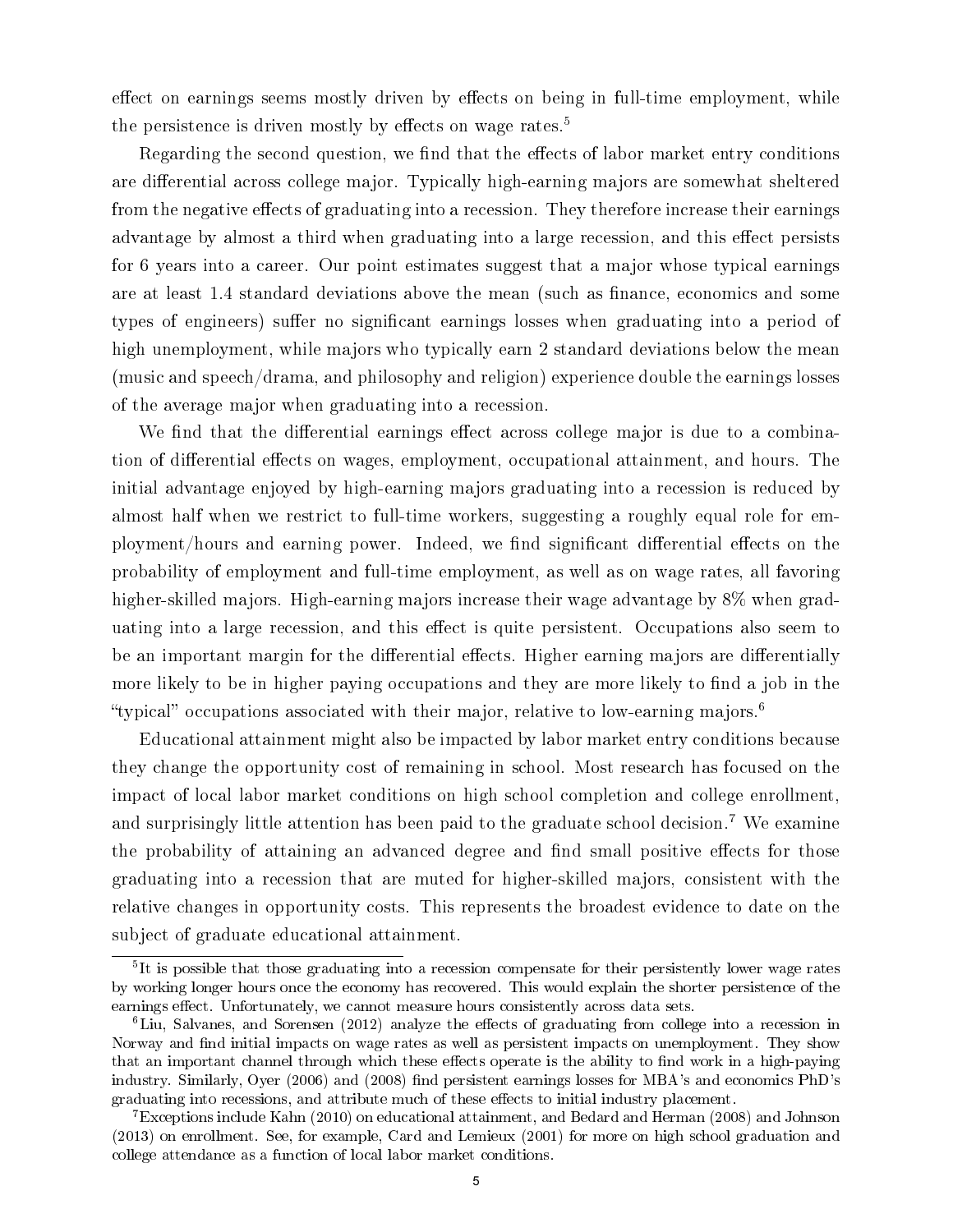effect on earnings seems mostly driven by effects on being in full-time employment, while the persistence is driven mostly by effects on wage rates.[5]

Regarding the second question, we find that the effects of labor market entry conditions are differential across college major. Typically high-earning majors are somewhat sheltered from the negative effects of graduating into a recession. They therefore increase their earnings advantage by almost a third when graduating into a large recession, and this effect persists for 6 years into a career. Our point estimates suggest that a major whose typical earnings are at least 1.4 standard deviations above the mean (such as finance, economics and some types of engineers) suffer no significant earnings losses when graduating into a period of high unemployment, while majors who typically earn 2 standard deviations below the mean (music and speech/drama, and philosophy and religion) experience double the earnings losses of the average major when graduating into a recession.

We find that the differential earnings effect across college major is due to a combination of differential effects on wages, employment, occupational attainment, and hours. The initial advantage enjoyed by high-earning majors graduating into a recession is reduced by almost half when we restrict to full-time workers, suggesting a roughly equal role for employment/hours and earning power. Indeed, we find significant differential effects on the probability of employment and full-time employment, as well as on wage rates, all favoring higher-skilled majors. High-earning majors increase their wage advantage by 8% when graduating into a large recession, and this effect is quite persistent. Occupations also seem to be an important margin for the differential effects. Higher earning majors are differentially more likely to be in higher paying occupations and they are more likely to find a job in the "typical" occupations associated with their major, relative to low-earning majors.[6]

Educational attainment might also be impacted by labor market entry conditions because they change the opportunity cost of remaining in school. Most research has focused on the impact of local labor market conditions on high school completion and college enrollment, and surprisingly little attention has been paid to the graduate school decision.[7] We examine the probability of attaining an advanced degree and find small positive effects for those graduating into a recession that are muted for higher-skilled majors, consistent with the relative changes in opportunity costs. This represents the broadest evidence to date on the subject of graduate educational attainment.

[5] It is possible that those graduating into a recession compensate for their persistently lower wage rates by working longer hours once the economy has recovered. This would explain the shorter persistence of the earnings effect. Unfortunately, we cannot measure hours consistently across data sets.

[6] Liu, Salvanes, and Sorensen (2012) analyze the effects of graduating from college into a recession in Norway and find initial impacts on wage rates as well as persistent impacts on unemployment. They show that an important channel through which these effects operate is the ability to find work in a high-paying industry. Similarly, Oyer (2006) and (2008) find persistent earnings losses for MBA's and economics PhD's graduating into recessions, and attribute much of these effects to initial industry placement.

[7] Exceptions include Kahn (2010) on educational attainment, and Bedard and Herman (2008) and Johnson (2013) on enrollment. See, for example, Card and Lemieux (2001) for more on high school graduation and college attendance as a function of local labor market conditions.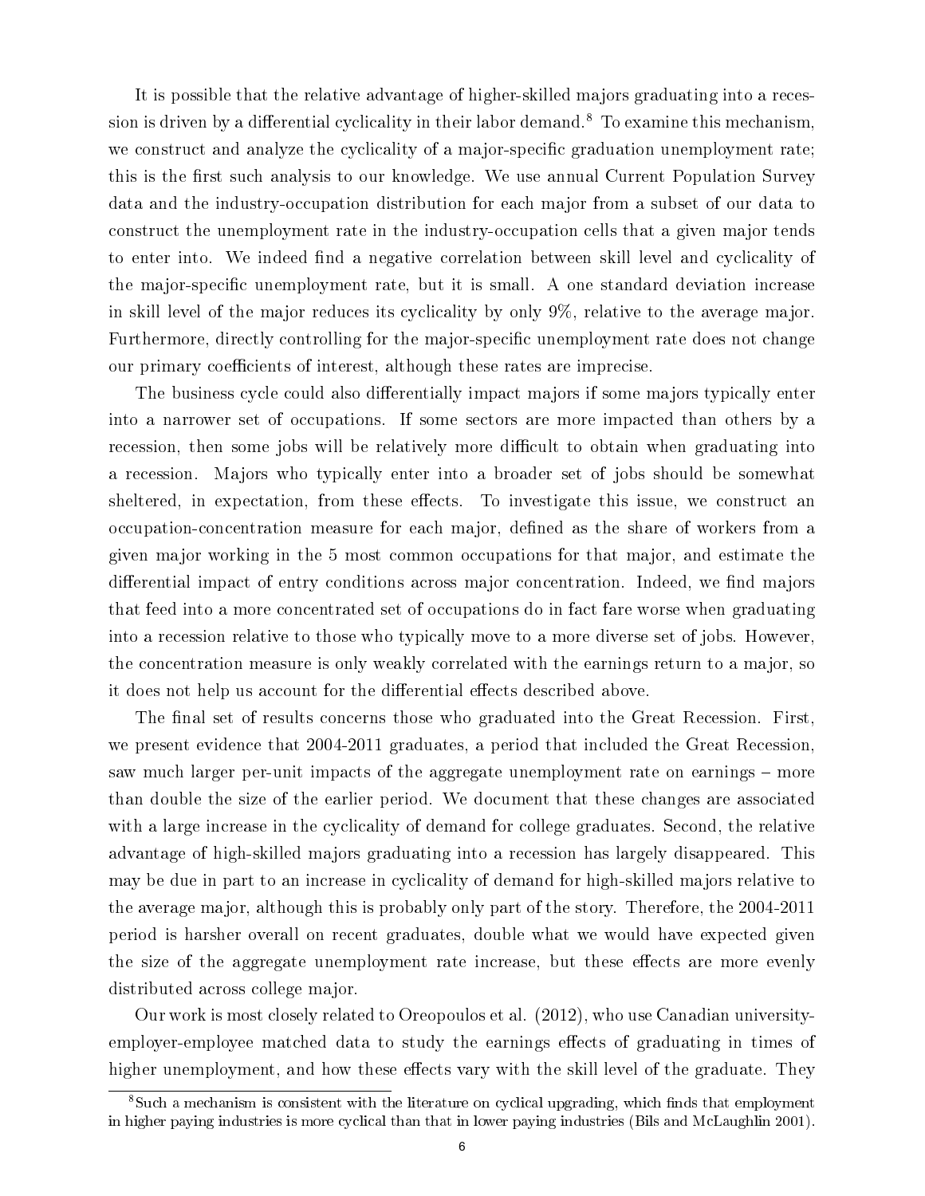It is possible that the relative advantage of higher-skilled majors graduating into a recession is driven by a differential cyclicality in their labor demand.[8] To examine this mechanism, we construct and analyze the cyclicality of a major-specific graduation unemployment rate; this is the first such analysis to our knowledge. We use annual Current Population Survey data and the industry-occupation distribution for each major from a subset of our data to construct the unemployment rate in the industry-occupation cells that a given major tends to enter into. We indeed find a negative correlation between skill level and cyclicality of the major-specific unemployment rate, but it is small. A one standard deviation increase in skill level of the major reduces its cyclicality by only 9%, relative to the average major. Furthermore, directly controlling for the major-specific unemployment rate does not change our primary coefficients of interest, although these rates are imprecise.

The business cycle could also differentially impact majors if some majors typically enter into a narrower set of occupations. If some sectors are more impacted than others by a recession, then some jobs will be relatively more difficult to obtain when graduating into a recession. Majors who typically enter into a broader set of jobs should be somewhat sheltered, in expectation, from these effects. To investigate this issue, we construct an occupation-concentration measure for each major, defined as the share of workers from a given major working in the 5 most common occupations for that major, and estimate the differential impact of entry conditions across major concentration. Indeed, we find majors that feed into a more concentrated set of occupations do in fact fare worse when graduating into a recession relative to those who typically move to a more diverse set of jobs. However, the concentration measure is only weakly correlated with the earnings return to a major, so it does not help us account for the differential effects described above.

The final set of results concerns those who graduated into the Great Recession. First, we present evidence that 2004-2011 graduates, a period that included the Great Recession, saw much larger per-unit impacts of the aggregate unemployment rate on earnings – more than double the size of the earlier period. We document that these changes are associated with a large increase in the cyclicality of demand for college graduates. Second, the relative advantage of high-skilled majors graduating into a recession has largely disappeared. This may be due in part to an increase in cyclicality of demand for high-skilled majors relative to the average major, although this is probably only part of the story. Therefore, the 2004-2011 period is harsher overall on recent graduates, double what we would have expected given the size of the aggregate unemployment rate increase, but these effects are more evenly distributed across college major.

Our work is most closely related to Oreopoulos et al. (2012), who use Canadian university-employer-employee matched data to study the earnings effects of graduating in times of higher unemployment, and how these effects vary with the skill level of the graduate. They

[8] Such a mechanism is consistent with the literature on cyclical upgrading, which finds that employment in higher paying industries is more cyclical than that in lower paying industries (Bils and McLaughlin 2001).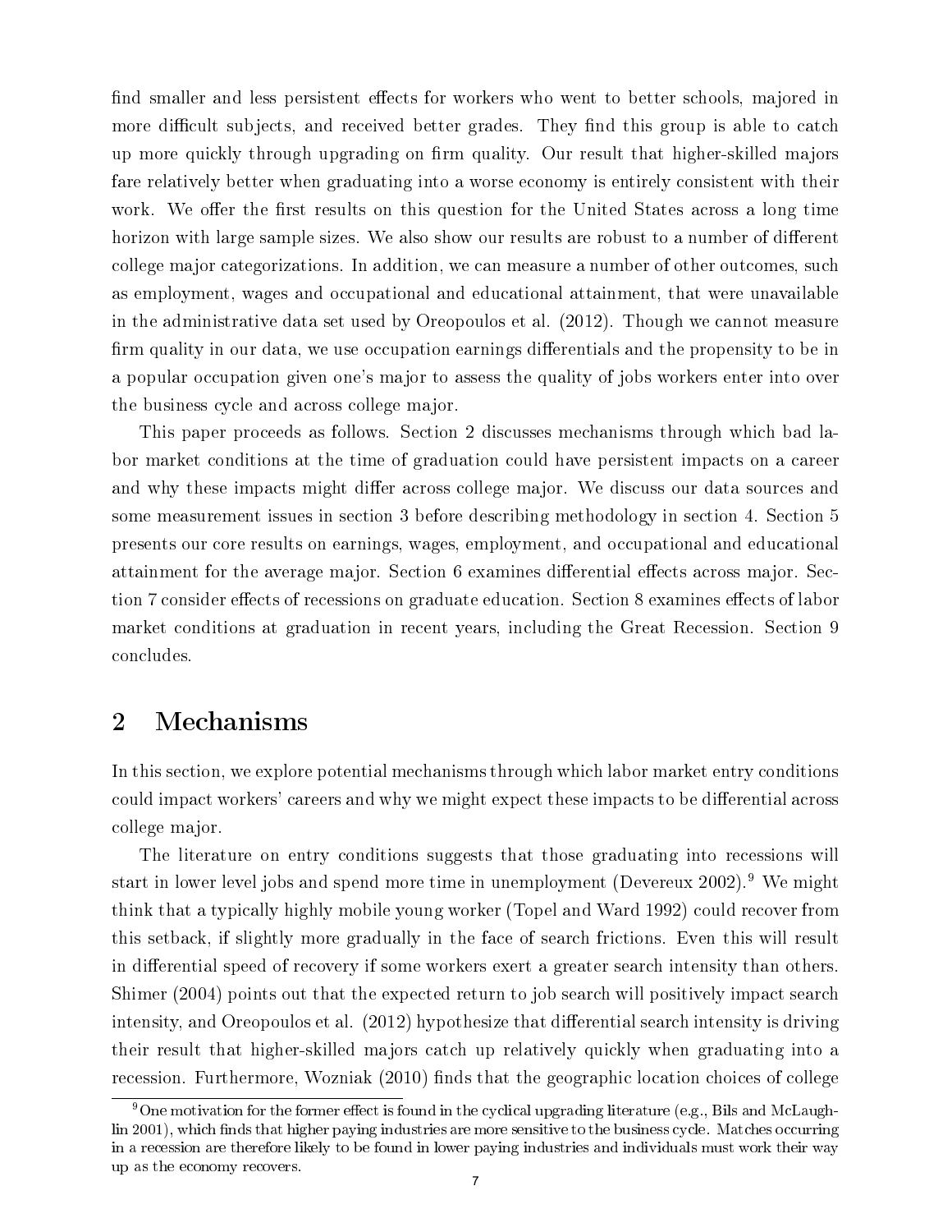find smaller and less persistent effects for workers who went to better schools, majored in more difficult subjects, and received better grades. They find this group is able to catch up more quickly through upgrading on firm quality. Our result that higher-skilled majors fare relatively better when graduating into a worse economy is entirely consistent with their work. We offer the first results on this question for the United States across a long time horizon with large sample sizes. We also show our results are robust to a number of different college major categorizations. In addition, we can measure a number of other outcomes, such as employment, wages and occupational and educational attainment, that were unavailable in the administrative data set used by Oreopoulos et al. (2012). Though we cannot measure firm quality in our data, we use occupation earnings differentials and the propensity to be in a popular occupation given one's major to assess the quality of jobs workers enter into over the business cycle and across college major.

This paper proceeds as follows. Section 2 discusses mechanisms through which bad labor market conditions at the time of graduation could have persistent impacts on a career and why these impacts might differ across college major. We discuss our data sources and some measurement issues in section 3 before describing methodology in section 4. Section 5 presents our core results on earnings, wages, employment, and occupational and educational attainment for the average major. Section 6 examines differential effects across major. Section 7 consider effects of recessions on graduate education. Section 8 examines effects of labor market conditions at graduation in recent years, including the Great Recession. Section 9 concludes.

## 2 Mechanisms

In this section, we explore potential mechanisms through which labor market entry conditions could impact workers' careers and why we might expect these impacts to be differential across college major.

The literature on entry conditions suggests that those graduating into recessions will start in lower level jobs and spend more time in unemployment (Devereux 2002).[9] We might think that a typically highly mobile young worker (Topel and Ward 1992) could recover from this setback, if slightly more gradually in the face of search frictions. Even this will result in differential speed of recovery if some workers exert a greater search intensity than others. Shimer (2004) points out that the expected return to job search will positively impact search intensity, and Oreopoulos et al. (2012) hypothesize that differential search intensity is driving their result that higher-skilled majors catch up relatively quickly when graduating into a recession. Furthermore, Wozniak (2010) finds that the geographic location choices of college

[9] One motivation for the former effect is found in the cyclical upgrading literature (e.g., Bils and McLaughlin 2001), which finds that higher paying industries are more sensitive to the business cycle. Matches occurring in a recession are therefore likely to be found in lower paying industries and individuals must work their way up as the economy recovers.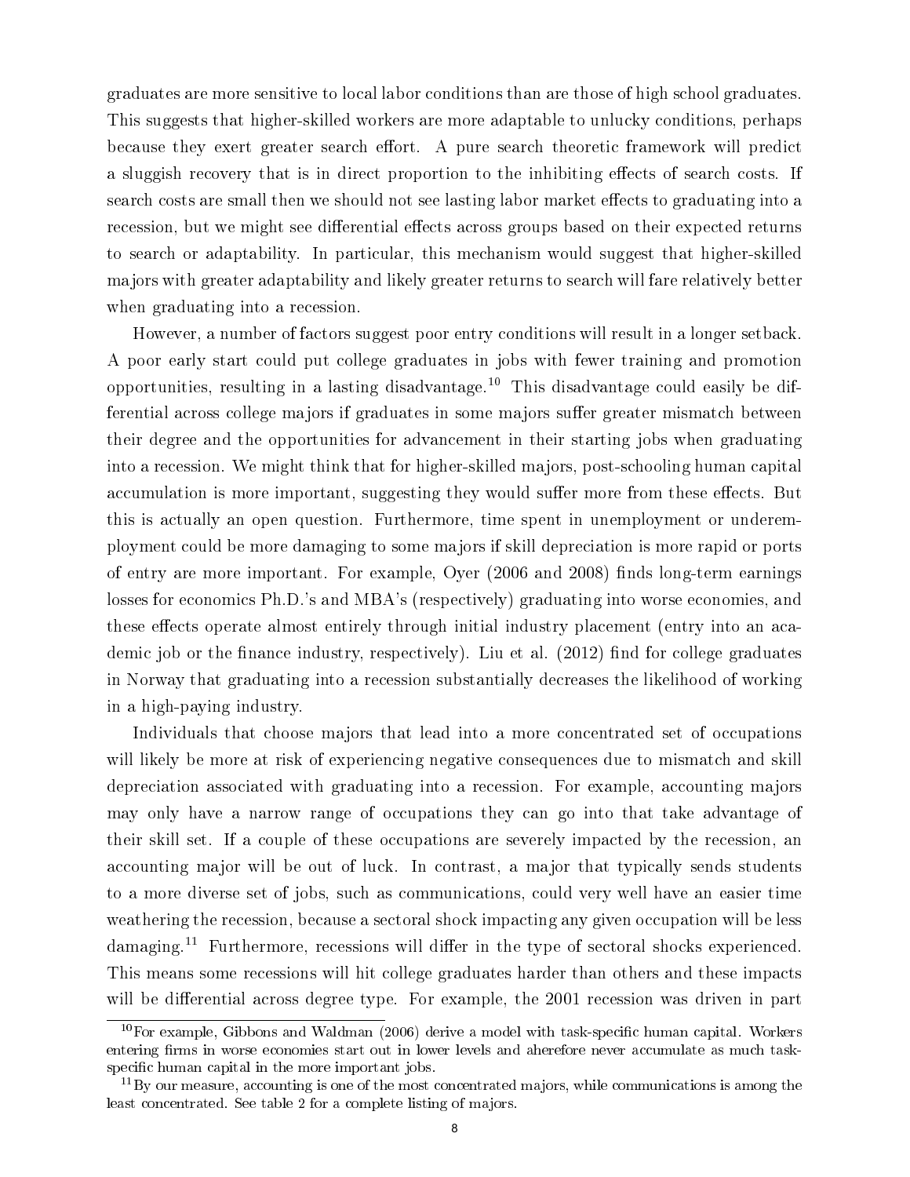graduates are more sensitive to local labor conditions than are those of high school graduates. This suggests that higher-skilled workers are more adaptable to unlucky conditions, perhaps because they exert greater search effort. A pure search theoretic framework will predict a sluggish recovery that is in direct proportion to the inhibiting effects of search costs. If search costs are small then we should not see lasting labor market effects to graduating into a recession, but we might see differential effects across groups based on their expected returns to search or adaptability. In particular, this mechanism would suggest that higher-skilled majors with greater adaptability and likely greater returns to search will fare relatively better when graduating into a recession.

However, a number of factors suggest poor entry conditions will result in a longer setback. A poor early start could put college graduates in jobs with fewer training and promotion opportunities, resulting in a lasting disadvantage.[10] This disadvantage could easily be differential across college majors if graduates in some majors suffer greater mismatch between their degree and the opportunities for advancement in their starting jobs when graduating into a recession. We might think that for higher-skilled majors, post-schooling human capital accumulation is more important, suggesting they would suffer more from these effects. But this is actually an open question. Furthermore, time spent in unemployment or underemployment could be more damaging to some majors if skill depreciation is more rapid or ports of entry are more important. For example, Oyer (2006 and 2008) finds long-term earnings losses for economics Ph.D.'s and MBA's (respectively) graduating into worse economies, and these effects operate almost entirely through initial industry placement (entry into an academic job or the finance industry, respectively). Liu et al. (2012) find for college graduates in Norway that graduating into a recession substantially decreases the likelihood of working in a high-paying industry.

Individuals that choose majors that lead into a more concentrated set of occupations will likely be more at risk of experiencing negative consequences due to mismatch and skill depreciation associated with graduating into a recession. For example, accounting majors may only have a narrow range of occupations they can go into that take advantage of their skill set. If a couple of these occupations are severely impacted by the recession, an accounting major will be out of luck. In contrast, a major that typically sends students to a more diverse set of jobs, such as communications, could very well have an easier time weathering the recession, because a sectoral shock impacting any given occupation will be less damaging.[11] Furthermore, recessions will differ in the type of sectoral shocks experienced. This means some recessions will hit college graduates harder than others and these impacts will be differential across degree type. For example, the 2001 recession was driven in part

[10] For example, Gibbons and Waldman (2006) derive a model with task-specific human capital. Workers entering firms in worse economies start out in lower levels and aherefore never accumulate as much task-specific human capital in the more important jobs.

[11] By our measure, accounting is one of the most concentrated majors, while communications is among the least concentrated. See table 2 for a complete listing of majors.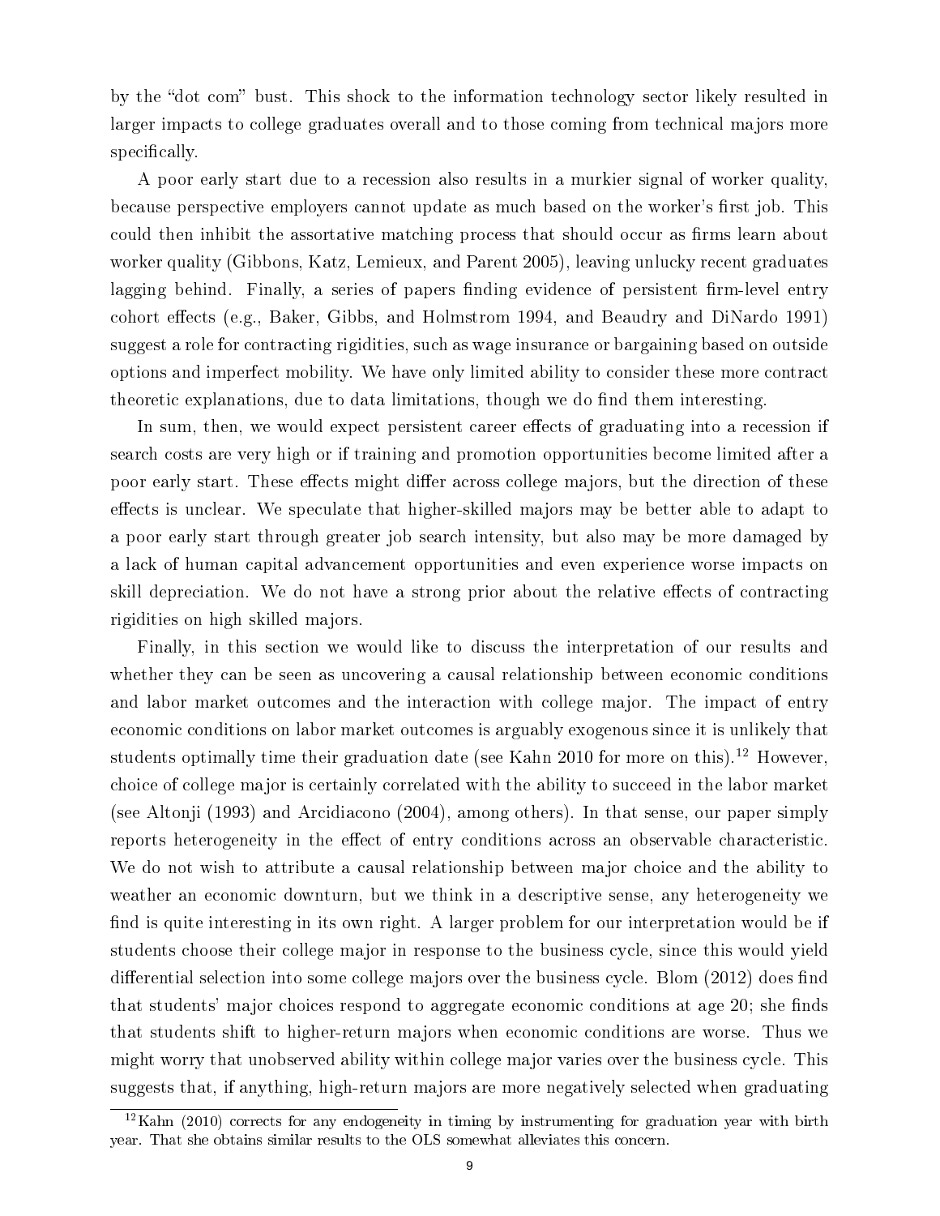by the "dot com" bust. This shock to the information technology sector likely resulted in larger impacts to college graduates overall and to those coming from technical majors more specifically.

A poor early start due to a recession also results in a murkier signal of worker quality, because perspective employers cannot update as much based on the worker's first job. This could then inhibit the assortative matching process that should occur as firms learn about worker quality (Gibbons, Katz, Lemieux, and Parent 2005), leaving unlucky recent graduates lagging behind. Finally, a series of papers finding evidence of persistent firm-level entry cohort effects (e.g., Baker, Gibbs, and Holmstrom 1994, and Beaudry and DiNardo 1991) suggest a role for contracting rigidities, such as wage insurance or bargaining based on outside options and imperfect mobility. We have only limited ability to consider these more contract theoretic explanations, due to data limitations, though we do find them interesting.

In sum, then, we would expect persistent career effects of graduating into a recession if search costs are very high or if training and promotion opportunities become limited after a poor early start. These effects might differ across college majors, but the direction of these effects is unclear. We speculate that higher-skilled majors may be better able to adapt to a poor early start through greater job search intensity, but also may be more damaged by a lack of human capital advancement opportunities and even experience worse impacts on skill depreciation. We do not have a strong prior about the relative effects of contracting rigidities on high skilled majors.

Finally, in this section we would like to discuss the interpretation of our results and whether they can be seen as uncovering a causal relationship between economic conditions and labor market outcomes and the interaction with college major. The impact of entry economic conditions on labor market outcomes is arguably exogenous since it is unlikely that students optimally time their graduation date (see Kahn 2010 for more on this).[12] However, choice of college major is certainly correlated with the ability to succeed in the labor market (see Altonji (1993) and Arcidiacono (2004), among others). In that sense, our paper simply reports heterogeneity in the effect of entry conditions across an observable characteristic. We do not wish to attribute a causal relationship between major choice and the ability to weather an economic downturn, but we think in a descriptive sense, any heterogeneity we find is quite interesting in its own right. A larger problem for our interpretation would be if students choose their college major in response to the business cycle, since this would yield differential selection into some college majors over the business cycle. Blom (2012) does find that students' major choices respond to aggregate economic conditions at age 20; she finds that students shift to higher-return majors when economic conditions are worse. Thus we might worry that unobserved ability within college major varies over the business cycle. This suggests that, if anything, high-return majors are more negatively selected when graduating

[12] Kahn (2010) corrects for any endogeneity in timing by instrumenting for graduation year with birth year. That she obtains similar results to the OLS somewhat alleviates this concern.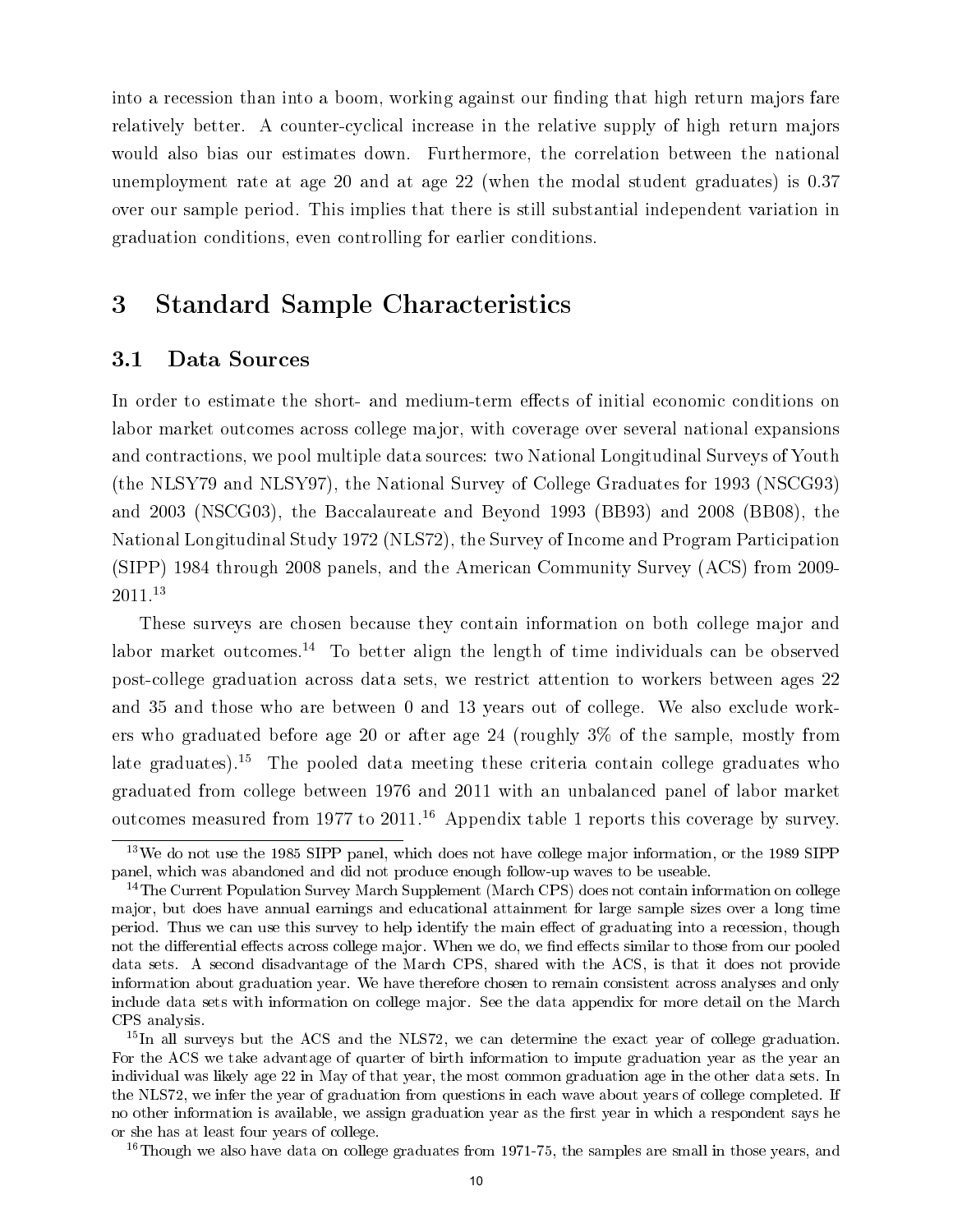into a recession than into a boom, working against our finding that high return majors fare relatively better. A counter-cyclical increase in the relative supply of high return majors would also bias our estimates down. Furthermore, the correlation between the national unemployment rate at age 20 and at age 22 (when the modal student graduates) is 0.37 over our sample period. This implies that there is still substantial independent variation in graduation conditions, even controlling for earlier conditions.

# 3 Standard Sample Characteristics

## 3.1 Data Sources

In order to estimate the short- and medium-term effects of initial economic conditions on labor market outcomes across college major, with coverage over several national expansions and contractions, we pool multiple data sources: two National Longitudinal Surveys of Youth (the NLSY79 and NLSY97), the National Survey of College Graduates for 1993 (NSCG93) and 2003 (NSCG03), the Baccalaureate and Beyond 1993 (BB93) and 2008 (BB08), the National Longitudinal Study 1972 (NLS72), the Survey of Income and Program Participation (SIPP) 1984 through 2008 panels, and the American Community Survey (ACS) from 2009-2011.[13]

These surveys are chosen because they contain information on both college major and labor market outcomes.[14] To better align the length of time individuals can be observed post-college graduation across data sets, we restrict attention to workers between ages 22 and 35 and those who are between 0 and 13 years out of college. We also exclude workers who graduated before age 20 or after age 24 (roughly 3% of the sample, mostly from late graduates).[15] The pooled data meeting these criteria contain college graduates who graduated from college between 1976 and 2011 with an unbalanced panel of labor market outcomes measured from 1977 to 2011.[16] Appendix table 1 reports this coverage by survey.

[13] We do not use the 1985 SIPP panel, which does not have college major information, or the 1989 SIPP panel, which was abandoned and did not produce enough follow-up waves to be useable.

[14] The Current Population Survey March Supplement (March CPS) does not contain information on college major, but does have annual earnings and educational attainment for large sample sizes over a long time period. Thus we can use this survey to help identify the main effect of graduating into a recession, though not the differential effects across college major. When we do, we find effects similar to those from our pooled data sets. A second disadvantage of the March CPS, shared with the ACS, is that it does not provide information about graduation year. We have therefore chosen to remain consistent across analyses and only include data sets with information on college major. See the data appendix for more detail on the March CPS analysis.

[15] In all surveys but the ACS and the NLS72, we can determine the exact year of college graduation. For the ACS we take advantage of quarter of birth information to impute graduation year as the year an individual was likely age 22 in May of that year, the most common graduation age in the other data sets. In the NLS72, we infer the year of graduation from questions in each wave about years of college completed. If no other information is available, we assign graduation year as the first year in which a respondent says he or she has at least four years of college.

[16] Though we also have data on college graduates from 1971-75, the samples are small in those years, and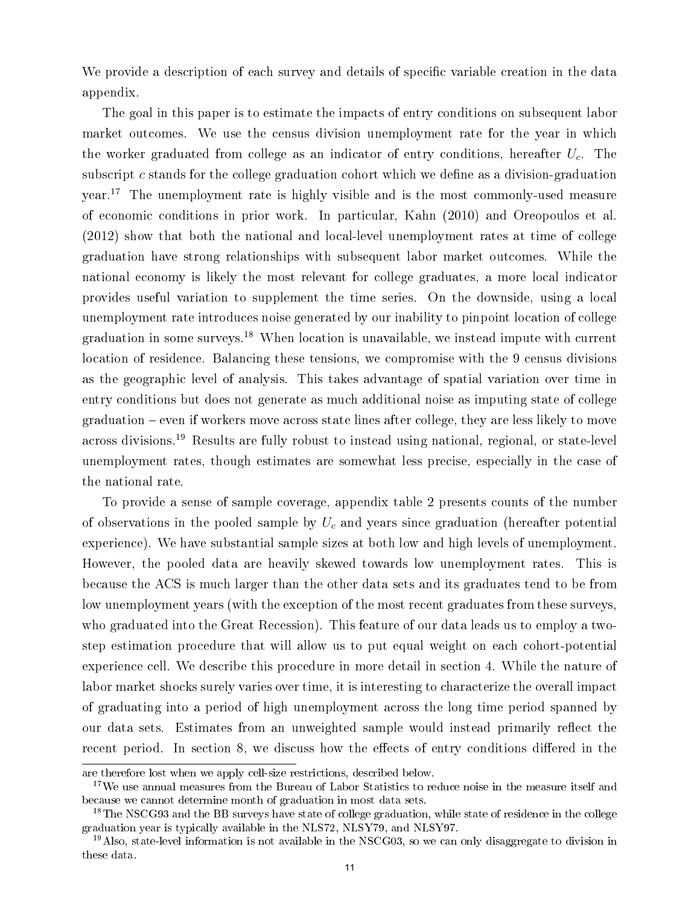We provide a description of each survey and details of specific variable creation in the data appendix.

The goal in this paper is to estimate the impacts of entry conditions on subsequent labor market outcomes. We use the census division unemployment rate for the year in which the worker graduated from college as an indicator of entry conditions, hereafter $U_c$. The subscript $c$ stands for the college graduation cohort which we define as a division-graduation year.[17] The unemployment rate is highly visible and is the most commonly-used measure of economic conditions in prior work. In particular, Kahn (2010) and Oreopoulos et al. (2012) show that both the national and local-level unemployment rates at time of college graduation have strong relationships with subsequent labor market outcomes. While the national economy is likely the most relevant for college graduates, a more local indicator provides useful variation to supplement the time series. On the downside, using a local unemployment rate introduces noise generated by our inability to pinpoint location of college graduation in some surveys.[18] When location is unavailable, we instead impute with current location of residence. Balancing these tensions, we compromise with the 9 census divisions as the geographic level of analysis. This takes advantage of spatial variation over time in entry conditions but does not generate as much additional noise as imputing state of college graduation – even if workers move across state lines after college, they are less likely to move across divisions.[19] Results are fully robust to instead using national, regional, or state-level unemployment rates, though estimates are somewhat less precise, especially in the case of the national rate.

To provide a sense of sample coverage, appendix table 2 presents counts of the number of observations in the pooled sample by $U_c$ and years since graduation (hereafter potential experience). We have substantial sample sizes at both low and high levels of unemployment. However, the pooled data are heavily skewed towards low unemployment rates. This is because the ACS is much larger than the other data sets and its graduates tend to be from low unemployment years (with the exception of the most recent graduates from these surveys, who graduated into the Great Recession). This feature of our data leads us to employ a two-step estimation procedure that will allow us to put equal weight on each cohort-potential experience cell. We describe this procedure in more detail in section 4. While the nature of labor market shocks surely varies over time, it is interesting to characterize the overall impact of graduating into a period of high unemployment across the long time period spanned by our data sets. Estimates from an unweighted sample would instead primarily reflect the recent period. In section 8, we discuss how the effects of entry conditions differed in the

---

are therefore lost when we apply cell-size restrictions, described below.

[17] We use annual measures from the Bureau of Labor Statistics to reduce noise in the measure itself and because we cannot determine month of graduation in most data sets.

[18] The NSCG93 and the BB surveys have state of college graduation, while state of residence in the college graduation year is typically available in the NLS72, NLSY79, and NLSY97.

[19] Also, state-level information is not available in the NSCG03, so we can only disaggregate to division in these data.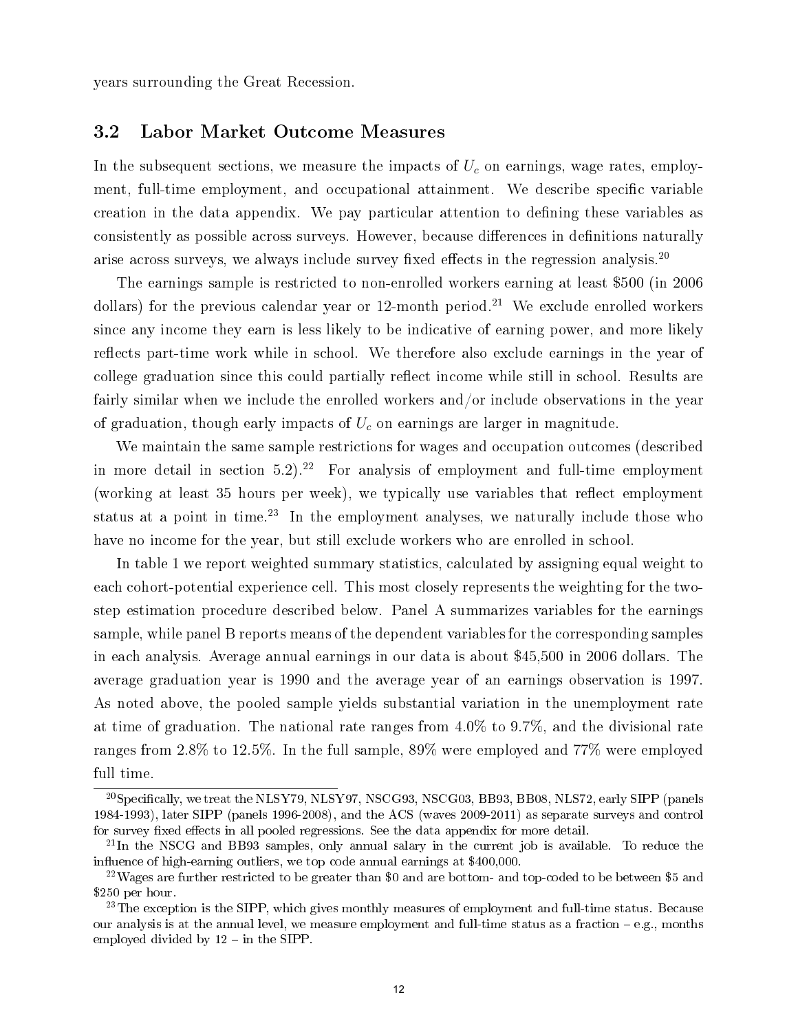years surrounding the Great Recession.

## 3.2 Labor Market Outcome Measures

In the subsequent sections, we measure the impacts of $U_c$ on earnings, wage rates, employment, full-time employment, and occupational attainment. We describe specific variable creation in the data appendix. We pay particular attention to defining these variables as consistently as possible across surveys. However, because differences in definitions naturally arise across surveys, we always include survey fixed effects in the regression analysis.[20]

The earnings sample is restricted to non-enrolled workers earning at least $500 (in 2006 dollars) for the previous calendar year or 12-month period.[21] We exclude enrolled workers since any income they earn is less likely to be indicative of earning power, and more likely reflects part-time work while in school. We therefore also exclude earnings in the year of college graduation since this could partially reflect income while still in school. Results are fairly similar when we include the enrolled workers and/or include observations in the year of graduation, though early impacts of $U_c$ on earnings are larger in magnitude.

We maintain the same sample restrictions for wages and occupation outcomes (described in more detail in section 5.2).[22] For analysis of employment and full-time employment (working at least 35 hours per week), we typically use variables that reflect employment status at a point in time.[23] In the employment analyses, we naturally include those who have no income for the year, but still exclude workers who are enrolled in school.

In table 1 we report weighted summary statistics, calculated by assigning equal weight to each cohort-potential experience cell. This most closely represents the weighting for the two-step estimation procedure described below. Panel A summarizes variables for the earnings sample, while panel B reports means of the dependent variables for the corresponding samples in each analysis. Average annual earnings in our data is about $45,500 in 2006 dollars. The average graduation year is 1990 and the average year of an earnings observation is 1997. As noted above, the pooled sample yields substantial variation in the unemployment rate at time of graduation. The national rate ranges from 4.0% to 9.7%, and the divisional rate ranges from 2.8% to 12.5%. In the full sample, 89% were employed and 77% were employed full time.

---

[20] Specifically, we treat the NLSY79, NLSY97, NSCG93, NSCG03, BB93, BB08, NLS72, early SIPP (panels 1984-1993), later SIPP (panels 1996-2008), and the ACS (waves 2009-2011) as separate surveys and control for survey fixed effects in all pooled regressions. See the data appendix for more detail.

[21] In the NSCG and BB93 samples, only annual salary in the current job is available. To reduce the influence of high-earning outliers, we top code annual earnings at $400,000.

[22] Wages are further restricted to be greater than $0 and are bottom- and top-coded to be between $5 and $250 per hour.

[23] The exception is the SIPP, which gives monthly measures of employment and full-time status. Because our analysis is at the annual level, we measure employment and full-time status as a fraction – e.g., months employed divided by 12 – in the SIPP.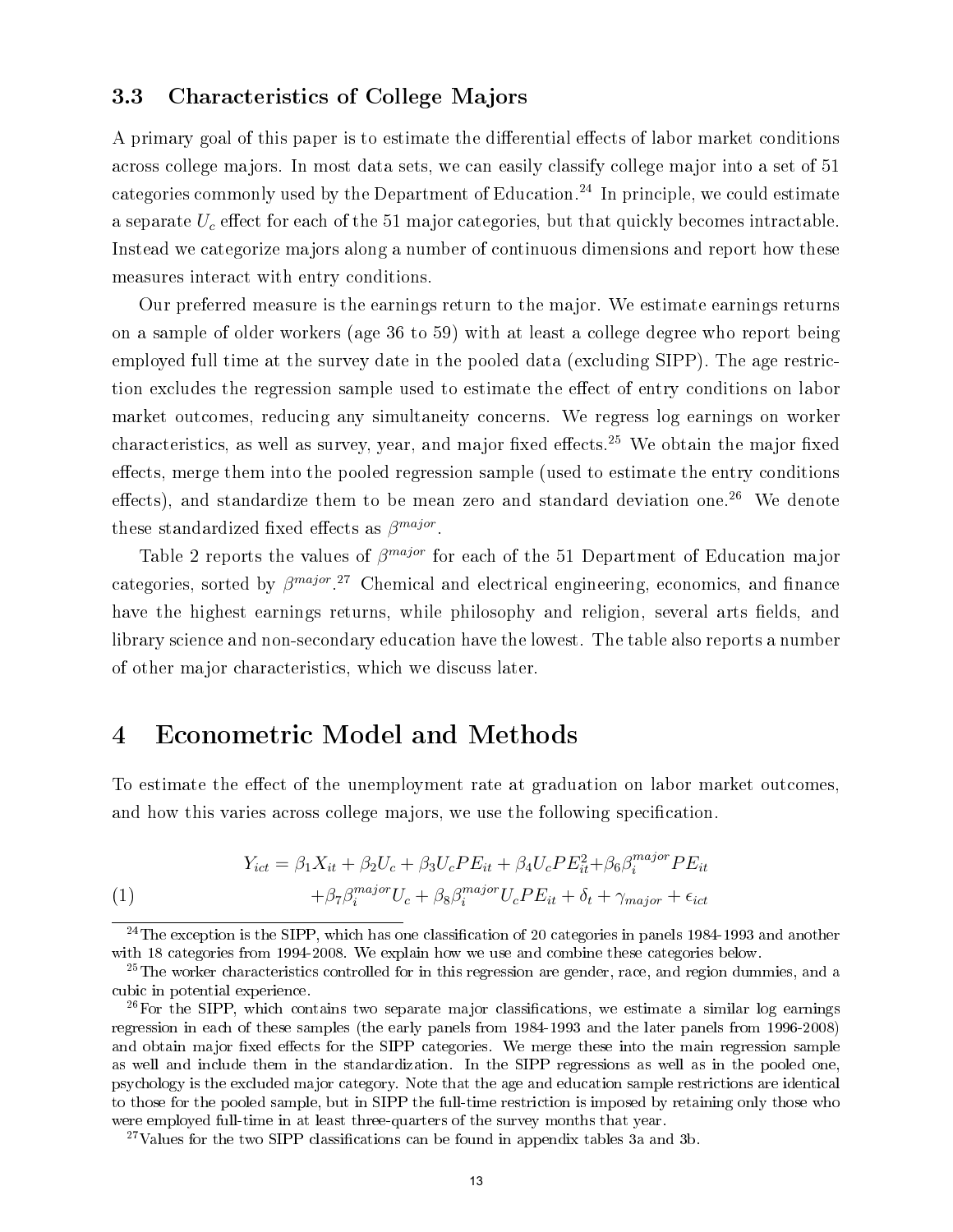### 3.3 Characteristics of College Majors

A primary goal of this paper is to estimate the differential effects of labor market conditions across college majors. In most data sets, we can easily classify college major into a set of 51 categories commonly used by the Department of Education.[24] In principle, we could estimate a separate $U_c$ effect for each of the 51 major categories, but that quickly becomes intractable. Instead we categorize majors along a number of continuous dimensions and report how these measures interact with entry conditions.

Our preferred measure is the earnings return to the major. We estimate earnings returns on a sample of older workers (age 36 to 59) with at least a college degree who report being employed full time at the survey date in the pooled data (excluding SIPP). The age restriction excludes the regression sample used to estimate the effect of entry conditions on labor market outcomes, reducing any simultaneity concerns. We regress log earnings on worker characteristics, as well as survey, year, and major fixed effects.[25] We obtain the major fixed effects, merge them into the pooled regression sample (used to estimate the entry conditions effects), and standardize them to be mean zero and standard deviation one.[26] We denote these standardized fixed effects as $\beta^{major}$.

Table 2 reports the values of $\beta^{major}$ for each of the 51 Department of Education major categories, sorted by $\beta^{major}$.[27] Chemical and electrical engineering, economics, and finance have the highest earnings returns, while philosophy and religion, several arts fields, and library science and non-secondary education have the lowest. The table also reports a number of other major characteristics, which we discuss later.

# 4 Econometric Model and Methods

To estimate the effect of the unemployment rate at graduation on labor market outcomes, and how this varies across college majors, we use the following specification.

$$
\begin{aligned}
Y_{ict} = {} & \beta_1 X_{it} + \beta_2 U_c + \beta_3 U_c PE_{it} + \beta_4 U_c PE_{it}^2 + \beta_6 \beta_i^{major} PE_{it} \\
(1) \qquad & + \beta_7 \beta_i^{major} U_c + \beta_8 \beta_i^{major} U_c PE_{it} + \delta_t + \gamma_{major} + \epsilon_{ict}
\end{aligned}
$$

[24] The exception is the SIPP, which has one classification of 20 categories in panels 1984-1993 and another with 18 categories from 1994-2008. We explain how we use and combine these categories below.

[25] The worker characteristics controlled for in this regression are gender, race, and region dummies, and a cubic in potential experience.

[26] For the SIPP, which contains two separate major classifications, we estimate a similar log earnings regression in each of these samples (the early panels from 1984-1993 and the later panels from 1996-2008) and obtain major fixed effects for the SIPP categories. We merge these into the main regression sample as well and include them in the standardization. In the SIPP regressions as well as in the pooled one, psychology is the excluded major category. Note that the age and education sample restrictions are identical to those for the pooled sample, but in SIPP the full-time restriction is imposed by retaining only those who were employed full-time in at least three-quarters of the survey months that year.

[27] Values for the two SIPP classifications can be found in appendix tables 3a and 3b.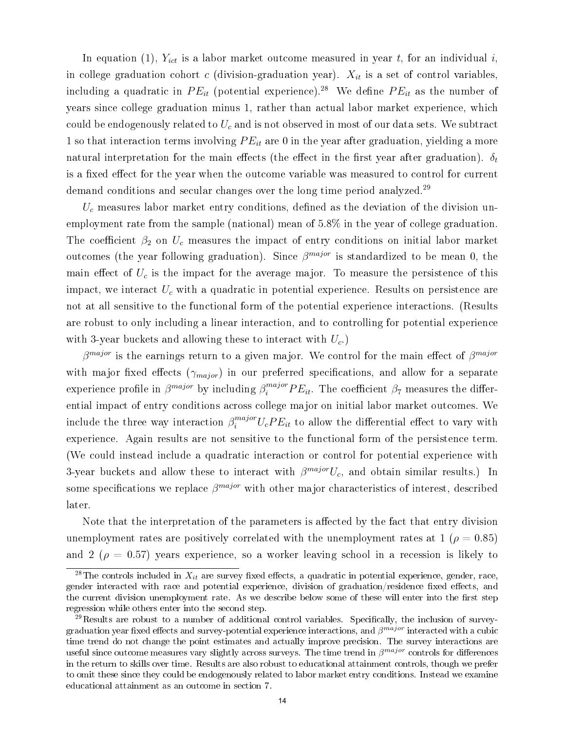In equation (1), $Y_{ict}$ is a labor market outcome measured in year $t$, for an individual $i$, in college graduation cohort $c$ (division-graduation year). $X_{it}$ is a set of control variables, including a quadratic in $PE_{it}$ (potential experience).[28] We define $PE_{it}$ as the number of years since college graduation minus 1, rather than actual labor market experience, which could be endogenously related to $U_c$ and is not observed in most of our data sets. We subtract 1 so that interaction terms involving $PE_{it}$ are 0 in the year after graduation, yielding a more natural interpretation for the main effects (the effect in the first year after graduation). $\delta_t$ is a fixed effect for the year when the outcome variable was measured to control for current demand conditions and secular changes over the long time period analyzed.[29]

$U_c$ measures labor market entry conditions, defined as the deviation of the division unemployment rate from the sample (national) mean of 5.8% in the year of college graduation. The coefficient $\beta_2$ on $U_c$ measures the impact of entry conditions on initial labor market outcomes (the year following graduation). Since $\beta^{major}$ is standardized to be mean 0, the main effect of $U_c$ is the impact for the average major. To measure the persistence of this impact, we interact $U_c$ with a quadratic in potential experience. Results on persistence are not at all sensitive to the functional form of the potential experience interactions. (Results are robust to only including a linear interaction, and to controlling for potential experience with 3-year buckets and allowing these to interact with $U_c$.)

$\beta^{major}$ is the earnings return to a given major. We control for the main effect of $\beta^{major}$ with major fixed effects ($\gamma_{major}$) in our preferred specifications, and allow for a separate experience profile in $\beta^{major}$ by including $\beta_i^{major} PE_{it}$. The coefficient $\beta_7$ measures the differential impact of entry conditions across college major on initial labor market outcomes. We include the three way interaction $\beta_i^{major} U_c PE_{it}$ to allow the differential effect to vary with experience. Again results are not sensitive to the functional form of the persistence term. (We could instead include a quadratic interaction or control for potential experience with 3-year buckets and allow these to interact with $\beta^{major} U_c$, and obtain similar results.) In some specifications we replace $\beta^{major}$ with other major characteristics of interest, described later.

Note that the interpretation of the parameters is affected by the fact that entry division unemployment rates are positively correlated with the unemployment rates at 1 ($\rho = 0.85$) and 2 ($\rho = 0.57$) years experience, so a worker leaving school in a recession is likely to

[28] The controls included in $X_{it}$ are survey fixed effects, a quadratic in potential experience, gender, race, gender interacted with race and potential experience, division of graduation/residence fixed effects, and the current division unemployment rate. As we describe below some of these will enter into the first step regression while others enter into the second step.

[29] Results are robust to a number of additional control variables. Specifically, the inclusion of survey-graduation year fixed effects and survey-potential experience interactions, and $\beta^{major}$ interacted with a cubic time trend do not change the point estimates and actually improve precision. The survey interactions are useful since outcome measures vary slightly across surveys. The time trend in $\beta^{major}$ controls for differences in the return to skills over time. Results are also robust to educational attainment controls, though we prefer to omit these since they could be endogenously related to labor market entry conditions. Instead we examine educational attainment as an outcome in section 7.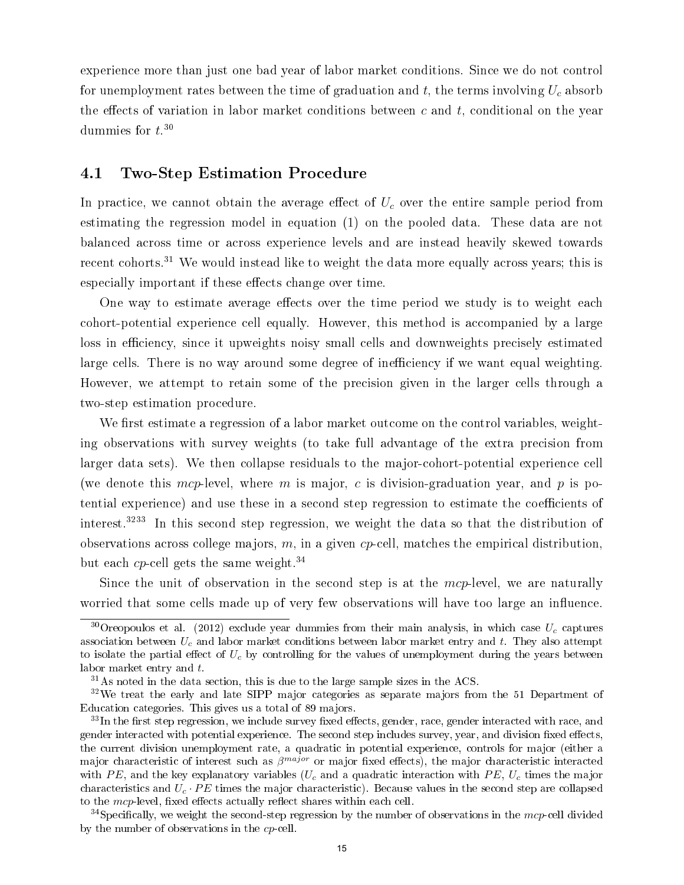experience more than just one bad year of labor market conditions. Since we do not control for unemployment rates between the time of graduation and $t$, the terms involving $U_c$ absorb the effects of variation in labor market conditions between $c$ and $t$, conditional on the year dummies for $t$.[30]

## 4.1 Two-Step Estimation Procedure

In practice, we cannot obtain the average effect of $U_c$ over the entire sample period from estimating the regression model in equation (1) on the pooled data. These data are not balanced across time or across experience levels and are instead heavily skewed towards recent cohorts.[31] We would instead like to weight the data more equally across years; this is especially important if these effects change over time.

One way to estimate average effects over the time period we study is to weight each cohort-potential experience cell equally. However, this method is accompanied by a large loss in efficiency, since it upweights noisy small cells and downweights precisely estimated large cells. There is no way around some degree of inefficiency if we want equal weighting. However, we attempt to retain some of the precision given in the larger cells through a two-step estimation procedure.

We first estimate a regression of a labor market outcome on the control variables, weighting observations with survey weights (to take full advantage of the extra precision from larger data sets). We then collapse residuals to the major-cohort-potential experience cell (we denote this *mcp*-level, where $m$ is major, $c$ is division-graduation year, and $p$ is potential experience) and use these in a second step regression to estimate the coefficients of interest.[32][33] In this second step regression, we weight the data so that the distribution of observations across college majors, $m$, in a given *cp*-cell, matches the empirical distribution, but each *cp*-cell gets the same weight.[34]

Since the unit of observation in the second step is at the *mcp*-level, we are naturally worried that some cells made up of very few observations will have too large an influence.

---

[30] Oreopoulos et al. (2012) exclude year dummies from their main analysis, in which case $U_c$ captures association between $U_c$ and labor market conditions between labor market entry and $t$. They also attempt to isolate the partial effect of $U_c$ by controlling for the values of unemployment during the years between labor market entry and $t$.

[31] As noted in the data section, this is due to the large sample sizes in the ACS.

[32] We treat the early and late SIPP major categories as separate majors from the 51 Department of Education categories. This gives us a total of 89 majors.

[33] In the first step regression, we include survey fixed effects, gender, race, gender interacted with race, and gender interacted with potential experience. The second step includes survey, year, and division fixed effects, the current division unemployment rate, a quadratic in potential experience, controls for major (either a major characteristic of interest such as $\beta^{major}$ or major fixed effects), the major characteristic interacted with $PE$, and the key explanatory variables ($U_c$ and a quadratic interaction with $PE$, $U_c$ times the major characteristics and $U_c \cdot PE$ times the major characteristic). Because values in the second step are collapsed to the *mcp*-level, fixed effects actually reflect shares within each cell.

[34] Specifically, we weight the second-step regression by the number of observations in the *mcp*-cell divided by the number of observations in the *cp*-cell.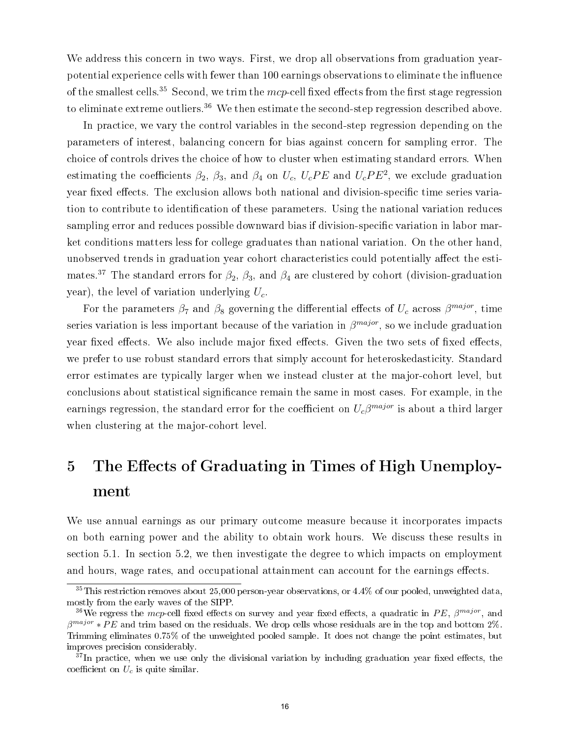We address this concern in two ways. First, we drop all observations from graduation year-potential experience cells with fewer than 100 earnings observations to eliminate the influence of the smallest cells.[35] Second, we trim the *mcp*-cell fixed effects from the first stage regression to eliminate extreme outliers.[36] We then estimate the second-step regression described above.

In practice, we vary the control variables in the second-step regression depending on the parameters of interest, balancing concern for bias against concern for sampling error. The choice of controls drives the choice of how to cluster when estimating standard errors. When estimating the coefficients $\beta_2$, $\beta_3$, and $\beta_4$ on $U_c$, $U_cPE$ and $U_cPE^2$, we exclude graduation year fixed effects. The exclusion allows both national and division-specific time series variation to contribute to identification of these parameters. Using the national variation reduces sampling error and reduces possible downward bias if division-specific variation in labor market conditions matters less for college graduates than national variation. On the other hand, unobserved trends in graduation year cohort characteristics could potentially affect the estimates.[37] The standard errors for $\beta_2$, $\beta_3$, and $\beta_4$ are clustered by cohort (division-graduation year), the level of variation underlying $U_c$.

For the parameters $\beta_7$ and $\beta_8$ governing the differential effects of $U_c$ across $\beta^{major}$, time series variation is less important because of the variation in $\beta^{major}$, so we include graduation year fixed effects. We also include major fixed effects. Given the two sets of fixed effects, we prefer to use robust standard errors that simply account for heteroskedasticity. Standard error estimates are typically larger when we instead cluster at the major-cohort level, but conclusions about statistical significance remain the same in most cases. For example, in the earnings regression, the standard error for the coefficient on $U_c\beta^{major}$ is about a third larger when clustering at the major-cohort level.

# 5 The Effects of Graduating in Times of High Unemployment

We use annual earnings as our primary outcome measure because it incorporates impacts on both earning power and the ability to obtain work hours. We discuss these results in section 5.1. In section 5.2, we then investigate the degree to which impacts on employment and hours, wage rates, and occupational attainment can account for the earnings effects.

---

[35] This restriction removes about 25,000 person-year observations, or 4.4% of our pooled, unweighted data, mostly from the early waves of the SIPP.

[36] We regress the *mcp*-cell fixed effects on survey and year fixed effects, a quadratic in $PE$, $\beta^{major}$, and $\beta^{major} * PE$ and trim based on the residuals. We drop cells whose residuals are in the top and bottom 2%. Trimming eliminates 0.75% of the unweighted pooled sample. It does not change the point estimates, but improves precision considerably.

[37] In practice, when we use only the divisional variation by including graduation year fixed effects, the coefficient on $U_c$ is quite similar.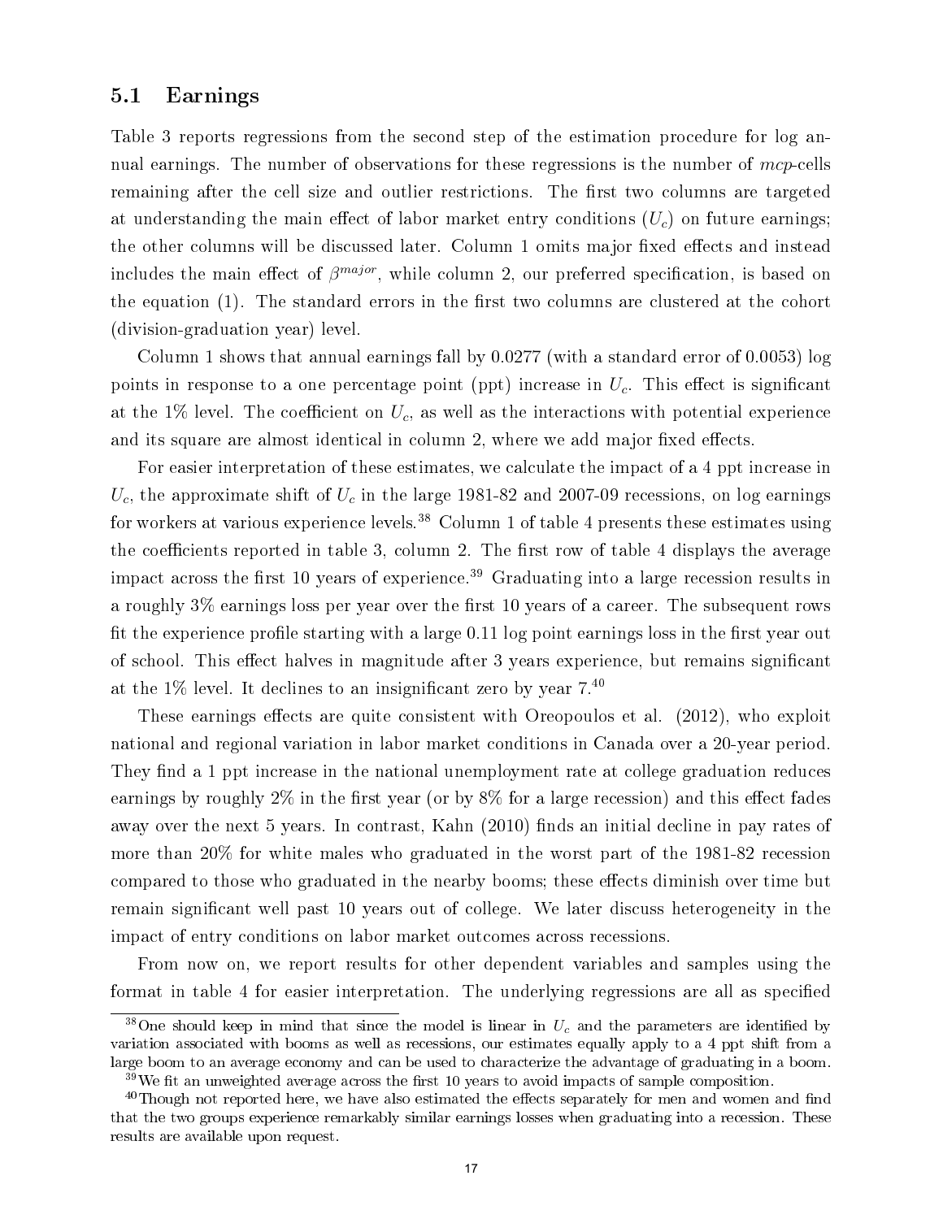## 5.1 Earnings

Table 3 reports regressions from the second step of the estimation procedure for log annual earnings. The number of observations for these regressions is the number of *mcp*-cells remaining after the cell size and outlier restrictions. The first two columns are targeted at understanding the main effect of labor market entry conditions ($U_c$) on future earnings; the other columns will be discussed later. Column 1 omits major fixed effects and instead includes the main effect of $\beta^{major}$, while column 2, our preferred specification, is based on the equation (1). The standard errors in the first two columns are clustered at the cohort (division-graduation year) level.

Column 1 shows that annual earnings fall by 0.0277 (with a standard error of 0.0053) log points in response to a one percentage point (ppt) increase in $U_c$. This effect is significant at the 1% level. The coefficient on $U_c$, as well as the interactions with potential experience and its square are almost identical in column 2, where we add major fixed effects.

For easier interpretation of these estimates, we calculate the impact of a 4 ppt increase in $U_c$, the approximate shift of $U_c$ in the large 1981-82 and 2007-09 recessions, on log earnings for workers at various experience levels.[38] Column 1 of table 4 presents these estimates using the coefficients reported in table 3, column 2. The first row of table 4 displays the average impact across the first 10 years of experience.[39] Graduating into a large recession results in a roughly 3% earnings loss per year over the first 10 years of a career. The subsequent rows fit the experience profile starting with a large 0.11 log point earnings loss in the first year out of school. This effect halves in magnitude after 3 years experience, but remains significant at the 1% level. It declines to an insignificant zero by year 7.[40]

These earnings effects are quite consistent with Oreopoulos et al. (2012), who exploit national and regional variation in labor market conditions in Canada over a 20-year period. They find a 1 ppt increase in the national unemployment rate at college graduation reduces earnings by roughly 2% in the first year (or by 8% for a large recession) and this effect fades away over the next 5 years. In contrast, Kahn (2010) finds an initial decline in pay rates of more than 20% for white males who graduated in the worst part of the 1981-82 recession compared to those who graduated in the nearby booms; these effects diminish over time but remain significant well past 10 years out of college. We later discuss heterogeneity in the impact of entry conditions on labor market outcomes across recessions.

From now on, we report results for other dependent variables and samples using the format in table 4 for easier interpretation. The underlying regressions are all as specified

[38] One should keep in mind that since the model is linear in $U_c$ and the parameters are identified by variation associated with booms as well as recessions, our estimates equally apply to a 4 ppt shift from a large boom to an average economy and can be used to characterize the advantage of graduating in a boom.

[39] We fit an unweighted average across the first 10 years to avoid impacts of sample composition.

[40] Though not reported here, we have also estimated the effects separately for men and women and find that the two groups experience remarkably similar earnings losses when graduating into a recession. These results are available upon request.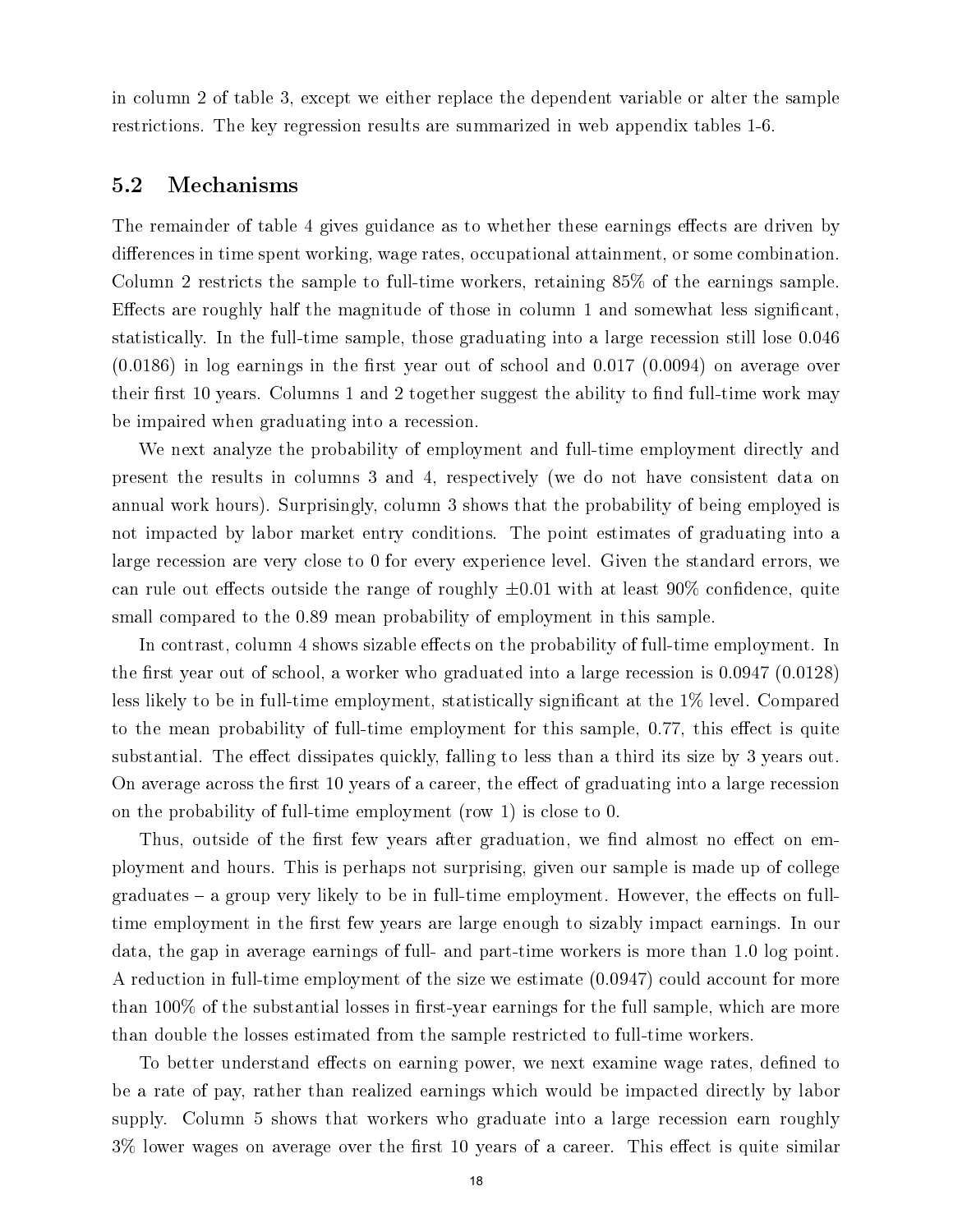in column 2 of table 3, except we either replace the dependent variable or alter the sample restrictions. The key regression results are summarized in web appendix tables 1-6.

## 5.2 Mechanisms

The remainder of table 4 gives guidance as to whether these earnings effects are driven by differences in time spent working, wage rates, occupational attainment, or some combination. Column 2 restricts the sample to full-time workers, retaining 85% of the earnings sample. Effects are roughly half the magnitude of those in column 1 and somewhat less significant, statistically. In the full-time sample, those graduating into a large recession still lose 0.046 (0.0186) in log earnings in the first year out of school and 0.017 (0.0094) on average over their first 10 years. Columns 1 and 2 together suggest the ability to find full-time work may be impaired when graduating into a recession.

We next analyze the probability of employment and full-time employment directly and present the results in columns 3 and 4, respectively (we do not have consistent data on annual work hours). Surprisingly, column 3 shows that the probability of being employed is not impacted by labor market entry conditions. The point estimates of graduating into a large recession are very close to 0 for every experience level. Given the standard errors, we can rule out effects outside the range of roughly $\pm 0.01$ with at least 90% confidence, quite small compared to the 0.89 mean probability of employment in this sample.

In contrast, column 4 shows sizable effects on the probability of full-time employment. In the first year out of school, a worker who graduated into a large recession is 0.0947 (0.0128) less likely to be in full-time employment, statistically significant at the 1% level. Compared to the mean probability of full-time employment for this sample, 0.77, this effect is quite substantial. The effect dissipates quickly, falling to less than a third its size by 3 years out. On average across the first 10 years of a career, the effect of graduating into a large recession on the probability of full-time employment (row 1) is close to 0.

Thus, outside of the first few years after graduation, we find almost no effect on employment and hours. This is perhaps not surprising, given our sample is made up of college graduates – a group very likely to be in full-time employment. However, the effects on full-time employment in the first few years are large enough to sizably impact earnings. In our data, the gap in average earnings of full- and part-time workers is more than 1.0 log point. A reduction in full-time employment of the size we estimate (0.0947) could account for more than 100% of the substantial losses in first-year earnings for the full sample, which are more than double the losses estimated from the sample restricted to full-time workers.

To better understand effects on earning power, we next examine wage rates, defined to be a rate of pay, rather than realized earnings which would be impacted directly by labor supply. Column 5 shows that workers who graduate into a large recession earn roughly 3% lower wages on average over the first 10 years of a career. This effect is quite similar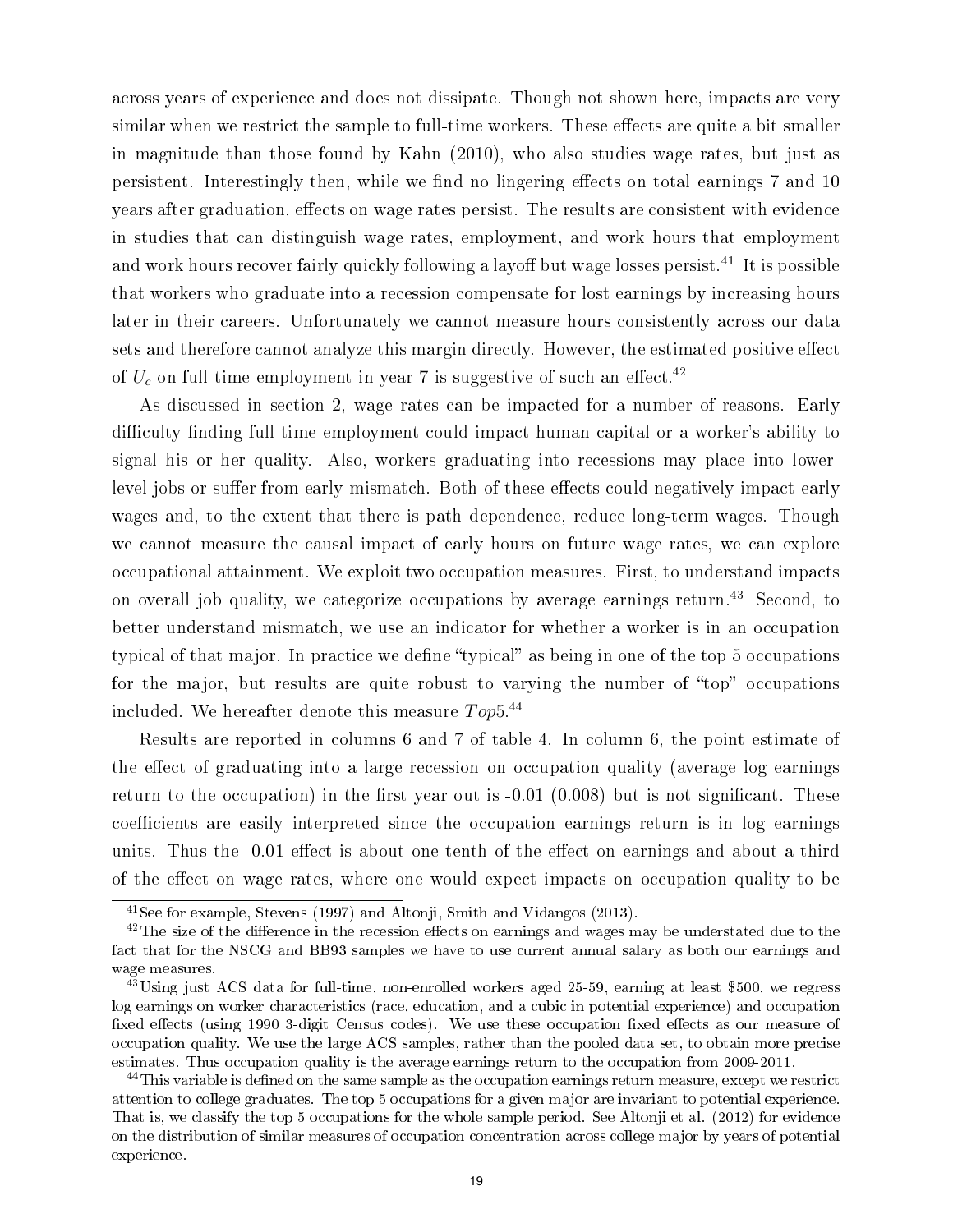across years of experience and does not dissipate. Though not shown here, impacts are very similar when we restrict the sample to full-time workers. These effects are quite a bit smaller in magnitude than those found by Kahn (2010), who also studies wage rates, but just as persistent. Interestingly then, while we find no lingering effects on total earnings 7 and 10 years after graduation, effects on wage rates persist. The results are consistent with evidence in studies that can distinguish wage rates, employment, and work hours that employment and work hours recover fairly quickly following a layoff but wage losses persist.[41] It is possible that workers who graduate into a recession compensate for lost earnings by increasing hours later in their careers. Unfortunately we cannot measure hours consistently across our data sets and therefore cannot analyze this margin directly. However, the estimated positive effect of $U_c$ on full-time employment in year 7 is suggestive of such an effect.[42]

As discussed in section 2, wage rates can be impacted for a number of reasons. Early difficulty finding full-time employment could impact human capital or a worker's ability to signal his or her quality. Also, workers graduating into recessions may place into lower-level jobs or suffer from early mismatch. Both of these effects could negatively impact early wages and, to the extent that there is path dependence, reduce long-term wages. Though we cannot measure the causal impact of early hours on future wage rates, we can explore occupational attainment. We exploit two occupation measures. First, to understand impacts on overall job quality, we categorize occupations by average earnings return.[43] Second, to better understand mismatch, we use an indicator for whether a worker is in an occupation typical of that major. In practice we define "typical" as being in one of the top 5 occupations for the major, but results are quite robust to varying the number of "top" occupations included. We hereafter denote this measure $Top5$.[44]

Results are reported in columns 6 and 7 of table 4. In column 6, the point estimate of the effect of graduating into a large recession on occupation quality (average log earnings return to the occupation) in the first year out is -0.01 (0.008) but is not significant. These coefficients are easily interpreted since the occupation earnings return is in log earnings units. Thus the -0.01 effect is about one tenth of the effect on earnings and about a third of the effect on wage rates, where one would expect impacts on occupation quality to be

[41] See for example, Stevens (1997) and Altonji, Smith and Vidangos (2013).

[42] The size of the difference in the recession effects on earnings and wages may be understated due to the fact that for the NSCG and BB93 samples we have to use current annual salary as both our earnings and wage measures.

[43] Using just ACS data for full-time, non-enrolled workers aged 25-59, earning at least \$500, we regress log earnings on worker characteristics (race, education, and a cubic in potential experience) and occupation fixed effects (using 1990 3-digit Census codes). We use these occupation fixed effects as our measure of occupation quality. We use the large ACS samples, rather than the pooled data set, to obtain more precise estimates. Thus occupation quality is the average earnings return to the occupation from 2009-2011.

[44] This variable is defined on the same sample as the occupation earnings return measure, except we restrict attention to college graduates. The top 5 occupations for a given major are invariant to potential experience. That is, we classify the top 5 occupations for the whole sample period. See Altonji et al. (2012) for evidence on the distribution of similar measures of occupation concentration across college major by years of potential experience.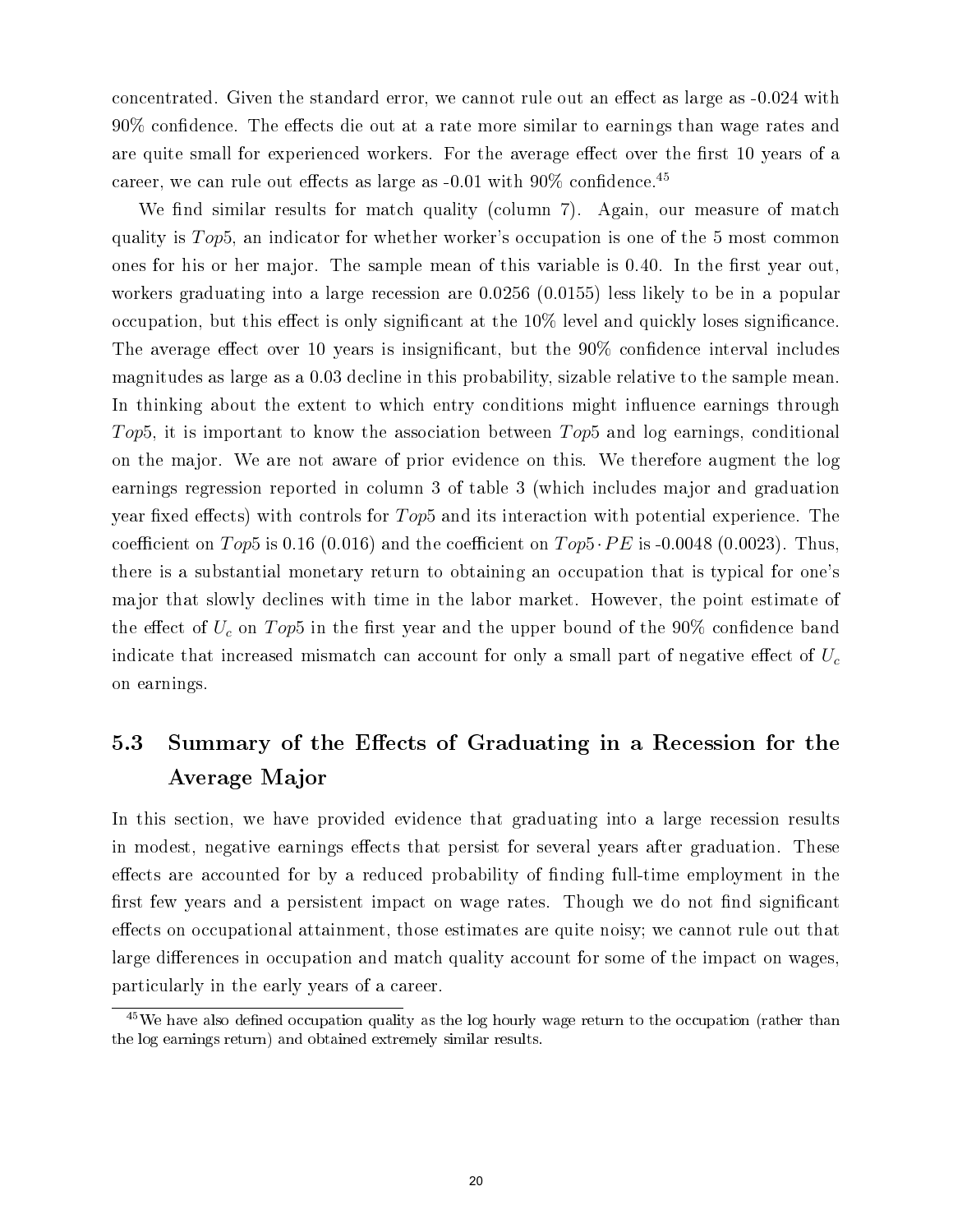concentrated. Given the standard error, we cannot rule out an effect as large as -0.024 with 90% confidence. The effects die out at a rate more similar to earnings than wage rates and are quite small for experienced workers. For the average effect over the first 10 years of a career, we can rule out effects as large as -0.01 with 90% confidence.[45]

We find similar results for match quality (column 7). Again, our measure of match quality is $Top5$, an indicator for whether worker's occupation is one of the 5 most common ones for his or her major. The sample mean of this variable is 0.40. In the first year out, workers graduating into a large recession are 0.0256 (0.0155) less likely to be in a popular occupation, but this effect is only significant at the 10% level and quickly loses significance. The average effect over 10 years is insignificant, but the 90% confidence interval includes magnitudes as large as a 0.03 decline in this probability, sizable relative to the sample mean. In thinking about the extent to which entry conditions might influence earnings through $Top5$, it is important to know the association between $Top5$ and log earnings, conditional on the major. We are not aware of prior evidence on this. We therefore augment the log earnings regression reported in column 3 of table 3 (which includes major and graduation year fixed effects) with controls for $Top5$ and its interaction with potential experience. The coefficient on $Top5$ is 0.16 (0.016) and the coefficient on $Top5 \cdot PE$ is -0.0048 (0.0023). Thus, there is a substantial monetary return to obtaining an occupation that is typical for one's major that slowly declines with time in the labor market. However, the point estimate of the effect of $U_c$ on $Top5$ in the first year and the upper bound of the 90% confidence band indicate that increased mismatch can account for only a small part of negative effect of $U_c$ on earnings.

## 5.3 Summary of the Effects of Graduating in a Recession for the Average Major

In this section, we have provided evidence that graduating into a large recession results in modest, negative earnings effects that persist for several years after graduation. These effects are accounted for by a reduced probability of finding full-time employment in the first few years and a persistent impact on wage rates. Though we do not find significant effects on occupational attainment, those estimates are quite noisy; we cannot rule out that large differences in occupation and match quality account for some of the impact on wages, particularly in the early years of a career.

[45] We have also defined occupation quality as the log hourly wage return to the occupation (rather than the log earnings return) and obtained extremely similar results.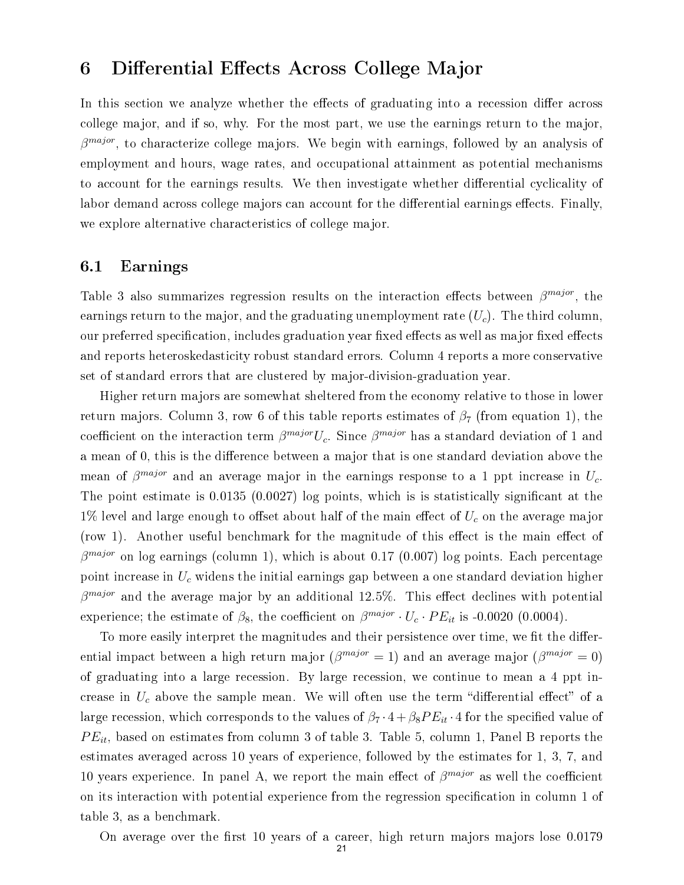# 6 Differential Effects Across College Major

In this section we analyze whether the effects of graduating into a recession differ across college major, and if so, why. For the most part, we use the earnings return to the major, $\beta^{major}$, to characterize college majors. We begin with earnings, followed by an analysis of employment and hours, wage rates, and occupational attainment as potential mechanisms to account for the earnings results. We then investigate whether differential cyclicality of labor demand across college majors can account for the differential earnings effects. Finally, we explore alternative characteristics of college major.

## 6.1 Earnings

Table 3 also summarizes regression results on the interaction effects between $\beta^{major}$, the earnings return to the major, and the graduating unemployment rate ($U_c$). The third column, our preferred specification, includes graduation year fixed effects as well as major fixed effects and reports heteroskedasticity robust standard errors. Column 4 reports a more conservative set of standard errors that are clustered by major-division-graduation year.

Higher return majors are somewhat sheltered from the economy relative to those in lower return majors. Column 3, row 6 of this table reports estimates of $\beta_7$ (from equation 1), the coefficient on the interaction term $\beta^{major}U_c$. Since $\beta^{major}$ has a standard deviation of 1 and a mean of 0, this is the difference between a major that is one standard deviation above the mean of $\beta^{major}$ and an average major in the earnings response to a 1 ppt increase in $U_c$. The point estimate is 0.0135 (0.0027) log points, which is is statistically significant at the 1% level and large enough to offset about half of the main effect of $U_c$ on the average major (row 1). Another useful benchmark for the magnitude of this effect is the main effect of $\beta^{major}$ on log earnings (column 1), which is about 0.17 (0.007) log points. Each percentage point increase in $U_c$ widens the initial earnings gap between a one standard deviation higher $\beta^{major}$ and the average major by an additional 12.5%. This effect declines with potential experience; the estimate of $\beta_8$, the coefficient on $\beta^{major} \cdot U_c \cdot PE_{it}$ is -0.0020 (0.0004).

To more easily interpret the magnitudes and their persistence over time, we fit the differential impact between a high return major ($\beta^{major} = 1$) and an average major ($\beta^{major} = 0$) of graduating into a large recession. By large recession, we continue to mean a 4 ppt increase in $U_c$ above the sample mean. We will often use the term "differential effect" of a large recession, which corresponds to the values of $\beta_7 \cdot 4 + \beta_8 PE_{it} \cdot 4$ for the specified value of $PE_{it}$, based on estimates from column 3 of table 3. Table 5, column 1, Panel B reports the estimates averaged across 10 years of experience, followed by the estimates for 1, 3, 7, and 10 years experience. In panel A, we report the main effect of $\beta^{major}$ as well the coefficient on its interaction with potential experience from the regression specification in column 1 of table 3, as a benchmark.

On average over the first 10 years of a career, high return majors majors lose 0.0179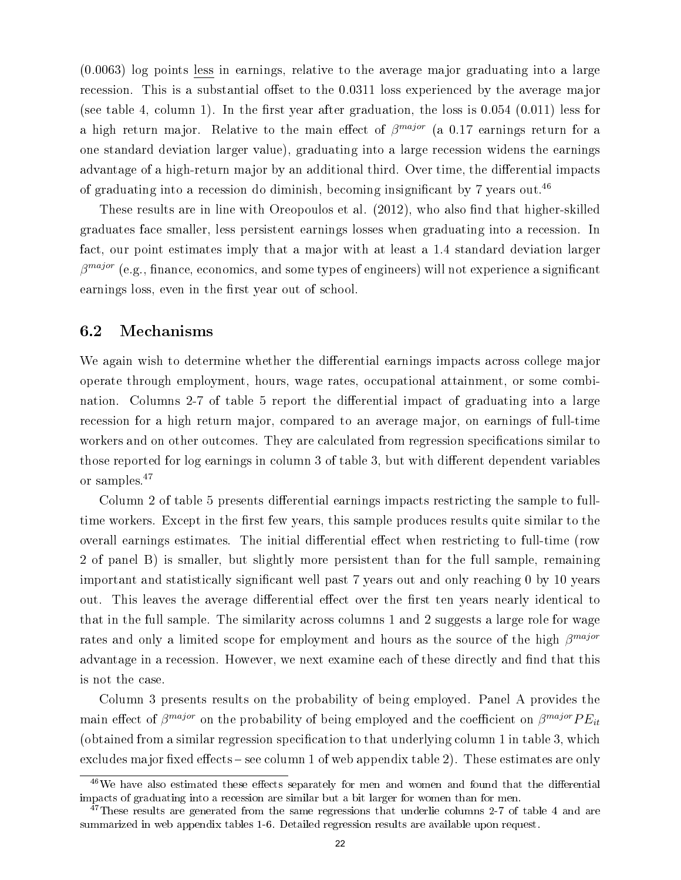(0.0063) log points less in earnings, relative to the average major graduating into a large recession. This is a substantial offset to the 0.0311 loss experienced by the average major (see table 4, column 1). In the first year after graduation, the loss is 0.054 (0.011) less for a high return major. Relative to the main effect of $\beta^{major}$ (a 0.17 earnings return for a one standard deviation larger value), graduating into a large recession widens the earnings advantage of a high-return major by an additional third. Over time, the differential impacts of graduating into a recession do diminish, becoming insignificant by 7 years out.[46]

These results are in line with Oreopoulos et al. (2012), who also find that higher-skilled graduates face smaller, less persistent earnings losses when graduating into a recession. In fact, our point estimates imply that a major with at least a 1.4 standard deviation larger $\beta^{major}$ (e.g., finance, economics, and some types of engineers) will not experience a significant earnings loss, even in the first year out of school.

## 6.2 Mechanisms

We again wish to determine whether the differential earnings impacts across college major operate through employment, hours, wage rates, occupational attainment, or some combination. Columns 2-7 of table 5 report the differential impact of graduating into a large recession for a high return major, compared to an average major, on earnings of full-time workers and on other outcomes. They are calculated from regression specifications similar to those reported for log earnings in column 3 of table 3, but with different dependent variables or samples.[47]

Column 2 of table 5 presents differential earnings impacts restricting the sample to full-time workers. Except in the first few years, this sample produces results quite similar to the overall earnings estimates. The initial differential effect when restricting to full-time (row 2 of panel B) is smaller, but slightly more persistent than for the full sample, remaining important and statistically significant well past 7 years out and only reaching 0 by 10 years out. This leaves the average differential effect over the first ten years nearly identical to that in the full sample. The similarity across columns 1 and 2 suggests a large role for wage rates and only a limited scope for employment and hours as the source of the high $\beta^{major}$ advantage in a recession. However, we next examine each of these directly and find that this is not the case.

Column 3 presents results on the probability of being employed. Panel A provides the main effect of $\beta^{major}$ on the probability of being employed and the coefficient on $\beta^{major}PE_{it}$ (obtained from a similar regression specification to that underlying column 1 in table 3, which excludes major fixed effects – see column 1 of web appendix table 2). These estimates are only

[46] We have also estimated these effects separately for men and women and found that the differential impacts of graduating into a recession are similar but a bit larger for women than for men.

[47] These results are generated from the same regressions that underlie columns 2-7 of table 4 and are summarized in web appendix tables 1-6. Detailed regression results are available upon request.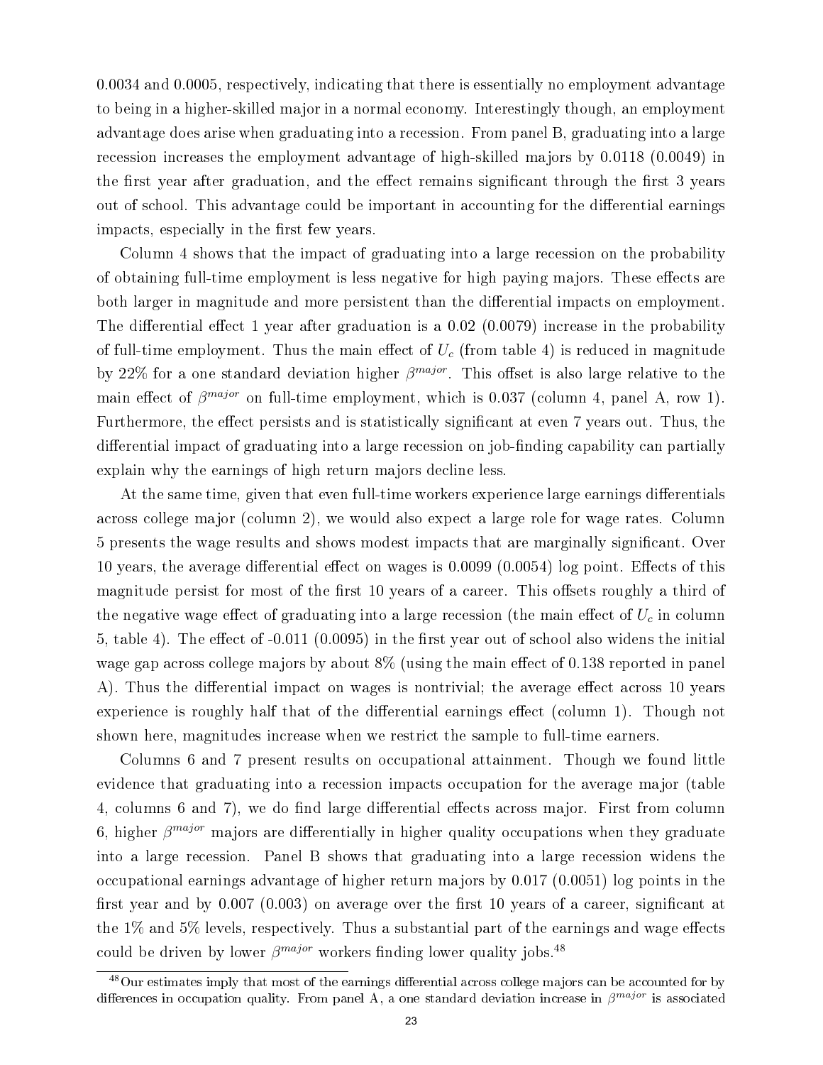0.0034 and 0.0005, respectively, indicating that there is essentially no employment advantage to being in a higher-skilled major in a normal economy. Interestingly though, an employment advantage does arise when graduating into a recession. From panel B, graduating into a large recession increases the employment advantage of high-skilled majors by 0.0118 (0.0049) in the first year after graduation, and the effect remains significant through the first 3 years out of school. This advantage could be important in accounting for the differential earnings impacts, especially in the first few years.

Column 4 shows that the impact of graduating into a large recession on the probability of obtaining full-time employment is less negative for high paying majors. These effects are both larger in magnitude and more persistent than the differential impacts on employment. The differential effect 1 year after graduation is a 0.02 (0.0079) increase in the probability of full-time employment. Thus the main effect of $U_c$ (from table 4) is reduced in magnitude by 22% for a one standard deviation higher $\beta^{major}$. This offset is also large relative to the main effect of $\beta^{major}$ on full-time employment, which is 0.037 (column 4, panel A, row 1). Furthermore, the effect persists and is statistically significant at even 7 years out. Thus, the differential impact of graduating into a large recession on job-finding capability can partially explain why the earnings of high return majors decline less.

At the same time, given that even full-time workers experience large earnings differentials across college major (column 2), we would also expect a large role for wage rates. Column 5 presents the wage results and shows modest impacts that are marginally significant. Over 10 years, the average differential effect on wages is 0.0099 (0.0054) log point. Effects of this magnitude persist for most of the first 10 years of a career. This offsets roughly a third of the negative wage effect of graduating into a large recession (the main effect of $U_c$ in column 5, table 4). The effect of -0.011 (0.0095) in the first year out of school also widens the initial wage gap across college majors by about 8% (using the main effect of 0.138 reported in panel A). Thus the differential impact on wages is nontrivial; the average effect across 10 years experience is roughly half that of the differential earnings effect (column 1). Though not shown here, magnitudes increase when we restrict the sample to full-time earners.

Columns 6 and 7 present results on occupational attainment. Though we found little evidence that graduating into a recession impacts occupation for the average major (table 4, columns 6 and 7), we do find large differential effects across major. First from column 6, higher $\beta^{major}$ majors are differentially in higher quality occupations when they graduate into a large recession. Panel B shows that graduating into a large recession widens the occupational earnings advantage of higher return majors by 0.017 (0.0051) log points in the first year and by 0.007 (0.003) on average over the first 10 years of a career, significant at the 1% and 5% levels, respectively. Thus a substantial part of the earnings and wage effects could be driven by lower $\beta^{major}$ workers finding lower quality jobs.[48]

[48] Our estimates imply that most of the earnings differential across college majors can be accounted for by differences in occupation quality. From panel A, a one standard deviation increase in $\beta^{major}$ is associated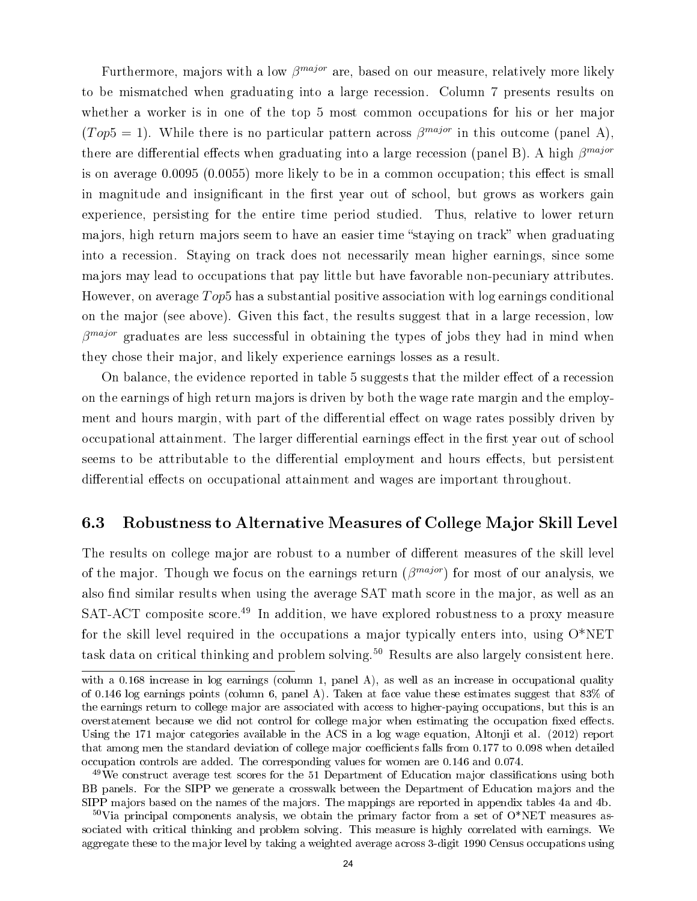Furthermore, majors with a low $\beta^{major}$ are, based on our measure, relatively more likely to be mismatched when graduating into a large recession. Column 7 presents results on whether a worker is in one of the top 5 most common occupations for his or her major ($Top5 = 1$). While there is no particular pattern across $\beta^{major}$ in this outcome (panel A), there are differential effects when graduating into a large recession (panel B). A high $\beta^{major}$ is on average 0.0095 (0.0055) more likely to be in a common occupation; this effect is small in magnitude and insignificant in the first year out of school, but grows as workers gain experience, persisting for the entire time period studied. Thus, relative to lower return majors, high return majors seem to have an easier time "staying on track" when graduating into a recession. Staying on track does not necessarily mean higher earnings, since some majors may lead to occupations that pay little but have favorable non-pecuniary attributes. However, on average $Top5$ has a substantial positive association with log earnings conditional on the major (see above). Given this fact, the results suggest that in a large recession, low $\beta^{major}$ graduates are less successful in obtaining the types of jobs they had in mind when they chose their major, and likely experience earnings losses as a result.

On balance, the evidence reported in table 5 suggests that the milder effect of a recession on the earnings of high return majors is driven by both the wage rate margin and the employment and hours margin, with part of the differential effect on wage rates possibly driven by occupational attainment. The larger differential earnings effect in the first year out of school seems to be attributable to the differential employment and hours effects, but persistent differential effects on occupational attainment and wages are important throughout.

### 6.3 Robustness to Alternative Measures of College Major Skill Level

The results on college major are robust to a number of different measures of the skill level of the major. Though we focus on the earnings return ($\beta^{major}$) for most of our analysis, we also find similar results when using the average SAT math score in the major, as well as an SAT-ACT composite score.[49] In addition, we have explored robustness to a proxy measure for the skill level required in the occupations a major typically enters into, using O*NET task data on critical thinking and problem solving.[50] Results are also largely consistent here.

---

with a 0.168 increase in log earnings (column 1, panel A), as well as an increase in occupational quality of 0.146 log earnings points (column 6, panel A). Taken at face value these estimates suggest that 83% of the earnings return to college major are associated with access to higher-paying occupations, but this is an overstatement because we did not control for college major when estimating the occupation fixed effects. Using the 171 major categories available in the ACS in a log wage equation, Altonji et al. (2012) report that among men the standard deviation of college major coefficients falls from 0.177 to 0.098 when detailed occupation controls are added. The corresponding values for women are 0.146 and 0.074.

[49] We construct average test scores for the 51 Department of Education major classifications using both BB panels. For the SIPP we generate a crosswalk between the Department of Education majors and the SIPP majors based on the names of the majors. The mappings are reported in appendix tables 4a and 4b.

[50] Via principal components analysis, we obtain the primary factor from a set of O*NET measures associated with critical thinking and problem solving. This measure is highly correlated with earnings. We aggregate these to the major level by taking a weighted average across 3-digit 1990 Census occupations using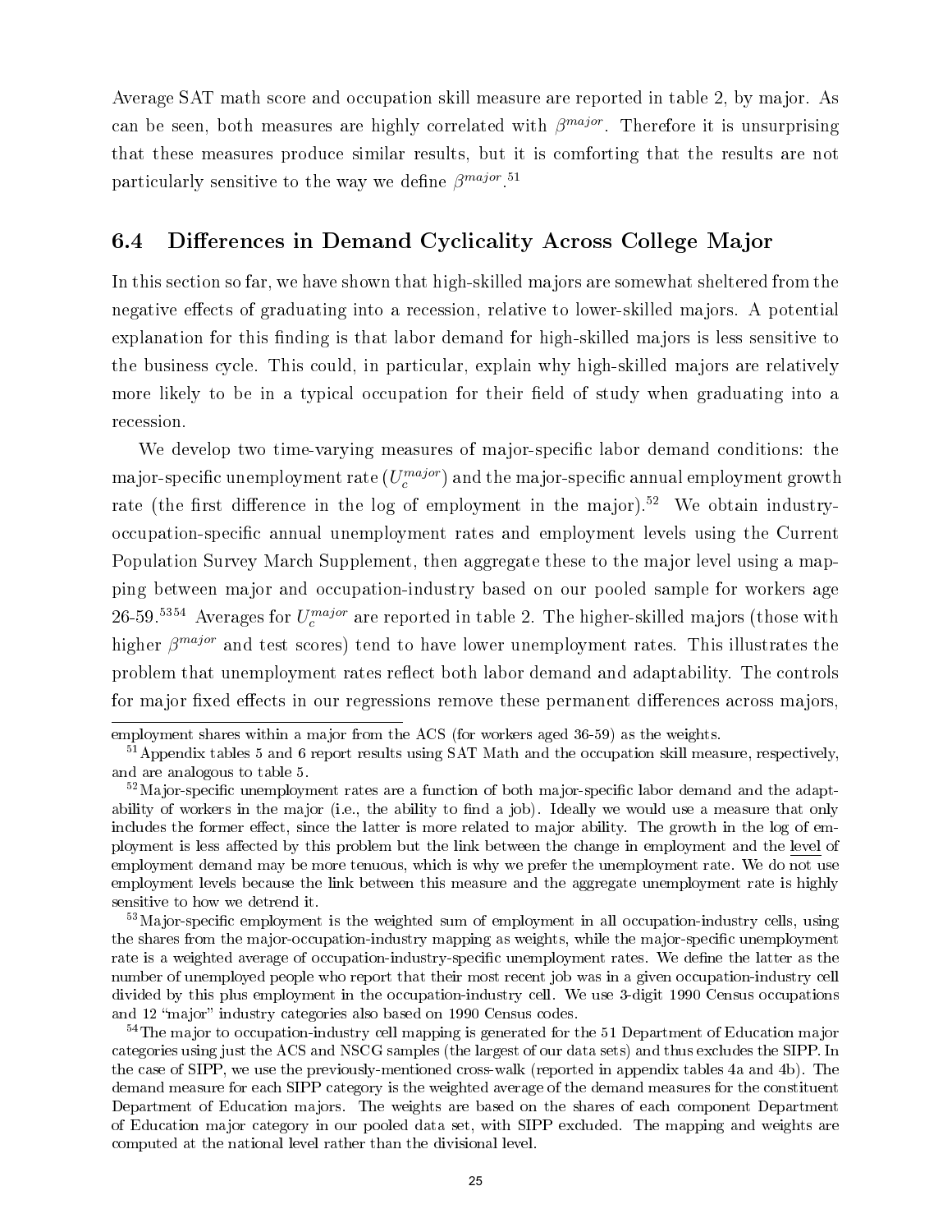Average SAT math score and occupation skill measure are reported in table 2, by major. As can be seen, both measures are highly correlated with $\beta^{major}$. Therefore it is unsurprising that these measures produce similar results, but it is comforting that the results are not particularly sensitive to the way we define $\beta^{major}$.[51]

## 6.4 Differences in Demand Cyclicality Across College Major

In this section so far, we have shown that high-skilled majors are somewhat sheltered from the negative effects of graduating into a recession, relative to lower-skilled majors. A potential explanation for this finding is that labor demand for high-skilled majors is less sensitive to the business cycle. This could, in particular, explain why high-skilled majors are relatively more likely to be in a typical occupation for their field of study when graduating into a recession.

We develop two time-varying measures of major-specific labor demand conditions: the major-specific unemployment rate ($U_c^{major}$) and the major-specific annual employment growth rate (the first difference in the log of employment in the major).[52] We obtain industry-occupation-specific annual unemployment rates and employment levels using the Current Population Survey March Supplement, then aggregate these to the major level using a mapping between major and occupation-industry based on our pooled sample for workers age 26-59.[53][54] Averages for $U_c^{major}$ are reported in table 2. The higher-skilled majors (those with higher $\beta^{major}$ and test scores) tend to have lower unemployment rates. This illustrates the problem that unemployment rates reflect both labor demand and adaptability. The controls for major fixed effects in our regressions remove these permanent differences across majors,

---

employment shares within a major from the ACS (for workers aged 36-59) as the weights.

[51] Appendix tables 5 and 6 report results using SAT Math and the occupation skill measure, respectively, and are analogous to table 5.

[52] Major-specific unemployment rates are a function of both major-specific labor demand and the adaptability of workers in the major (i.e., the ability to find a job). Ideally we would use a measure that only includes the former effect, since the latter is more related to major ability. The growth in the log of employment is less affected by this problem but the link between the change in employment and the level of employment demand may be more tenuous, which is why we prefer the unemployment rate. We do not use employment levels because the link between this measure and the aggregate unemployment rate is highly sensitive to how we detrend it.

[53] Major-specific employment is the weighted sum of employment in all occupation-industry cells, using the shares from the major-occupation-industry mapping as weights, while the major-specific unemployment rate is a weighted average of occupation-industry-specific unemployment rates. We define the latter as the number of unemployed people who report that their most recent job was in a given occupation-industry cell divided by this plus employment in the occupation-industry cell. We use 3-digit 1990 Census occupations and 12 "major" industry categories also based on 1990 Census codes.

[54] The major to occupation-industry cell mapping is generated for the 51 Department of Education major categories using just the ACS and NSCG samples (the largest of our data sets) and thus excludes the SIPP. In the case of SIPP, we use the previously-mentioned cross-walk (reported in appendix tables 4a and 4b). The demand measure for each SIPP category is the weighted average of the demand measures for the constituent Department of Education majors. The weights are based on the shares of each component Department of Education major category in our pooled data set, with SIPP excluded. The mapping and weights are computed at the national level rather than the divisional level.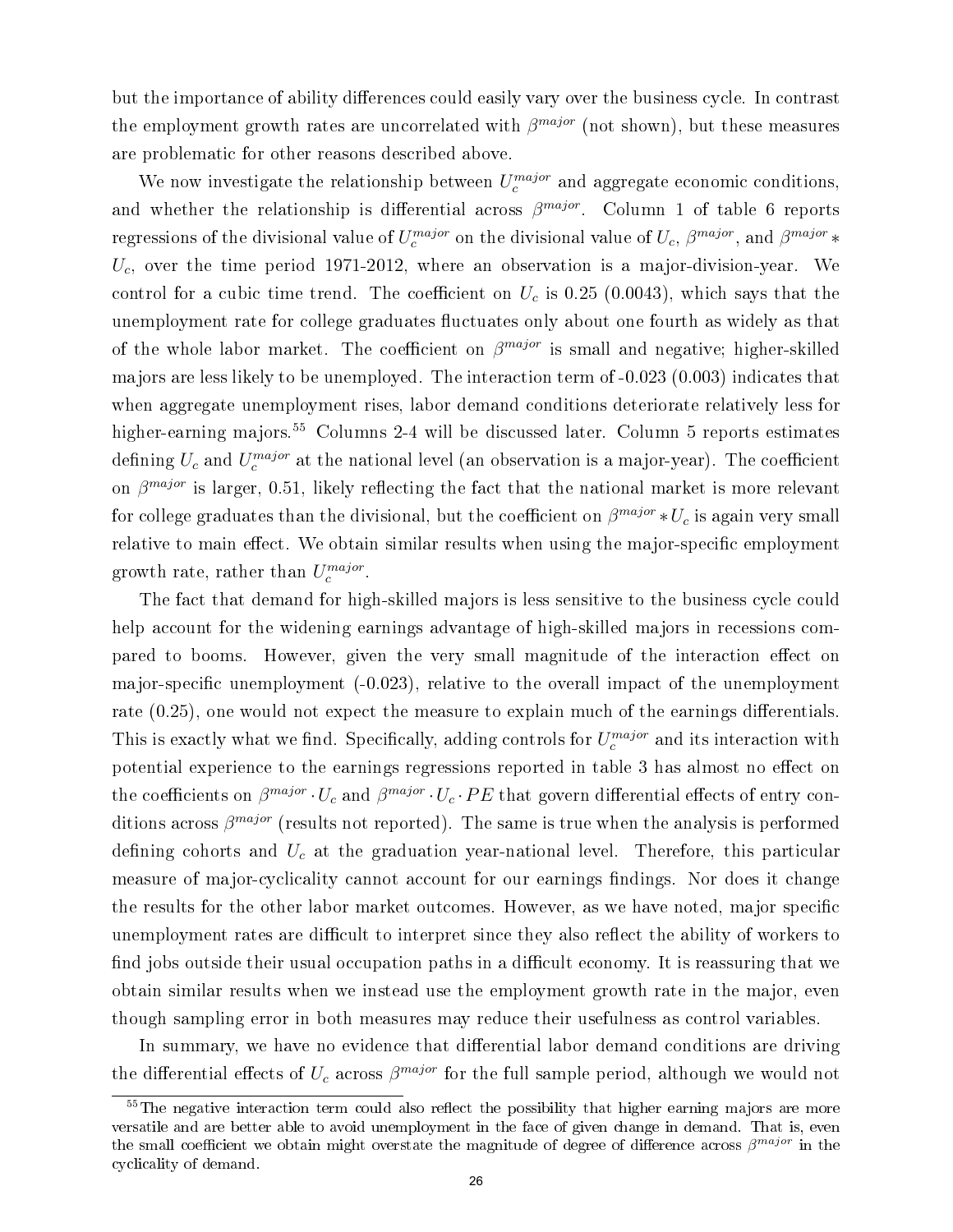but the importance of ability differences could easily vary over the business cycle. In contrast the employment growth rates are uncorrelated with $\beta^{major}$ (not shown), but these measures are problematic for other reasons described above.

We now investigate the relationship between $U_c^{major}$ and aggregate economic conditions, and whether the relationship is differential across $\beta^{major}$. Column 1 of table 6 reports regressions of the divisional value of $U_c^{major}$ on the divisional value of $U_c$, $\beta^{major}$, and $\beta^{major} * U_c$, over the time period 1971-2012, where an observation is a major-division-year. We control for a cubic time trend. The coefficient on $U_c$ is 0.25 (0.0043), which says that the unemployment rate for college graduates fluctuates only about one fourth as widely as that of the whole labor market. The coefficient on $\beta^{major}$ is small and negative; higher-skilled majors are less likely to be unemployed. The interaction term of -0.023 (0.003) indicates that when aggregate unemployment rises, labor demand conditions deteriorate relatively less for higher-earning majors.[55] Columns 2-4 will be discussed later. Column 5 reports estimates defining $U_c$ and $U_c^{major}$ at the national level (an observation is a major-year). The coefficient on $\beta^{major}$ is larger, 0.51, likely reflecting the fact that the national market is more relevant for college graduates than the divisional, but the coefficient on $\beta^{major} * U_c$ is again very small relative to main effect. We obtain similar results when using the major-specific employment growth rate, rather than $U_c^{major}$.

The fact that demand for high-skilled majors is less sensitive to the business cycle could help account for the widening earnings advantage of high-skilled majors in recessions compared to booms. However, given the very small magnitude of the interaction effect on major-specific unemployment (-0.023), relative to the overall impact of the unemployment rate (0.25), one would not expect the measure to explain much of the earnings differentials. This is exactly what we find. Specifically, adding controls for $U_c^{major}$ and its interaction with potential experience to the earnings regressions reported in table 3 has almost no effect on the coefficients on $\beta^{major} \cdot U_c$ and $\beta^{major} \cdot U_c \cdot PE$ that govern differential effects of entry conditions across $\beta^{major}$ (results not reported). The same is true when the analysis is performed defining cohorts and $U_c$ at the graduation year-national level. Therefore, this particular measure of major-cyclicality cannot account for our earnings findings. Nor does it change the results for the other labor market outcomes. However, as we have noted, major specific unemployment rates are difficult to interpret since they also reflect the ability of workers to find jobs outside their usual occupation paths in a difficult economy. It is reassuring that we obtain similar results when we instead use the employment growth rate in the major, even though sampling error in both measures may reduce their usefulness as control variables.

In summary, we have no evidence that differential labor demand conditions are driving the differential effects of $U_c$ across $\beta^{major}$ for the full sample period, although we would not

[55] The negative interaction term could also reflect the possibility that higher earning majors are more versatile and are better able to avoid unemployment in the face of given change in demand. That is, even the small coefficient we obtain might overstate the magnitude of degree of difference across $\beta^{major}$ in the cyclicality of demand.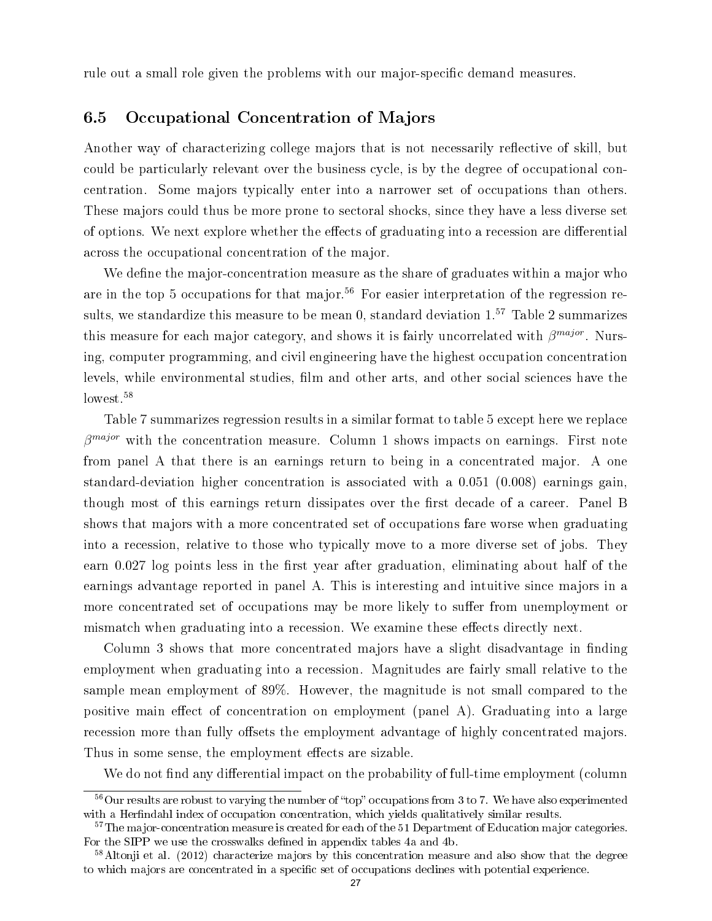rule out a small role given the problems with our major-specific demand measures.

## 6.5 Occupational Concentration of Majors

Another way of characterizing college majors that is not necessarily reflective of skill, but could be particularly relevant over the business cycle, is by the degree of occupational concentration. Some majors typically enter into a narrower set of occupations than others. These majors could thus be more prone to sectoral shocks, since they have a less diverse set of options. We next explore whether the effects of graduating into a recession are differential across the occupational concentration of the major.

We define the major-concentration measure as the share of graduates within a major who are in the top 5 occupations for that major.[56] For easier interpretation of the regression results, we standardize this measure to be mean 0, standard deviation 1.[57] Table 2 summarizes this measure for each major category, and shows it is fairly uncorrelated with $\beta^{major}$. Nursing, computer programming, and civil engineering have the highest occupation concentration levels, while environmental studies, film and other arts, and other social sciences have the lowest.[58]

Table 7 summarizes regression results in a similar format to table 5 except here we replace $\beta^{major}$ with the concentration measure. Column 1 shows impacts on earnings. First note from panel A that there is an earnings return to being in a concentrated major. A one standard-deviation higher concentration is associated with a 0.051 (0.008) earnings gain, though most of this earnings return dissipates over the first decade of a career. Panel B shows that majors with a more concentrated set of occupations fare worse when graduating into a recession, relative to those who typically move to a more diverse set of jobs. They earn 0.027 log points less in the first year after graduation, eliminating about half of the earnings advantage reported in panel A. This is interesting and intuitive since majors in a more concentrated set of occupations may be more likely to suffer from unemployment or mismatch when graduating into a recession. We examine these effects directly next.

Column 3 shows that more concentrated majors have a slight disadvantage in finding employment when graduating into a recession. Magnitudes are fairly small relative to the sample mean employment of 89%. However, the magnitude is not small compared to the positive main effect of concentration on employment (panel A). Graduating into a large recession more than fully offsets the employment advantage of highly concentrated majors. Thus in some sense, the employment effects are sizable.

We do not find any differential impact on the probability of full-time employment (column

[56] Our results are robust to varying the number of "top" occupations from 3 to 7. We have also experimented with a Herfindahl index of occupation concentration, which yields qualitatively similar results.

[57] The major-concentration measure is created for each of the 51 Department of Education major categories. For the SIPP we use the crosswalks defined in appendix tables 4a and 4b.

[58] Altonji et al. (2012) characterize majors by this concentration measure and also show that the degree to which majors are concentrated in a specific set of occupations declines with potential experience.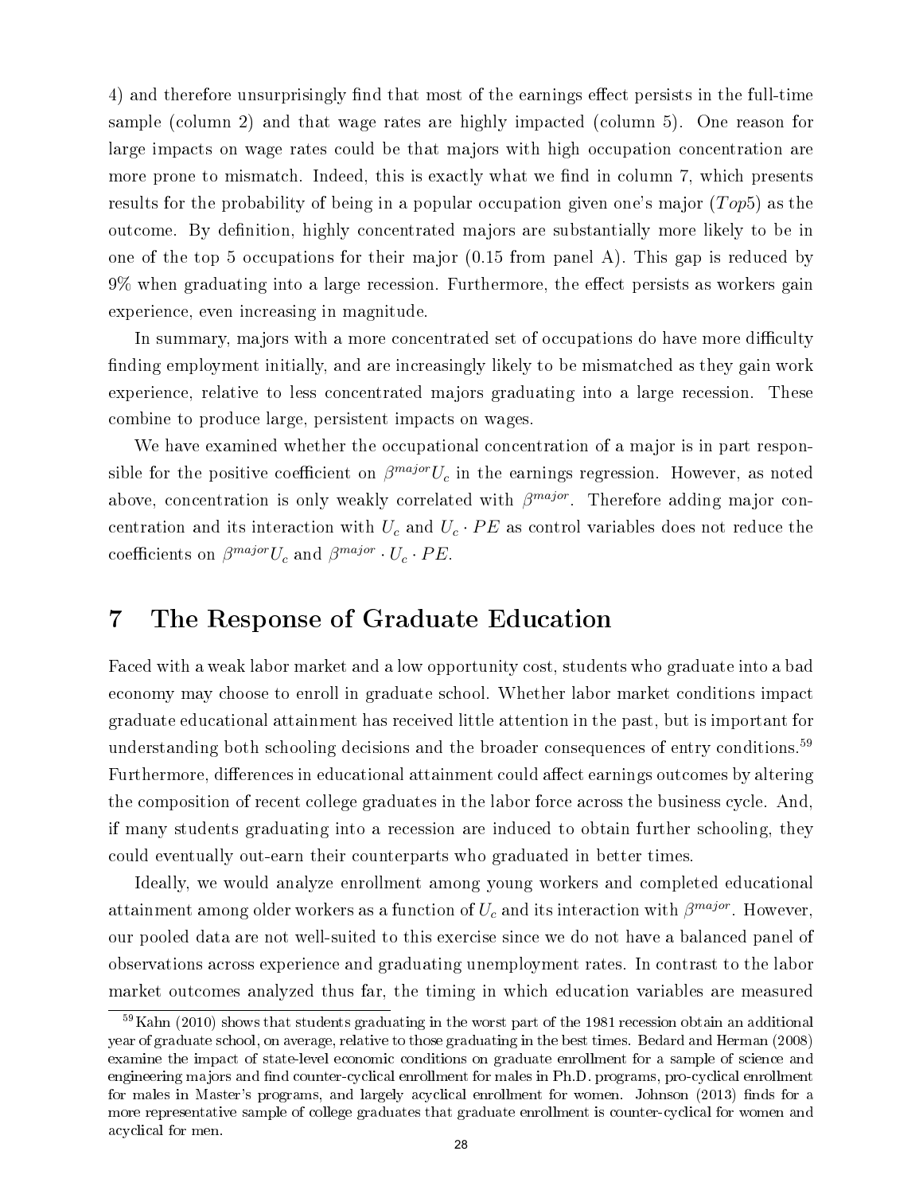4) and therefore unsurprisingly find that most of the earnings effect persists in the full-time sample (column 2) and that wage rates are highly impacted (column 5). One reason for large impacts on wage rates could be that majors with high occupation concentration are more prone to mismatch. Indeed, this is exactly what we find in column 7, which presents results for the probability of being in a popular occupation given one's major ($Top5$) as the outcome. By definition, highly concentrated majors are substantially more likely to be in one of the top 5 occupations for their major (0.15 from panel A). This gap is reduced by 9% when graduating into a large recession. Furthermore, the effect persists as workers gain experience, even increasing in magnitude.

In summary, majors with a more concentrated set of occupations do have more difficulty finding employment initially, and are increasingly likely to be mismatched as they gain work experience, relative to less concentrated majors graduating into a large recession. These combine to produce large, persistent impacts on wages.

We have examined whether the occupational concentration of a major is in part responsible for the positive coefficient on $\beta^{major}U_c$ in the earnings regression. However, as noted above, concentration is only weakly correlated with $\beta^{major}$. Therefore adding major concentration and its interaction with $U_c$ and $U_c \cdot PE$ as control variables does not reduce the coefficients on $\beta^{major}U_c$ and $\beta^{major} \cdot U_c \cdot PE$.

# 7 The Response of Graduate Education

Faced with a weak labor market and a low opportunity cost, students who graduate into a bad economy may choose to enroll in graduate school. Whether labor market conditions impact graduate educational attainment has received little attention in the past, but is important for understanding both schooling decisions and the broader consequences of entry conditions.[59] Furthermore, differences in educational attainment could affect earnings outcomes by altering the composition of recent college graduates in the labor force across the business cycle. And, if many students graduating into a recession are induced to obtain further schooling, they could eventually out-earn their counterparts who graduated in better times.

Ideally, we would analyze enrollment among young workers and completed educational attainment among older workers as a function of $U_c$ and its interaction with $\beta^{major}$. However, our pooled data are not well-suited to this exercise since we do not have a balanced panel of observations across experience and graduating unemployment rates. In contrast to the labor market outcomes analyzed thus far, the timing in which education variables are measured

[59] Kahn (2010) shows that students graduating in the worst part of the 1981 recession obtain an additional year of graduate school, on average, relative to those graduating in the best times. Bedard and Herman (2008) examine the impact of state-level economic conditions on graduate enrollment for a sample of science and engineering majors and find counter-cyclical enrollment for males in Ph.D. programs, pro-cyclical enrollment for males in Master's programs, and largely acyclical enrollment for women. Johnson (2013) finds for a more representative sample of college graduates that graduate enrollment is counter-cyclical for women and acyclical for men.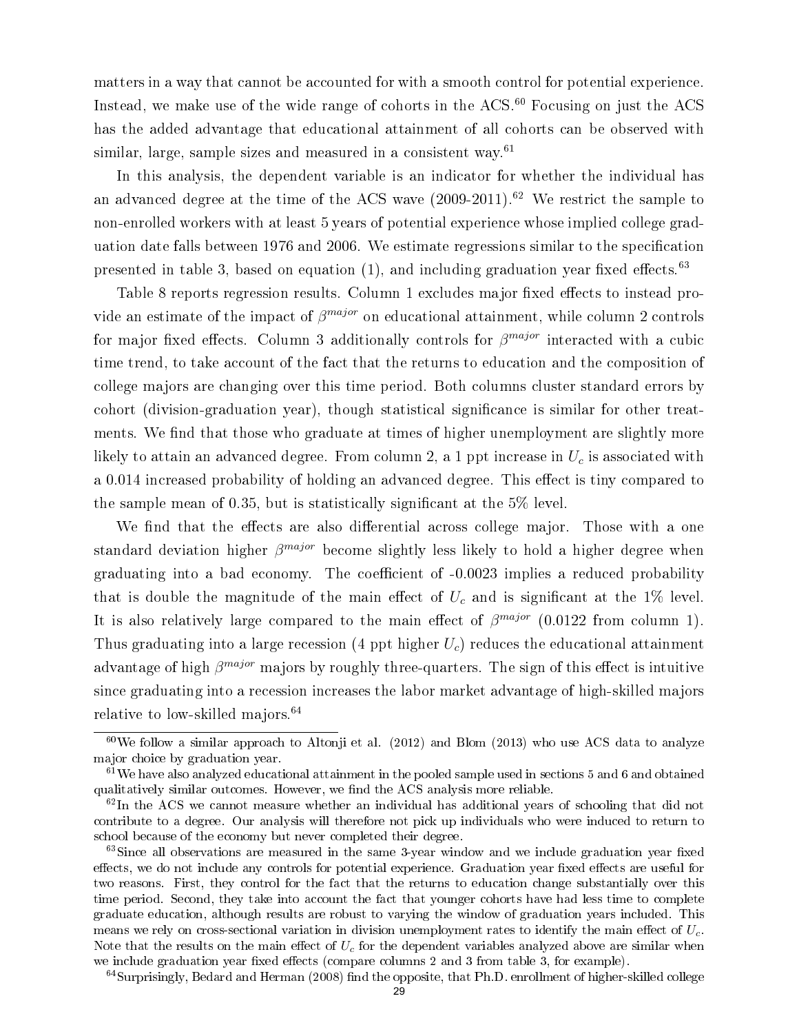matters in a way that cannot be accounted for with a smooth control for potential experience. Instead, we make use of the wide range of cohorts in the ACS.[60] Focusing on just the ACS has the added advantage that educational attainment of all cohorts can be observed with similar, large, sample sizes and measured in a consistent way.[61]

In this analysis, the dependent variable is an indicator for whether the individual has an advanced degree at the time of the ACS wave (2009-2011).[62] We restrict the sample to non-enrolled workers with at least 5 years of potential experience whose implied college graduation date falls between 1976 and 2006. We estimate regressions similar to the specification presented in table 3, based on equation (1), and including graduation year fixed effects.[63]

Table 8 reports regression results. Column 1 excludes major fixed effects to instead provide an estimate of the impact of $\beta^{major}$ on educational attainment, while column 2 controls for major fixed effects. Column 3 additionally controls for $\beta^{major}$ interacted with a cubic time trend, to take account of the fact that the returns to education and the composition of college majors are changing over this time period. Both columns cluster standard errors by cohort (division-graduation year), though statistical significance is similar for other treatments. We find that those who graduate at times of higher unemployment are slightly more likely to attain an advanced degree. From column 2, a 1 ppt increase in $U_c$ is associated with a 0.014 increased probability of holding an advanced degree. This effect is tiny compared to the sample mean of 0.35, but is statistically significant at the 5% level.

We find that the effects are also differential across college major. Those with a one standard deviation higher $\beta^{major}$ become slightly less likely to hold a higher degree when graduating into a bad economy. The coefficient of -0.0023 implies a reduced probability that is double the magnitude of the main effect of $U_c$ and is significant at the 1% level. It is also relatively large compared to the main effect of $\beta^{major}$ (0.0122 from column 1). Thus graduating into a large recession (4 ppt higher $U_c$) reduces the educational attainment advantage of high $\beta^{major}$ majors by roughly three-quarters. The sign of this effect is intuitive since graduating into a recession increases the labor market advantage of high-skilled majors relative to low-skilled majors.[64]

---

[60] We follow a similar approach to Altonji et al. (2012) and Blom (2013) who use ACS data to analyze major choice by graduation year.

[61] We have also analyzed educational attainment in the pooled sample used in sections 5 and 6 and obtained qualitatively similar outcomes. However, we find the ACS analysis more reliable.

[62] In the ACS we cannot measure whether an individual has additional years of schooling that did not contribute to a degree. Our analysis will therefore not pick up individuals who were induced to return to school because of the economy but never completed their degree.

[63] Since all observations are measured in the same 3-year window and we include graduation year fixed effects, we do not include any controls for potential experience. Graduation year fixed effects are useful for two reasons. First, they control for the fact that the returns to education change substantially over this time period. Second, they take into account the fact that younger cohorts have had less time to complete graduate education, although results are robust to varying the window of graduation years included. This means we rely on cross-sectional variation in division unemployment rates to identify the main effect of $U_c$. Note that the results on the main effect of $U_c$ for the dependent variables analyzed above are similar when we include graduation year fixed effects (compare columns 2 and 3 from table 3, for example).

[64] Surprisingly, Bedard and Herman (2008) find the opposite, that Ph.D. enrollment of higher-skilled college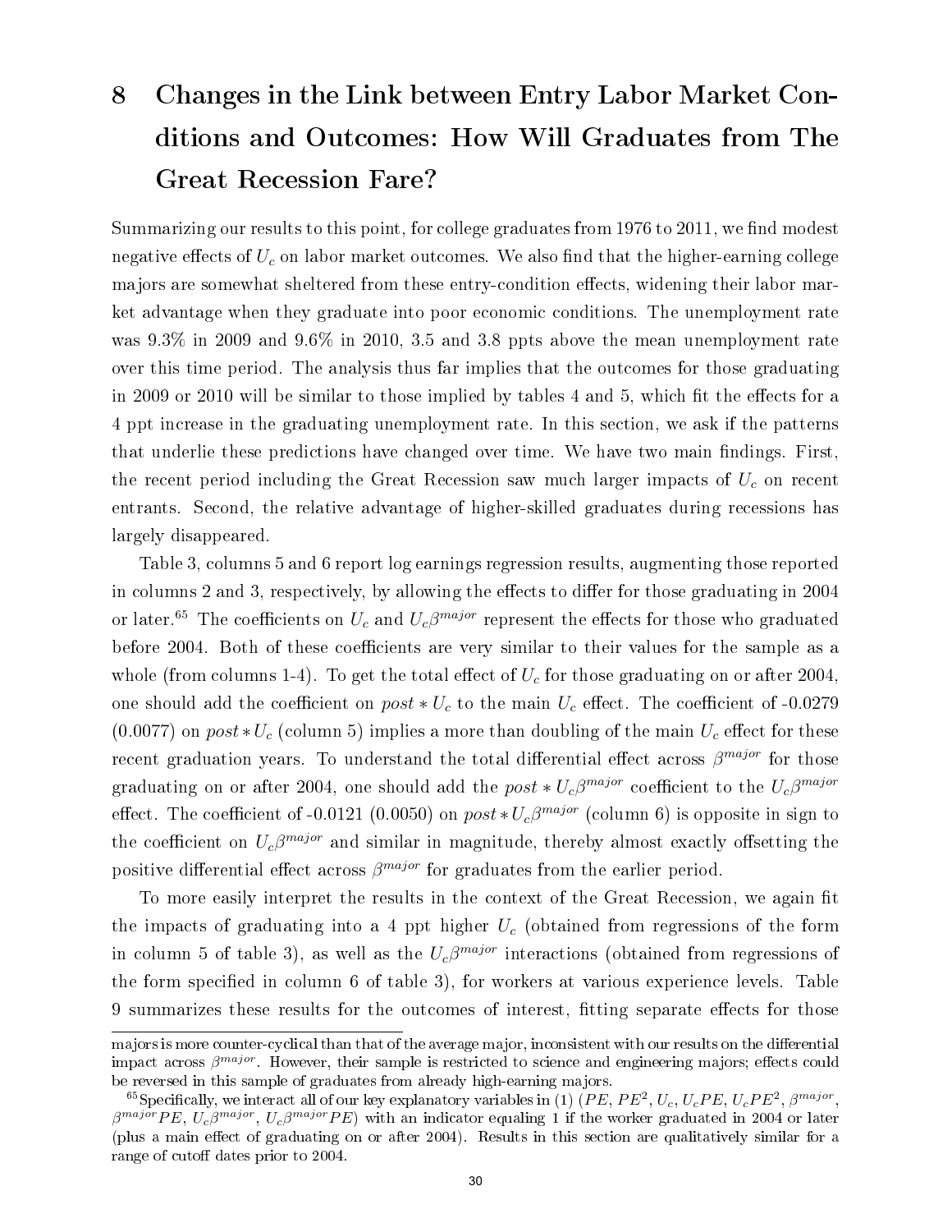# 8 Changes in the Link between Entry Labor Market Conditions and Outcomes: How Will Graduates from The Great Recession Fare?

Summarizing our results to this point, for college graduates from 1976 to 2011, we find modest negative effects of $U_c$ on labor market outcomes. We also find that the higher-earning college majors are somewhat sheltered from these entry-condition effects, widening their labor market advantage when they graduate into poor economic conditions. The unemployment rate was 9.3% in 2009 and 9.6% in 2010, 3.5 and 3.8 ppts above the mean unemployment rate over this time period. The analysis thus far implies that the outcomes for those graduating in 2009 or 2010 will be similar to those implied by tables 4 and 5, which fit the effects for a 4 ppt increase in the graduating unemployment rate. In this section, we ask if the patterns that underlie these predictions have changed over time. We have two main findings. First, the recent period including the Great Recession saw much larger impacts of $U_c$ on recent entrants. Second, the relative advantage of higher-skilled graduates during recessions has largely disappeared.

Table 3, columns 5 and 6 report log earnings regression results, augmenting those reported in columns 2 and 3, respectively, by allowing the effects to differ for those graduating in 2004 or later.[65] The coefficients on $U_c$ and $U_c\beta^{major}$ represent the effects for those who graduated before 2004. Both of these coefficients are very similar to their values for the sample as a whole (from columns 1-4). To get the total effect of $U_c$ for those graduating on or after 2004, one should add the coefficient on $post * U_c$ to the main $U_c$ effect. The coefficient of -0.0279 (0.0077) on $post * U_c$ (column 5) implies a more than doubling of the main $U_c$ effect for these recent graduation years. To understand the total differential effect across $\beta^{major}$ for those graduating on or after 2004, one should add the $post * U_c\beta^{major}$ coefficient to the $U_c\beta^{major}$ effect. The coefficient of -0.0121 (0.0050) on $post * U_c\beta^{major}$ (column 6) is opposite in sign to the coefficient on $U_c\beta^{major}$ and similar in magnitude, thereby almost exactly offsetting the positive differential effect across $\beta^{major}$ for graduates from the earlier period.

To more easily interpret the results in the context of the Great Recession, we again fit the impacts of graduating into a 4 ppt higher $U_c$ (obtained from regressions of the form in column 5 of table 3), as well as the $U_c\beta^{major}$ interactions (obtained from regressions of the form specified in column 6 of table 3), for workers at various experience levels. Table 9 summarizes these results for the outcomes of interest, fitting separate effects for those

majors is more counter-cyclical than that of the average major, inconsistent with our results on the differential impact across $\beta^{major}$. However, their sample is restricted to science and engineering majors; effects could be reversed in this sample of graduates from already high-earning majors.

[65] Specifically, we interact all of our key explanatory variables in (1) ($PE$, $PE^2$, $U_c$, $U_cPE$, $U_cPE^2$, $\beta^{major}$, $\beta^{major}PE$, $U_c\beta^{major}$, $U_c\beta^{major}PE$) with an indicator equaling 1 if the worker graduated in 2004 or later (plus a main effect of graduating on or after 2004). Results in this section are qualitatively similar for a range of cutoff dates prior to 2004.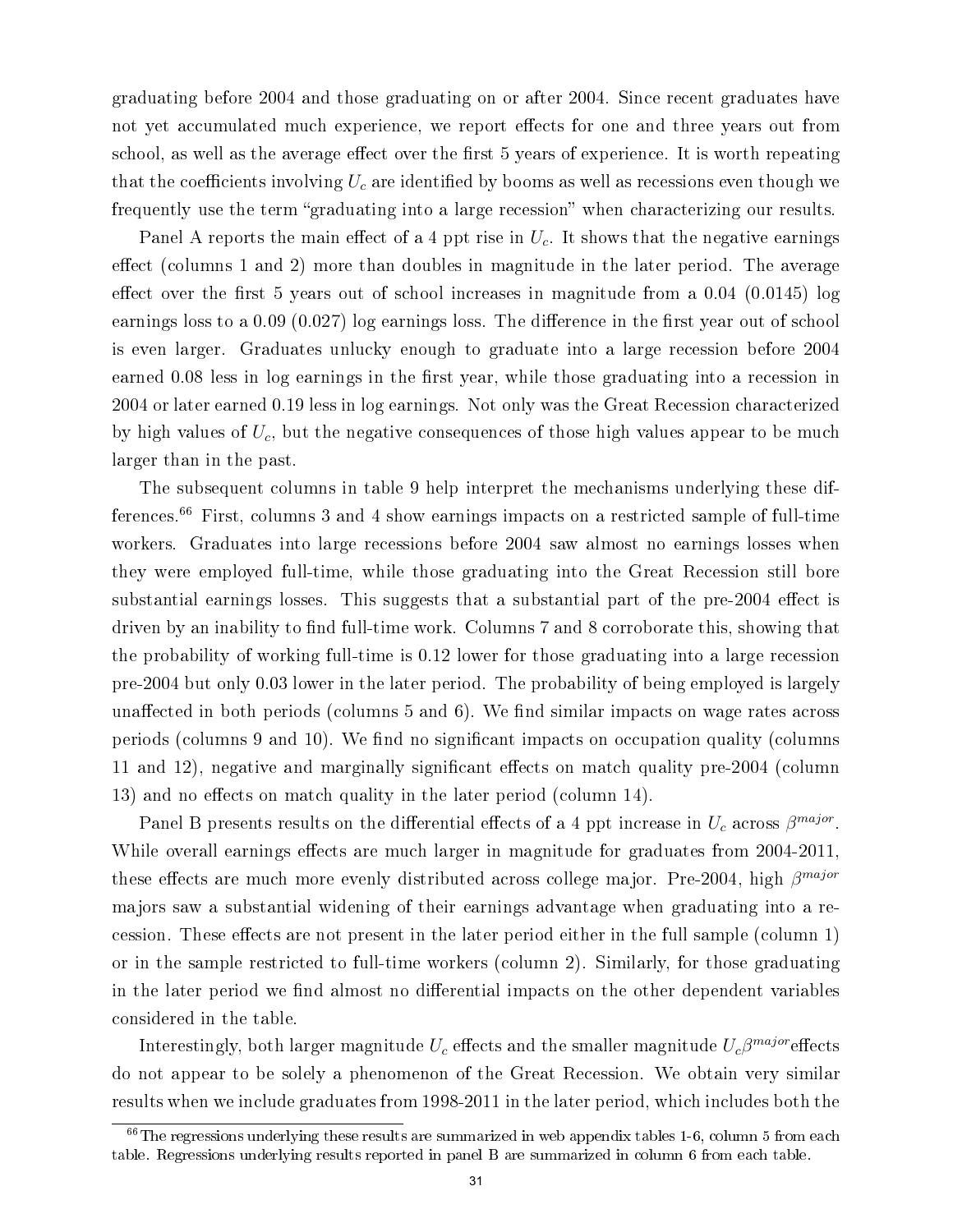graduating before 2004 and those graduating on or after 2004. Since recent graduates have not yet accumulated much experience, we report effects for one and three years out from school, as well as the average effect over the first 5 years of experience. It is worth repeating that the coefficients involving $U_c$ are identified by booms as well as recessions even though we frequently use the term "graduating into a large recession" when characterizing our results.

Panel A reports the main effect of a 4 ppt rise in $U_c$. It shows that the negative earnings effect (columns 1 and 2) more than doubles in magnitude in the later period. The average effect over the first 5 years out of school increases in magnitude from a 0.04 (0.0145) log earnings loss to a 0.09 (0.027) log earnings loss. The difference in the first year out of school is even larger. Graduates unlucky enough to graduate into a large recession before 2004 earned 0.08 less in log earnings in the first year, while those graduating into a recession in 2004 or later earned 0.19 less in log earnings. Not only was the Great Recession characterized by high values of $U_c$, but the negative consequences of those high values appear to be much larger than in the past.

The subsequent columns in table 9 help interpret the mechanisms underlying these differences.[66] First, columns 3 and 4 show earnings impacts on a restricted sample of full-time workers. Graduates into large recessions before 2004 saw almost no earnings losses when they were employed full-time, while those graduating into the Great Recession still bore substantial earnings losses. This suggests that a substantial part of the pre-2004 effect is driven by an inability to find full-time work. Columns 7 and 8 corroborate this, showing that the probability of working full-time is 0.12 lower for those graduating into a large recession pre-2004 but only 0.03 lower in the later period. The probability of being employed is largely unaffected in both periods (columns 5 and 6). We find similar impacts on wage rates across periods (columns 9 and 10). We find no significant impacts on occupation quality (columns 11 and 12), negative and marginally significant effects on match quality pre-2004 (column 13) and no effects on match quality in the later period (column 14).

Panel B presents results on the differential effects of a 4 ppt increase in $U_c$ across $\beta^{major}$. While overall earnings effects are much larger in magnitude for graduates from 2004-2011, these effects are much more evenly distributed across college major. Pre-2004, high $\beta^{major}$ majors saw a substantial widening of their earnings advantage when graduating into a recession. These effects are not present in the later period either in the full sample (column 1) or in the sample restricted to full-time workers (column 2). Similarly, for those graduating in the later period we find almost no differential impacts on the other dependent variables considered in the table.

Interestingly, both larger magnitude $U_c$ effects and the smaller magnitude $U_c\beta^{major}$ effects do not appear to be solely a phenomenon of the Great Recession. We obtain very similar results when we include graduates from 1998-2011 in the later period, which includes both the

[66] The regressions underlying these results are summarized in web appendix tables 1-6, column 5 from each table. Regressions underlying results reported in panel B are summarized in column 6 from each table.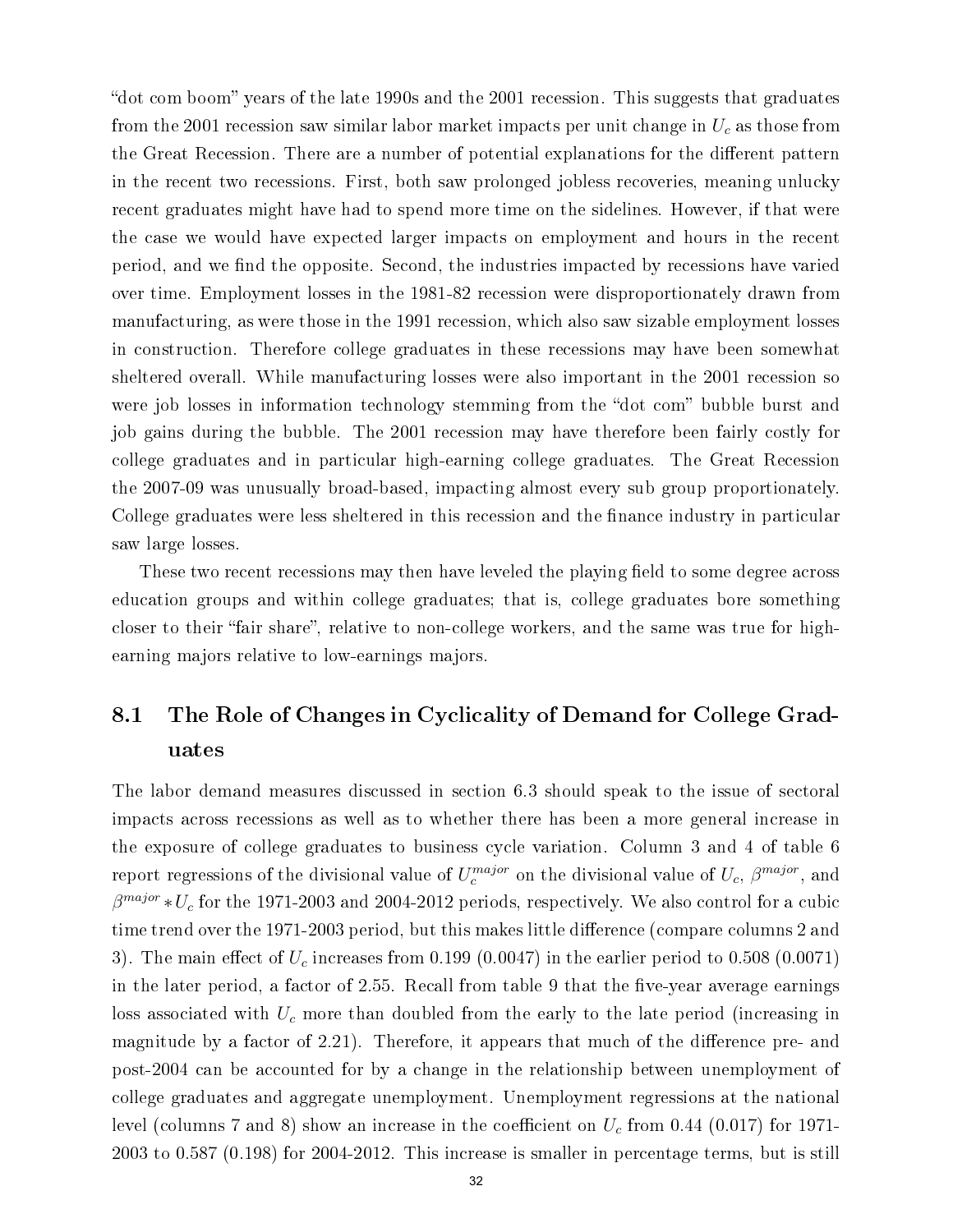"dot com boom" years of the late 1990s and the 2001 recession. This suggests that graduates from the 2001 recession saw similar labor market impacts per unit change in $U_c$ as those from the Great Recession. There are a number of potential explanations for the different pattern in the recent two recessions. First, both saw prolonged jobless recoveries, meaning unlucky recent graduates might have had to spend more time on the sidelines. However, if that were the case we would have expected larger impacts on employment and hours in the recent period, and we find the opposite. Second, the industries impacted by recessions have varied over time. Employment losses in the 1981-82 recession were disproportionately drawn from manufacturing, as were those in the 1991 recession, which also saw sizable employment losses in construction. Therefore college graduates in these recessions may have been somewhat sheltered overall. While manufacturing losses were also important in the 2001 recession so were job losses in information technology stemming from the "dot com" bubble burst and job gains during the bubble. The 2001 recession may have therefore been fairly costly for college graduates and in particular high-earning college graduates. The Great Recession the 2007-09 was unusually broad-based, impacting almost every sub group proportionately. College graduates were less sheltered in this recession and the finance industry in particular saw large losses.

These two recent recessions may then have leveled the playing field to some degree across education groups and within college graduates; that is, college graduates bore something closer to their "fair share", relative to non-college workers, and the same was true for high-earning majors relative to low-earnings majors.

## 8.1 The Role of Changes in Cyclicality of Demand for College Graduates

The labor demand measures discussed in section 6.3 should speak to the issue of sectoral impacts across recessions as well as to whether there has been a more general increase in the exposure of college graduates to business cycle variation. Column 3 and 4 of table 6 report regressions of the divisional value of $U_c^{major}$ on the divisional value of $U_c$, $\beta^{major}$, and $\beta^{major} * U_c$ for the 1971-2003 and 2004-2012 periods, respectively. We also control for a cubic time trend over the 1971-2003 period, but this makes little difference (compare columns 2 and 3). The main effect of $U_c$ increases from 0.199 (0.0047) in the earlier period to 0.508 (0.0071) in the later period, a factor of 2.55. Recall from table 9 that the five-year average earnings loss associated with $U_c$ more than doubled from the early to the late period (increasing in magnitude by a factor of 2.21). Therefore, it appears that much of the difference pre- and post-2004 can be accounted for by a change in the relationship between unemployment of college graduates and aggregate unemployment. Unemployment regressions at the national level (columns 7 and 8) show an increase in the coefficient on $U_c$ from 0.44 (0.017) for 1971-2003 to 0.587 (0.198) for 2004-2012. This increase is smaller in percentage terms, but is still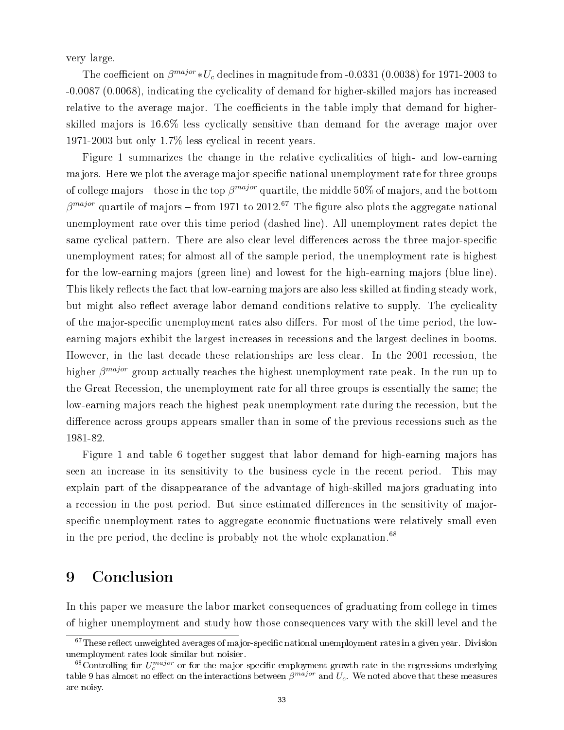very large.

The coefficient on $\beta^{major} * U_c$ declines in magnitude from -0.0331 (0.0038) for 1971-2003 to -0.0087 (0.0068), indicating the cyclicality of demand for higher-skilled majors has increased relative to the average major. The coefficients in the table imply that demand for higher-skilled majors is 16.6% less cyclically sensitive than demand for the average major over 1971-2003 but only 1.7% less cyclical in recent years.

Figure 1 summarizes the change in the relative cyclicalities of high- and low-earning majors. Here we plot the average major-specific national unemployment rate for three groups of college majors – those in the top $\beta^{major}$ quartile, the middle 50% of majors, and the bottom $\beta^{major}$ quartile of majors – from 1971 to 2012.[67] The figure also plots the aggregate national unemployment rate over this time period (dashed line). All unemployment rates depict the same cyclical pattern. There are also clear level differences across the three major-specific unemployment rates; for almost all of the sample period, the unemployment rate is highest for the low-earning majors (green line) and lowest for the high-earning majors (blue line). This likely reflects the fact that low-earning majors are also less skilled at finding steady work, but might also reflect average labor demand conditions relative to supply. The cyclicality of the major-specific unemployment rates also differs. For most of the time period, the low-earning majors exhibit the largest increases in recessions and the largest declines in booms. However, in the last decade these relationships are less clear. In the 2001 recession, the higher $\beta^{major}$ group actually reaches the highest unemployment rate peak. In the run up to the Great Recession, the unemployment rate for all three groups is essentially the same; the low-earning majors reach the highest peak unemployment rate during the recession, but the difference across groups appears smaller than in some of the previous recessions such as the 1981-82.

Figure 1 and table 6 together suggest that labor demand for high-earning majors has seen an increase in its sensitivity to the business cycle in the recent period. This may explain part of the disappearance of the advantage of high-skilled majors graduating into a recession in the post period. But since estimated differences in the sensitivity of major-specific unemployment rates to aggregate economic fluctuations were relatively small even in the pre period, the decline is probably not the whole explanation.[68]

# 9 Conclusion

In this paper we measure the labor market consequences of graduating from college in times of higher unemployment and study how those consequences vary with the skill level and the

[67] These reflect unweighted averages of major-specific national unemployment rates in a given year. Division unemployment rates look similar but noisier.

[68] Controlling for $U_c^{major}$ or for the major-specific employment growth rate in the regressions underlying table 9 has almost no effect on the interactions between $\beta^{major}$ and $U_c$. We noted above that these measures are noisy.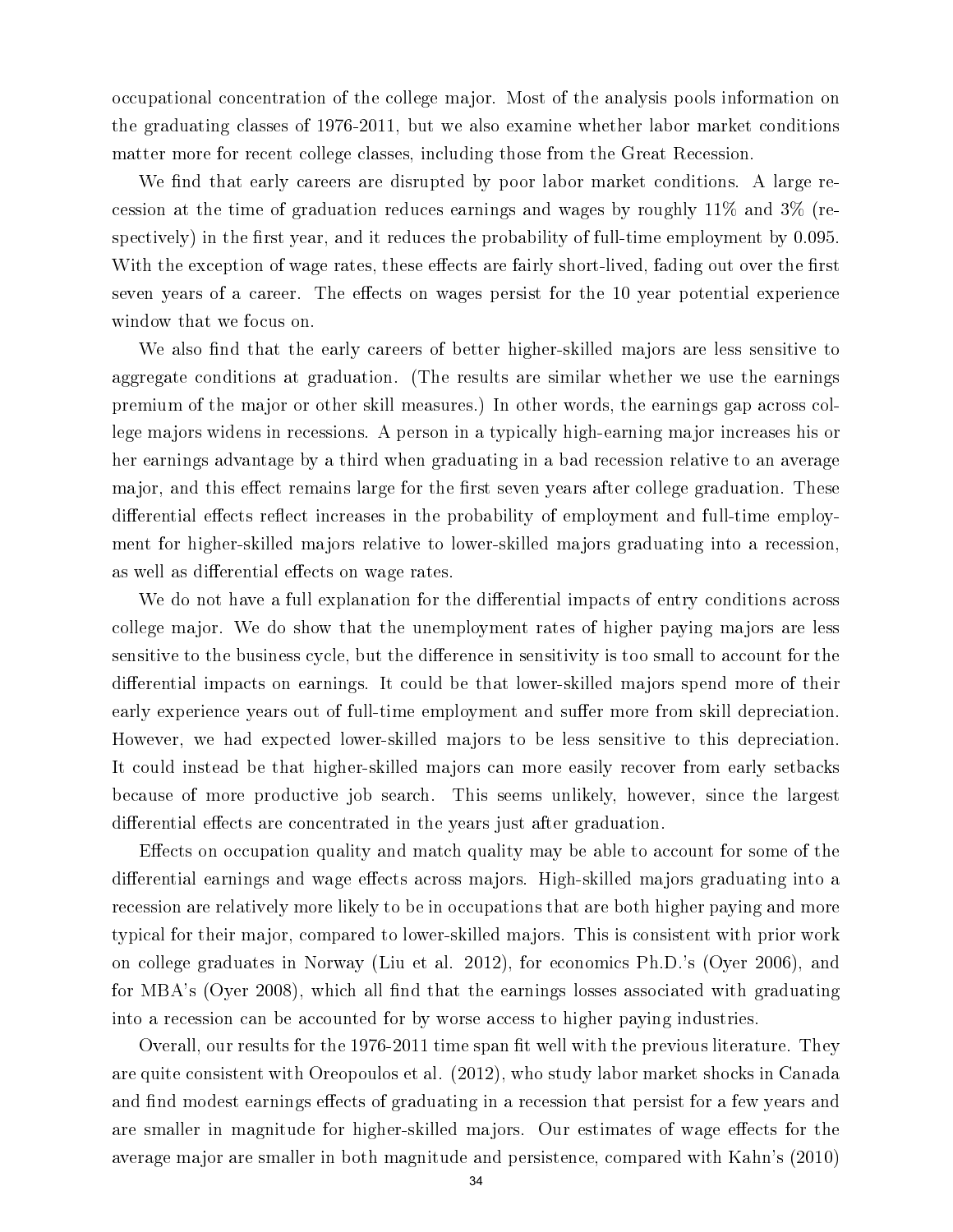occupational concentration of the college major. Most of the analysis pools information on the graduating classes of 1976-2011, but we also examine whether labor market conditions matter more for recent college classes, including those from the Great Recession.

We find that early careers are disrupted by poor labor market conditions. A large recession at the time of graduation reduces earnings and wages by roughly 11% and 3% (respectively) in the first year, and it reduces the probability of full-time employment by 0.095. With the exception of wage rates, these effects are fairly short-lived, fading out over the first seven years of a career. The effects on wages persist for the 10 year potential experience window that we focus on.

We also find that the early careers of better higher-skilled majors are less sensitive to aggregate conditions at graduation. (The results are similar whether we use the earnings premium of the major or other skill measures.) In other words, the earnings gap across college majors widens in recessions. A person in a typically high-earning major increases his or her earnings advantage by a third when graduating in a bad recession relative to an average major, and this effect remains large for the first seven years after college graduation. These differential effects reflect increases in the probability of employment and full-time employment for higher-skilled majors relative to lower-skilled majors graduating into a recession, as well as differential effects on wage rates.

We do not have a full explanation for the differential impacts of entry conditions across college major. We do show that the unemployment rates of higher paying majors are less sensitive to the business cycle, but the difference in sensitivity is too small to account for the differential impacts on earnings. It could be that lower-skilled majors spend more of their early experience years out of full-time employment and suffer more from skill depreciation. However, we had expected lower-skilled majors to be less sensitive to this depreciation. It could instead be that higher-skilled majors can more easily recover from early setbacks because of more productive job search. This seems unlikely, however, since the largest differential effects are concentrated in the years just after graduation.

Effects on occupation quality and match quality may be able to account for some of the differential earnings and wage effects across majors. High-skilled majors graduating into a recession are relatively more likely to be in occupations that are both higher paying and more typical for their major, compared to lower-skilled majors. This is consistent with prior work on college graduates in Norway (Liu et al. 2012), for economics Ph.D.'s (Oyer 2006), and for MBA's (Oyer 2008), which all find that the earnings losses associated with graduating into a recession can be accounted for by worse access to higher paying industries.

Overall, our results for the 1976-2011 time span fit well with the previous literature. They are quite consistent with Oreopoulos et al. (2012), who study labor market shocks in Canada and find modest earnings effects of graduating in a recession that persist for a few years and are smaller in magnitude for higher-skilled majors. Our estimates of wage effects for the average major are smaller in both magnitude and persistence, compared with Kahn's (2010)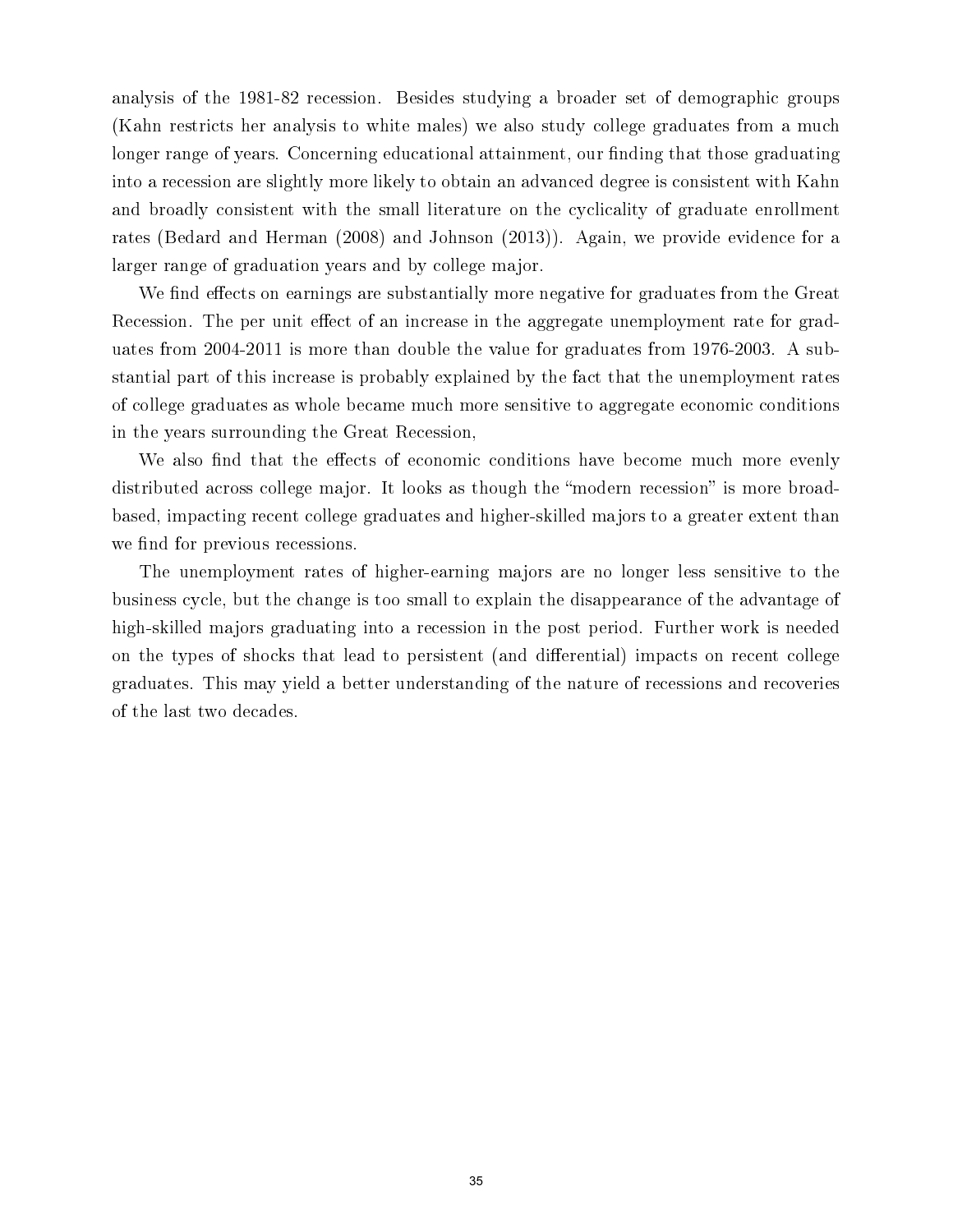analysis of the 1981-82 recession. Besides studying a broader set of demographic groups (Kahn restricts her analysis to white males) we also study college graduates from a much longer range of years. Concerning educational attainment, our finding that those graduating into a recession are slightly more likely to obtain an advanced degree is consistent with Kahn and broadly consistent with the small literature on the cyclicality of graduate enrollment rates (Bedard and Herman (2008) and Johnson (2013)). Again, we provide evidence for a larger range of graduation years and by college major.

We find effects on earnings are substantially more negative for graduates from the Great Recession. The per unit effect of an increase in the aggregate unemployment rate for graduates from 2004-2011 is more than double the value for graduates from 1976-2003. A substantial part of this increase is probably explained by the fact that the unemployment rates of college graduates as whole became much more sensitive to aggregate economic conditions in the years surrounding the Great Recession,

We also find that the effects of economic conditions have become much more evenly distributed across college major. It looks as though the "modern recession" is more broad-based, impacting recent college graduates and higher-skilled majors to a greater extent than we find for previous recessions.

The unemployment rates of higher-earning majors are no longer less sensitive to the business cycle, but the change is too small to explain the disappearance of the advantage of high-skilled majors graduating into a recession in the post period. Further work is needed on the types of shocks that lead to persistent (and differential) impacts on recent college graduates. This may yield a better understanding of the nature of recessions and recoveries of the last two decades.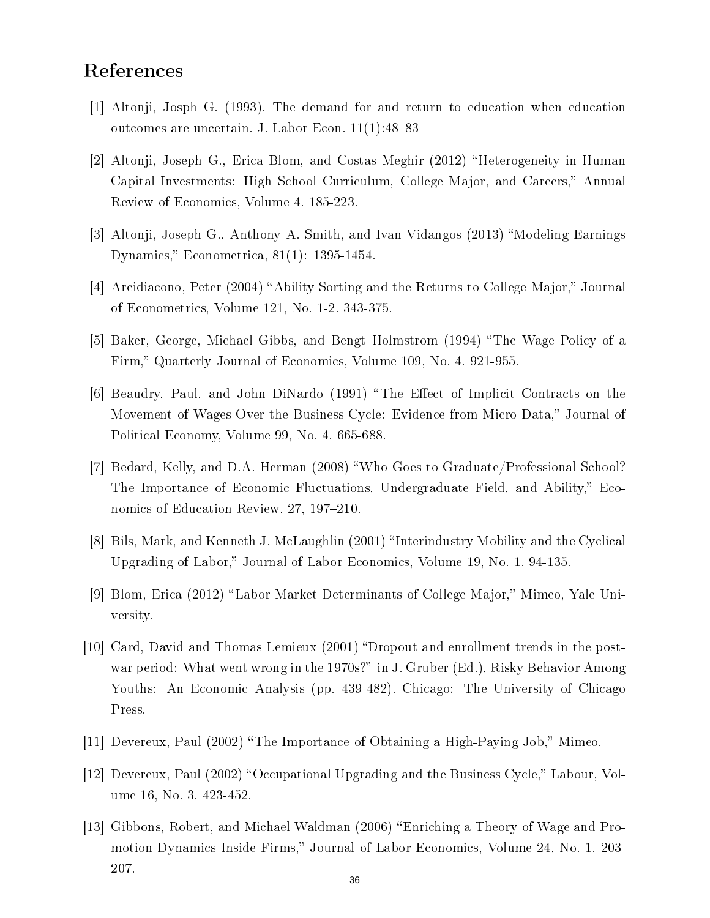# References

[1] Altonji, Josph G. (1993). The demand for and return to education when education outcomes are uncertain. J. Labor Econ. 11(1):48–83

[2] Altonji, Joseph G., Erica Blom, and Costas Meghir (2012) "Heterogeneity in Human Capital Investments: High School Curriculum, College Major, and Careers," Annual Review of Economics, Volume 4. 185-223.

[3] Altonji, Joseph G., Anthony A. Smith, and Ivan Vidangos (2013) "Modeling Earnings Dynamics," Econometrica, 81(1): 1395-1454.

[4] Arcidiacono, Peter (2004) "Ability Sorting and the Returns to College Major," Journal of Econometrics, Volume 121, No. 1-2. 343-375.

[5] Baker, George, Michael Gibbs, and Bengt Holmstrom (1994) "The Wage Policy of a Firm," Quarterly Journal of Economics, Volume 109, No. 4. 921-955.

[6] Beaudry, Paul, and John DiNardo (1991) "The Effect of Implicit Contracts on the Movement of Wages Over the Business Cycle: Evidence from Micro Data," Journal of Political Economy, Volume 99, No. 4. 665-688.

[7] Bedard, Kelly, and D.A. Herman (2008) "Who Goes to Graduate/Professional School? The Importance of Economic Fluctuations, Undergraduate Field, and Ability," Economics of Education Review, 27, 197–210.

[8] Bils, Mark, and Kenneth J. McLaughlin (2001) "Interindustry Mobility and the Cyclical Upgrading of Labor," Journal of Labor Economics, Volume 19, No. 1. 94-135.

[9] Blom, Erica (2012) "Labor Market Determinants of College Major," Mimeo, Yale University.

[10] Card, David and Thomas Lemieux (2001) "Dropout and enrollment trends in the postwar period: What went wrong in the 1970s?" in J. Gruber (Ed.), Risky Behavior Among Youths: An Economic Analysis (pp. 439-482). Chicago: The University of Chicago Press.

[11] Devereux, Paul (2002) "The Importance of Obtaining a High-Paying Job," Mimeo.

[12] Devereux, Paul (2002) "Occupational Upgrading and the Business Cycle," Labour, Volume 16, No. 3. 423-452.

[13] Gibbons, Robert, and Michael Waldman (2006) "Enriching a Theory of Wage and Promotion Dynamics Inside Firms," Journal of Labor Economics, Volume 24, No. 1. 203-207.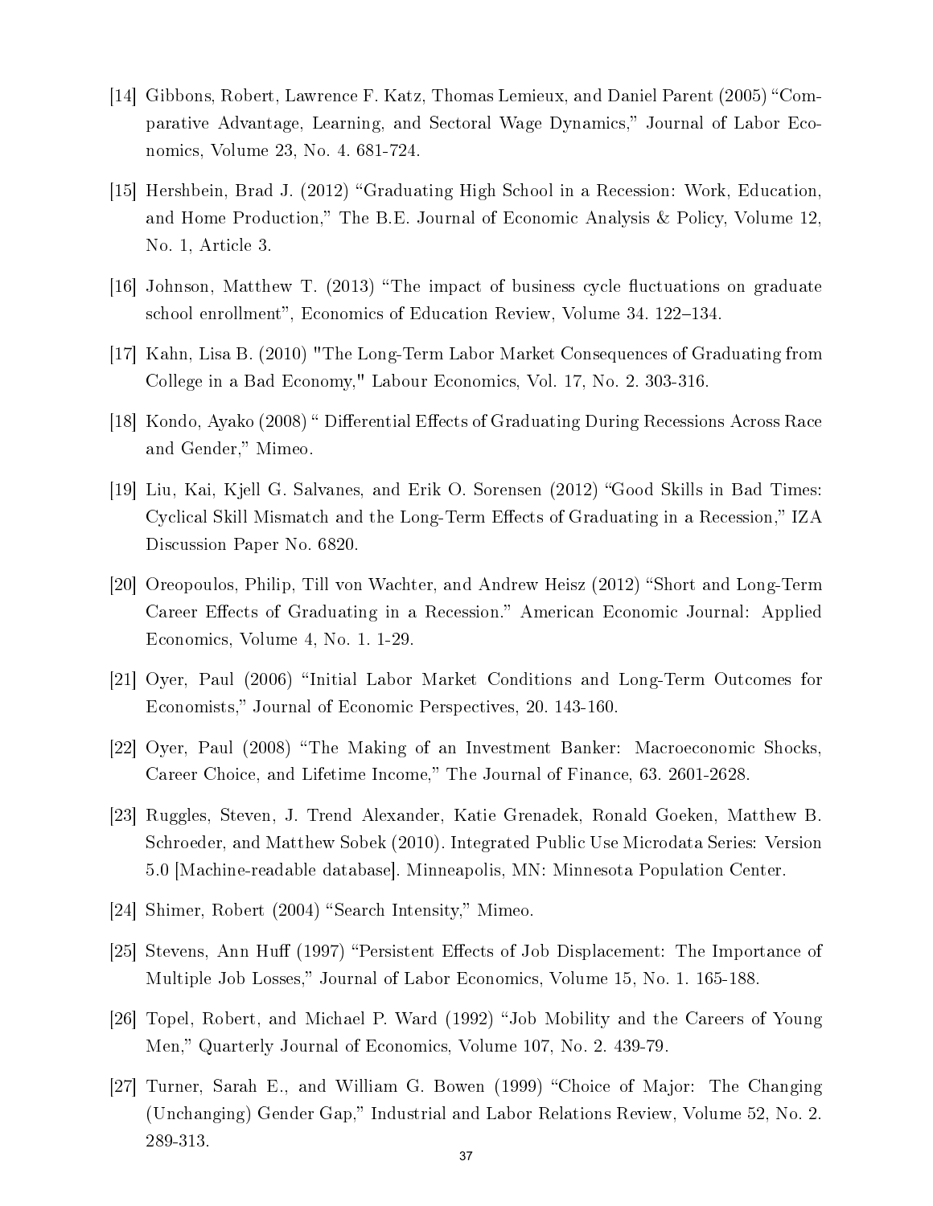[14] Gibbons, Robert, Lawrence F. Katz, Thomas Lemieux, and Daniel Parent (2005) "Comparative Advantage, Learning, and Sectoral Wage Dynamics," Journal of Labor Economics, Volume 23, No. 4. 681-724.

[15] Hershbein, Brad J. (2012) "Graduating High School in a Recession: Work, Education, and Home Production," The B.E. Journal of Economic Analysis & Policy, Volume 12, No. 1, Article 3.

[16] Johnson, Matthew T. (2013) "The impact of business cycle fluctuations on graduate school enrollment", Economics of Education Review, Volume 34. 122–134.

[17] Kahn, Lisa B. (2010) "The Long-Term Labor Market Consequences of Graduating from College in a Bad Economy," Labour Economics, Vol. 17, No. 2. 303-316.

[18] Kondo, Ayako (2008) " Differential Effects of Graduating During Recessions Across Race and Gender," Mimeo.

[19] Liu, Kai, Kjell G. Salvanes, and Erik O. Sorensen (2012) "Good Skills in Bad Times: Cyclical Skill Mismatch and the Long-Term Effects of Graduating in a Recession," IZA Discussion Paper No. 6820.

[20] Oreopoulos, Philip, Till von Wachter, and Andrew Heisz (2012) "Short and Long-Term Career Effects of Graduating in a Recession." American Economic Journal: Applied Economics, Volume 4, No. 1. 1-29.

[21] Oyer, Paul (2006) "Initial Labor Market Conditions and Long-Term Outcomes for Economists," Journal of Economic Perspectives, 20. 143-160.

[22] Oyer, Paul (2008) "The Making of an Investment Banker: Macroeconomic Shocks, Career Choice, and Lifetime Income," The Journal of Finance, 63. 2601-2628.

[23] Ruggles, Steven, J. Trend Alexander, Katie Grenadek, Ronald Goeken, Matthew B. Schroeder, and Matthew Sobek (2010). Integrated Public Use Microdata Series: Version 5.0 [Machine-readable database]. Minneapolis, MN: Minnesota Population Center.

[24] Shimer, Robert (2004) "Search Intensity," Mimeo.

[25] Stevens, Ann Huff (1997) "Persistent Effects of Job Displacement: The Importance of Multiple Job Losses," Journal of Labor Economics, Volume 15, No. 1. 165-188.

[26] Topel, Robert, and Michael P. Ward (1992) "Job Mobility and the Careers of Young Men," Quarterly Journal of Economics, Volume 107, No. 2. 439-79.

[27] Turner, Sarah E., and William G. Bowen (1999) "Choice of Major: The Changing (Unchanging) Gender Gap," Industrial and Labor Relations Review, Volume 52, No. 2. 289-313.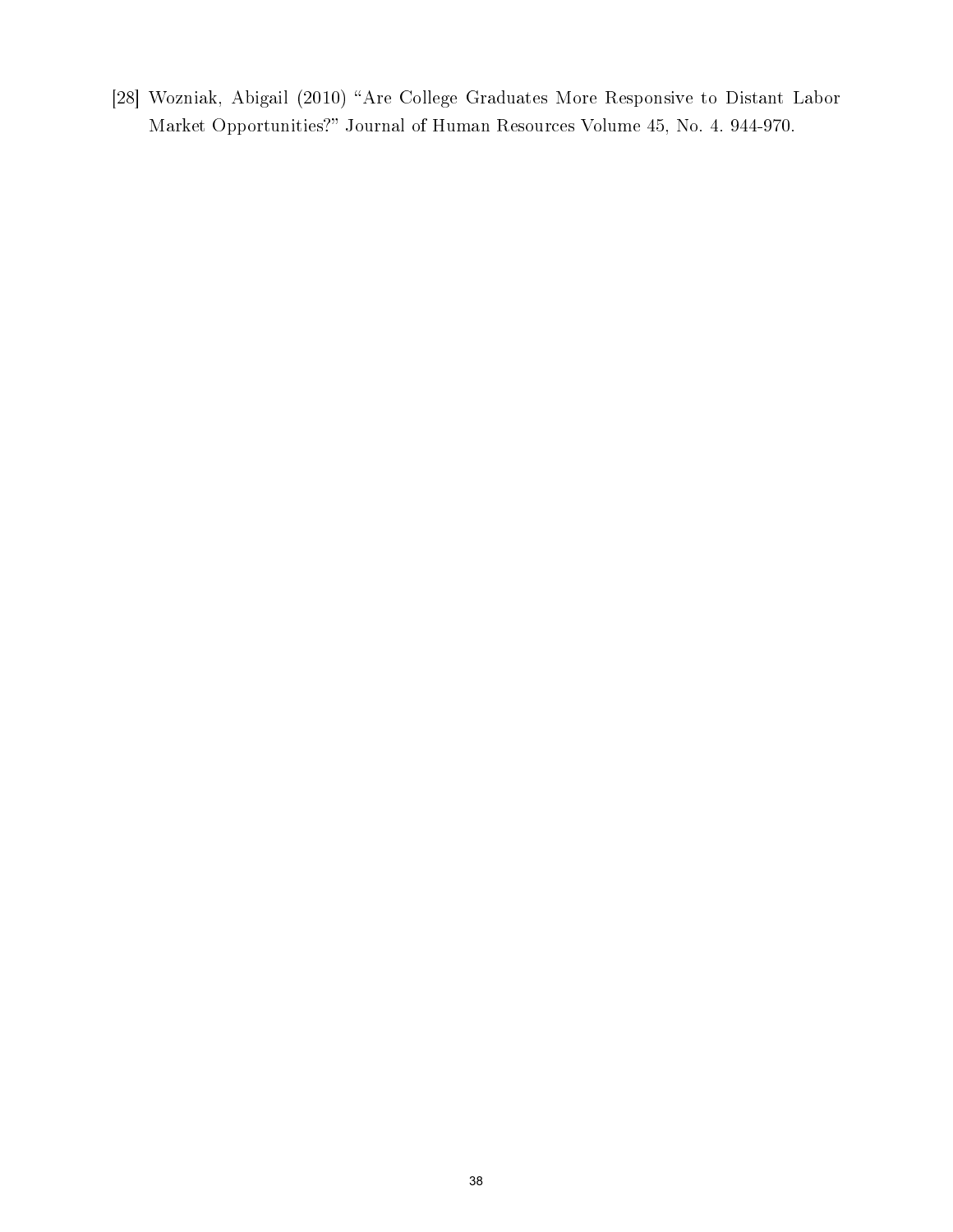[28] Wozniak, Abigail (2010) "Are College Graduates More Responsive to Distant Labor Market Opportunities?" Journal of Human Resources Volume 45, No. 4. 944-970.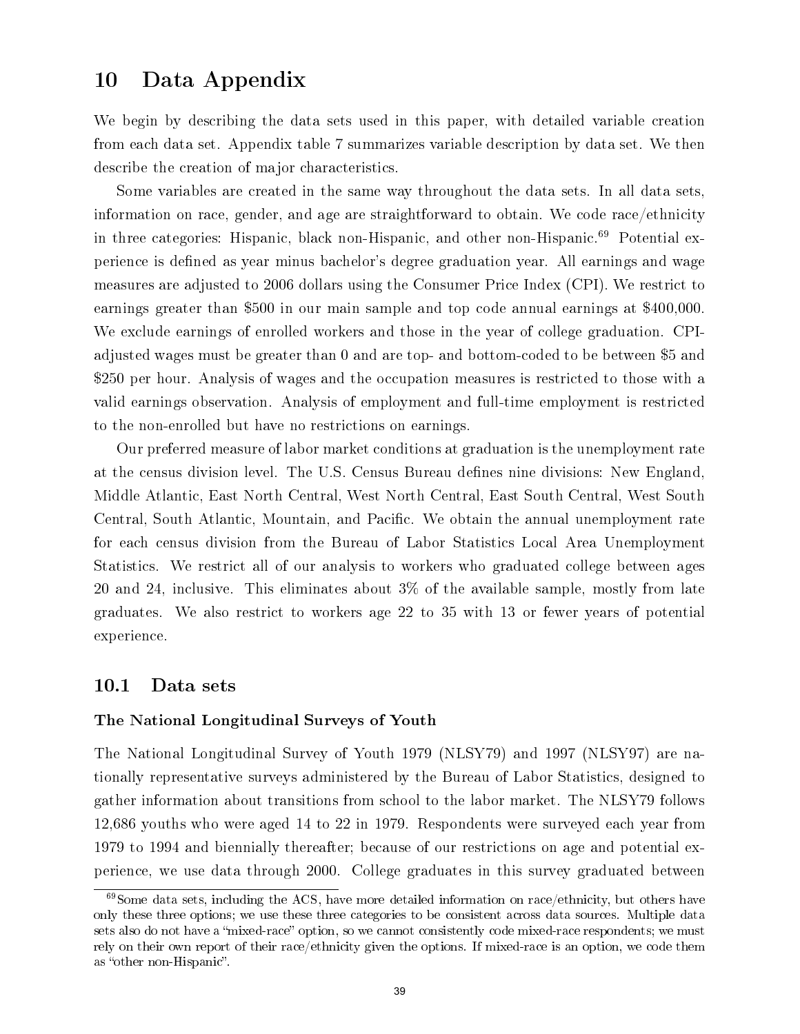# 10 Data Appendix

We begin by describing the data sets used in this paper, with detailed variable creation from each data set. Appendix table 7 summarizes variable description by data set. We then describe the creation of major characteristics.

Some variables are created in the same way throughout the data sets. In all data sets, information on race, gender, and age are straightforward to obtain. We code race/ethnicity in three categories: Hispanic, black non-Hispanic, and other non-Hispanic.[69] Potential experience is defined as year minus bachelor's degree graduation year. All earnings and wage measures are adjusted to 2006 dollars using the Consumer Price Index (CPI). We restrict to earnings greater than $500 in our main sample and top code annual earnings at $400,000. We exclude earnings of enrolled workers and those in the year of college graduation. CPI-adjusted wages must be greater than 0 and are top- and bottom-coded to be between $5 and $250 per hour. Analysis of wages and the occupation measures is restricted to those with a valid earnings observation. Analysis of employment and full-time employment is restricted to the non-enrolled but have no restrictions on earnings.

Our preferred measure of labor market conditions at graduation is the unemployment rate at the census division level. The U.S. Census Bureau defines nine divisions: New England, Middle Atlantic, East North Central, West North Central, East South Central, West South Central, South Atlantic, Mountain, and Pacific. We obtain the annual unemployment rate for each census division from the Bureau of Labor Statistics Local Area Unemployment Statistics. We restrict all of our analysis to workers who graduated college between ages 20 and 24, inclusive. This eliminates about 3% of the available sample, mostly from late graduates. We also restrict to workers age 22 to 35 with 13 or fewer years of potential experience.

## 10.1 Data sets

### The National Longitudinal Surveys of Youth

The National Longitudinal Survey of Youth 1979 (NLSY79) and 1997 (NLSY97) are nationally representative surveys administered by the Bureau of Labor Statistics, designed to gather information about transitions from school to the labor market. The NLSY79 follows 12,686 youths who were aged 14 to 22 in 1979. Respondents were surveyed each year from 1979 to 1994 and biennially thereafter; because of our restrictions on age and potential experience, we use data through 2000. College graduates in this survey graduated between

[69] Some data sets, including the ACS, have more detailed information on race/ethnicity, but others have only these three options; we use these three categories to be consistent across data sources. Multiple data sets also do not have a "mixed-race" option, so we cannot consistently code mixed-race respondents; we must rely on their own report of their race/ethnicity given the options. If mixed-race is an option, we code them as "other non-Hispanic".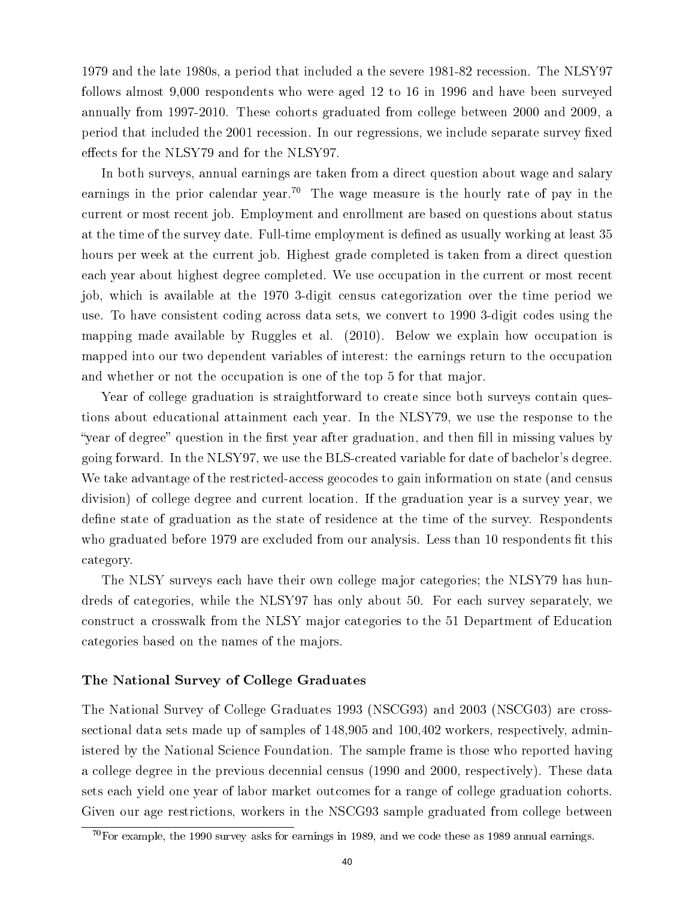1979 and the late 1980s, a period that included a the severe 1981-82 recession. The NLSY97 follows almost 9,000 respondents who were aged 12 to 16 in 1996 and have been surveyed annually from 1997-2010. These cohorts graduated from college between 2000 and 2009, a period that included the 2001 recession. In our regressions, we include separate survey fixed effects for the NLSY79 and for the NLSY97.

In both surveys, annual earnings are taken from a direct question about wage and salary earnings in the prior calendar year.[70] The wage measure is the hourly rate of pay in the current or most recent job. Employment and enrollment are based on questions about status at the time of the survey date. Full-time employment is defined as usually working at least 35 hours per week at the current job. Highest grade completed is taken from a direct question each year about highest degree completed. We use occupation in the current or most recent job, which is available at the 1970 3-digit census categorization over the time period we use. To have consistent coding across data sets, we convert to 1990 3-digit codes using the mapping made available by Ruggles et al. (2010). Below we explain how occupation is mapped into our two dependent variables of interest: the earnings return to the occupation and whether or not the occupation is one of the top 5 for that major.

Year of college graduation is straightforward to create since both surveys contain questions about educational attainment each year. In the NLSY79, we use the response to the "year of degree" question in the first year after graduation, and then fill in missing values by going forward. In the NLSY97, we use the BLS-created variable for date of bachelor's degree. We take advantage of the restricted-access geocodes to gain information on state (and census division) of college degree and current location. If the graduation year is a survey year, we define state of graduation as the state of residence at the time of the survey. Respondents who graduated before 1979 are excluded from our analysis. Less than 10 respondents fit this category.

The NLSY surveys each have their own college major categories; the NLSY79 has hundreds of categories, while the NLSY97 has only about 50. For each survey separately, we construct a crosswalk from the NLSY major categories to the 51 Department of Education categories based on the names of the majors.

### The National Survey of College Graduates

The National Survey of College Graduates 1993 (NSCG93) and 2003 (NSCG03) are cross-sectional data sets made up of samples of 148,905 and 100,402 workers, respectively, administered by the National Science Foundation. The sample frame is those who reported having a college degree in the previous decennial census (1990 and 2000, respectively). These data sets each yield one year of labor market outcomes for a range of college graduation cohorts. Given our age restrictions, workers in the NSCG93 sample graduated from college between

[70] For example, the 1990 survey asks for earnings in 1989, and we code these as 1989 annual earnings.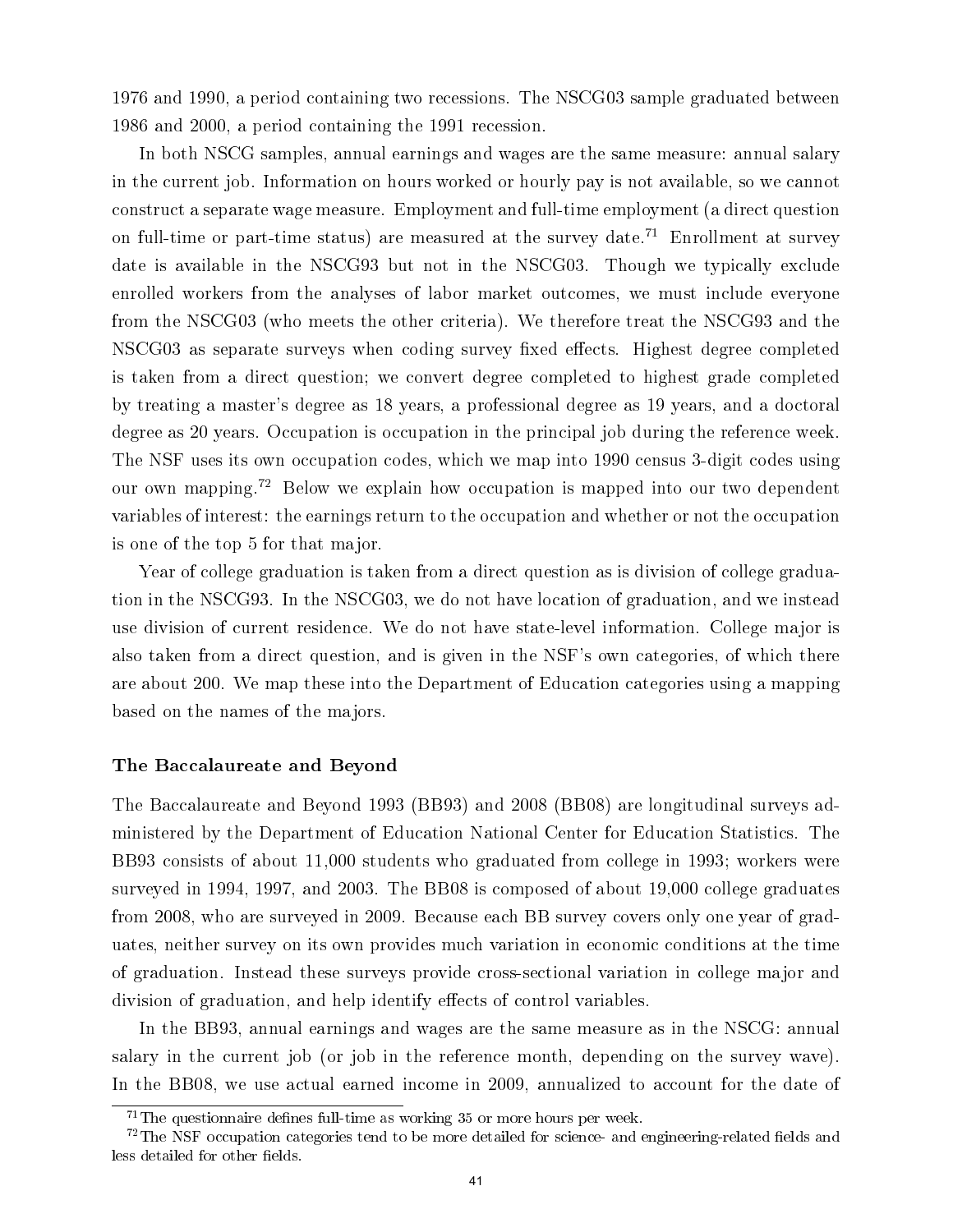1976 and 1990, a period containing two recessions. The NSCG03 sample graduated between 1986 and 2000, a period containing the 1991 recession.

In both NSCG samples, annual earnings and wages are the same measure: annual salary in the current job. Information on hours worked or hourly pay is not available, so we cannot construct a separate wage measure. Employment and full-time employment (a direct question on full-time or part-time status) are measured at the survey date.[71] Enrollment at survey date is available in the NSCG93 but not in the NSCG03. Though we typically exclude enrolled workers from the analyses of labor market outcomes, we must include everyone from the NSCG03 (who meets the other criteria). We therefore treat the NSCG93 and the NSCG03 as separate surveys when coding survey fixed effects. Highest degree completed is taken from a direct question; we convert degree completed to highest grade completed by treating a master's degree as 18 years, a professional degree as 19 years, and a doctoral degree as 20 years. Occupation is occupation in the principal job during the reference week. The NSF uses its own occupation codes, which we map into 1990 census 3-digit codes using our own mapping.[72] Below we explain how occupation is mapped into our two dependent variables of interest: the earnings return to the occupation and whether or not the occupation is one of the top 5 for that major.

Year of college graduation is taken from a direct question as is division of college graduation in the NSCG93. In the NSCG03, we do not have location of graduation, and we instead use division of current residence. We do not have state-level information. College major is also taken from a direct question, and is given in the NSF's own categories, of which there are about 200. We map these into the Department of Education categories using a mapping based on the names of the majors.

### The Baccalaureate and Beyond

The Baccalaureate and Beyond 1993 (BB93) and 2008 (BB08) are longitudinal surveys administered by the Department of Education National Center for Education Statistics. The BB93 consists of about 11,000 students who graduated from college in 1993; workers were surveyed in 1994, 1997, and 2003. The BB08 is composed of about 19,000 college graduates from 2008, who are surveyed in 2009. Because each BB survey covers only one year of graduates, neither survey on its own provides much variation in economic conditions at the time of graduation. Instead these surveys provide cross-sectional variation in college major and division of graduation, and help identify effects of control variables.

In the BB93, annual earnings and wages are the same measure as in the NSCG: annual salary in the current job (or job in the reference month, depending on the survey wave). In the BB08, we use actual earned income in 2009, annualized to account for the date of

[71] The questionnaire defines full-time as working 35 or more hours per week.

[72] The NSF occupation categories tend to be more detailed for science- and engineering-related fields and less detailed for other fields.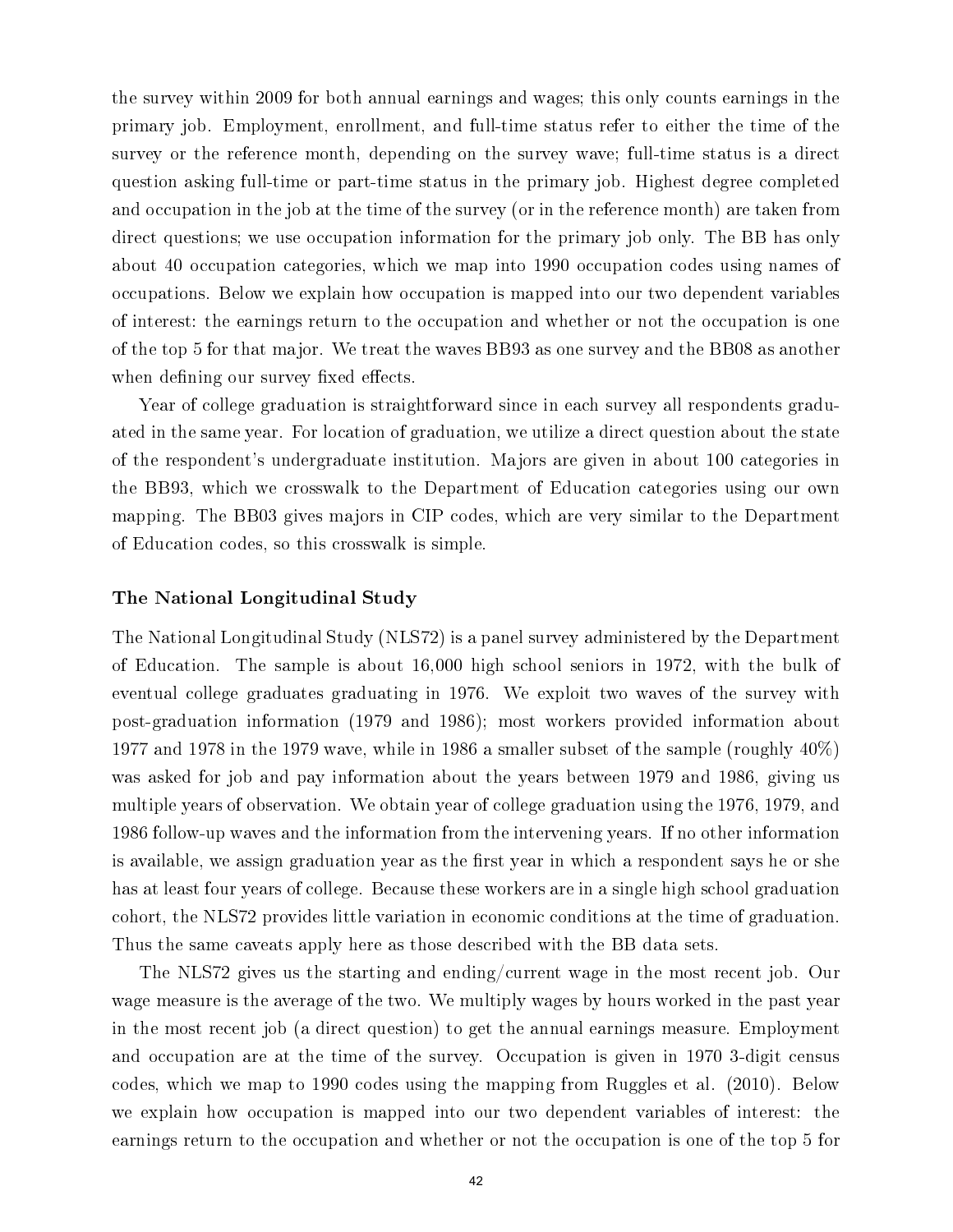the survey within 2009 for both annual earnings and wages; this only counts earnings in the primary job. Employment, enrollment, and full-time status refer to either the time of the survey or the reference month, depending on the survey wave; full-time status is a direct question asking full-time or part-time status in the primary job. Highest degree completed and occupation in the job at the time of the survey (or in the reference month) are taken from direct questions; we use occupation information for the primary job only. The BB has only about 40 occupation categories, which we map into 1990 occupation codes using names of occupations. Below we explain how occupation is mapped into our two dependent variables of interest: the earnings return to the occupation and whether or not the occupation is one of the top 5 for that major. We treat the waves BB93 as one survey and the BB08 as another when defining our survey fixed effects.

Year of college graduation is straightforward since in each survey all respondents graduated in the same year. For location of graduation, we utilize a direct question about the state of the respondent's undergraduate institution. Majors are given in about 100 categories in the BB93, which we crosswalk to the Department of Education categories using our own mapping. The BB03 gives majors in CIP codes, which are very similar to the Department of Education codes, so this crosswalk is simple.

### The National Longitudinal Study

The National Longitudinal Study (NLS72) is a panel survey administered by the Department of Education. The sample is about 16,000 high school seniors in 1972, with the bulk of eventual college graduates graduating in 1976. We exploit two waves of the survey with post-graduation information (1979 and 1986); most workers provided information about 1977 and 1978 in the 1979 wave, while in 1986 a smaller subset of the sample (roughly 40%) was asked for job and pay information about the years between 1979 and 1986, giving us multiple years of observation. We obtain year of college graduation using the 1976, 1979, and 1986 follow-up waves and the information from the intervening years. If no other information is available, we assign graduation year as the first year in which a respondent says he or she has at least four years of college. Because these workers are in a single high school graduation cohort, the NLS72 provides little variation in economic conditions at the time of graduation. Thus the same caveats apply here as those described with the BB data sets.

The NLS72 gives us the starting and ending/current wage in the most recent job. Our wage measure is the average of the two. We multiply wages by hours worked in the past year in the most recent job (a direct question) to get the annual earnings measure. Employment and occupation are at the time of the survey. Occupation is given in 1970 3-digit census codes, which we map to 1990 codes using the mapping from Ruggles et al. (2010). Below we explain how occupation is mapped into our two dependent variables of interest: the earnings return to the occupation and whether or not the occupation is one of the top 5 for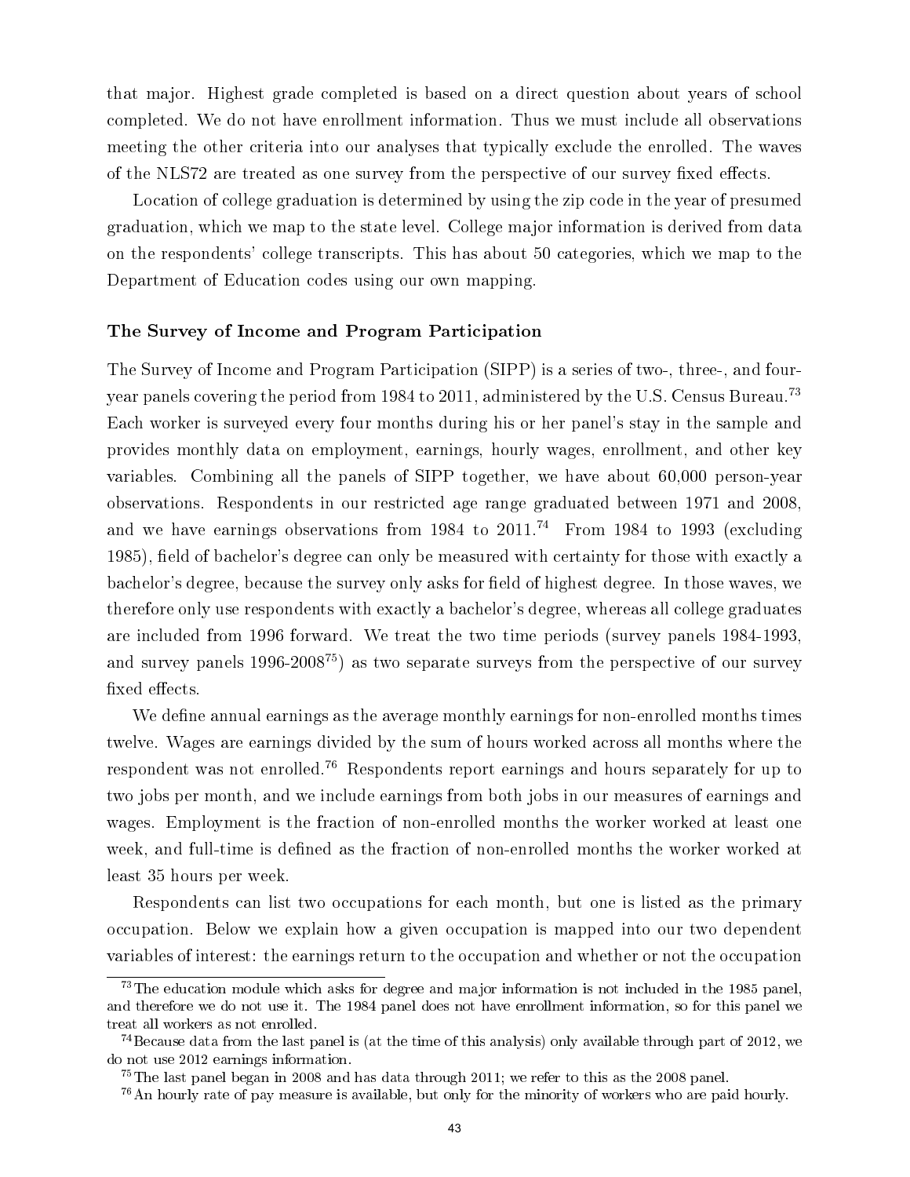that major. Highest grade completed is based on a direct question about years of school completed. We do not have enrollment information. Thus we must include all observations meeting the other criteria into our analyses that typically exclude the enrolled. The waves of the NLS72 are treated as one survey from the perspective of our survey fixed effects.

Location of college graduation is determined by using the zip code in the year of presumed graduation, which we map to the state level. College major information is derived from data on the respondents' college transcripts. This has about 50 categories, which we map to the Department of Education codes using our own mapping.

### The Survey of Income and Program Participation

The Survey of Income and Program Participation (SIPP) is a series of two-, three-, and four-year panels covering the period from 1984 to 2011, administered by the U.S. Census Bureau.[73] Each worker is surveyed every four months during his or her panel's stay in the sample and provides monthly data on employment, earnings, hourly wages, enrollment, and other key variables. Combining all the panels of SIPP together, we have about 60,000 person-year observations. Respondents in our restricted age range graduated between 1971 and 2008, and we have earnings observations from 1984 to 2011.[74] From 1984 to 1993 (excluding 1985), field of bachelor's degree can only be measured with certainty for those with exactly a bachelor's degree, because the survey only asks for field of highest degree. In those waves, we therefore only use respondents with exactly a bachelor's degree, whereas all college graduates are included from 1996 forward. We treat the two time periods (survey panels 1984-1993, and survey panels 1996-2008[75]) as two separate surveys from the perspective of our survey fixed effects.

We define annual earnings as the average monthly earnings for non-enrolled months times twelve. Wages are earnings divided by the sum of hours worked across all months where the respondent was not enrolled.[76] Respondents report earnings and hours separately for up to two jobs per month, and we include earnings from both jobs in our measures of earnings and wages. Employment is the fraction of non-enrolled months the worker worked at least one week, and full-time is defined as the fraction of non-enrolled months the worker worked at least 35 hours per week.

Respondents can list two occupations for each month, but one is listed as the primary occupation. Below we explain how a given occupation is mapped into our two dependent variables of interest: the earnings return to the occupation and whether or not the occupation

---

[73] The education module which asks for degree and major information is not included in the 1985 panel, and therefore we do not use it. The 1984 panel does not have enrollment information, so for this panel we treat all workers as not enrolled.

[74] Because data from the last panel is (at the time of this analysis) only available through part of 2012, we do not use 2012 earnings information.

[75] The last panel began in 2008 and has data through 2011; we refer to this as the 2008 panel.

[76] An hourly rate of pay measure is available, but only for the minority of workers who are paid hourly.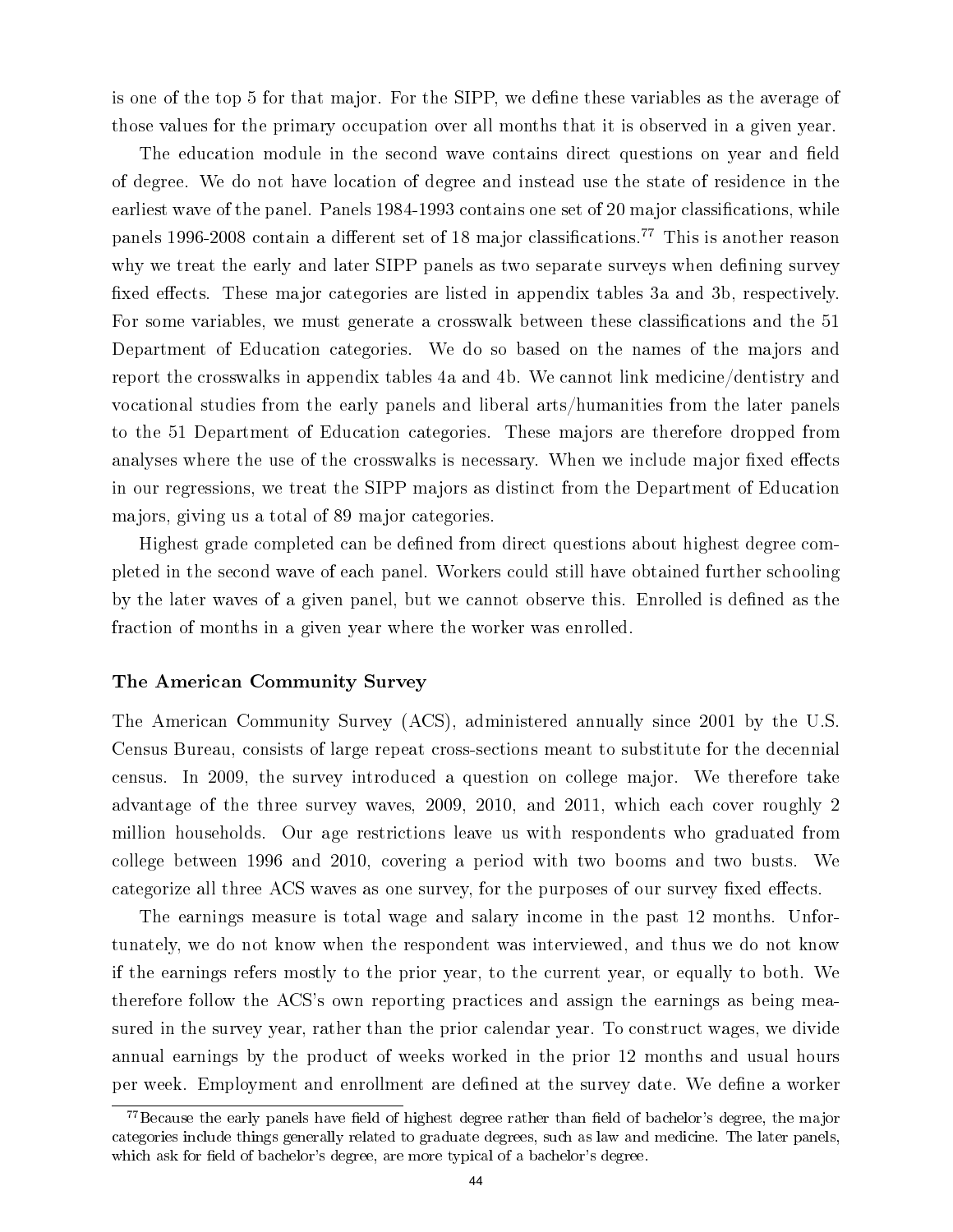is one of the top 5 for that major. For the SIPP, we define these variables as the average of those values for the primary occupation over all months that it is observed in a given year.

The education module in the second wave contains direct questions on year and field of degree. We do not have location of degree and instead use the state of residence in the earliest wave of the panel. Panels 1984-1993 contains one set of 20 major classifications, while panels 1996-2008 contain a different set of 18 major classifications.[77] This is another reason why we treat the early and later SIPP panels as two separate surveys when defining survey fixed effects. These major categories are listed in appendix tables 3a and 3b, respectively. For some variables, we must generate a crosswalk between these classifications and the 51 Department of Education categories. We do so based on the names of the majors and report the crosswalks in appendix tables 4a and 4b. We cannot link medicine/dentistry and vocational studies from the early panels and liberal arts/humanities from the later panels to the 51 Department of Education categories. These majors are therefore dropped from analyses where the use of the crosswalks is necessary. When we include major fixed effects in our regressions, we treat the SIPP majors as distinct from the Department of Education majors, giving us a total of 89 major categories.

Highest grade completed can be defined from direct questions about highest degree completed in the second wave of each panel. Workers could still have obtained further schooling by the later waves of a given panel, but we cannot observe this. Enrolled is defined as the fraction of months in a given year where the worker was enrolled.

### The American Community Survey

The American Community Survey (ACS), administered annually since 2001 by the U.S. Census Bureau, consists of large repeat cross-sections meant to substitute for the decennial census. In 2009, the survey introduced a question on college major. We therefore take advantage of the three survey waves, 2009, 2010, and 2011, which each cover roughly 2 million households. Our age restrictions leave us with respondents who graduated from college between 1996 and 2010, covering a period with two booms and two busts. We categorize all three ACS waves as one survey, for the purposes of our survey fixed effects.

The earnings measure is total wage and salary income in the past 12 months. Unfortunately, we do not know when the respondent was interviewed, and thus we do not know if the earnings refers mostly to the prior year, to the current year, or equally to both. We therefore follow the ACS's own reporting practices and assign the earnings as being measured in the survey year, rather than the prior calendar year. To construct wages, we divide annual earnings by the product of weeks worked in the prior 12 months and usual hours per week. Employment and enrollment are defined at the survey date. We define a worker

[77] Because the early panels have field of highest degree rather than field of bachelor's degree, the major categories include things generally related to graduate degrees, such as law and medicine. The later panels, which ask for field of bachelor's degree, are more typical of a bachelor's degree.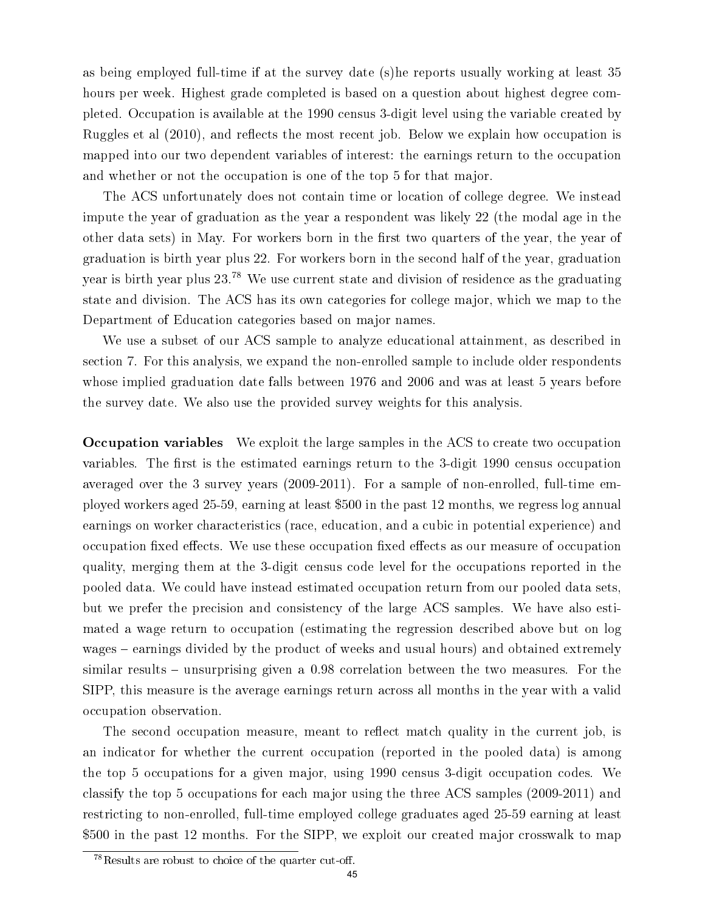as being employed full-time if at the survey date (s)he reports usually working at least 35 hours per week. Highest grade completed is based on a question about highest degree completed. Occupation is available at the 1990 census 3-digit level using the variable created by Ruggles et al (2010), and reflects the most recent job. Below we explain how occupation is mapped into our two dependent variables of interest: the earnings return to the occupation and whether or not the occupation is one of the top 5 for that major.

The ACS unfortunately does not contain time or location of college degree. We instead impute the year of graduation as the year a respondent was likely 22 (the modal age in the other data sets) in May. For workers born in the first two quarters of the year, the year of graduation is birth year plus 22. For workers born in the second half of the year, graduation year is birth year plus 23.[78] We use current state and division of residence as the graduating state and division. The ACS has its own categories for college major, which we map to the Department of Education categories based on major names.

We use a subset of our ACS sample to analyze educational attainment, as described in section 7. For this analysis, we expand the non-enrolled sample to include older respondents whose implied graduation date falls between 1976 and 2006 and was at least 5 years before the survey date. We also use the provided survey weights for this analysis.

**Occupation variables** We exploit the large samples in the ACS to create two occupation variables. The first is the estimated earnings return to the 3-digit 1990 census occupation averaged over the 3 survey years (2009-2011). For a sample of non-enrolled, full-time employed workers aged 25-59, earning at least \$500 in the past 12 months, we regress log annual earnings on worker characteristics (race, education, and a cubic in potential experience) and occupation fixed effects. We use these occupation fixed effects as our measure of occupation quality, merging them at the 3-digit census code level for the occupations reported in the pooled data. We could have instead estimated occupation return from our pooled data sets, but we prefer the precision and consistency of the large ACS samples. We have also estimated a wage return to occupation (estimating the regression described above but on log wages – earnings divided by the product of weeks and usual hours) and obtained extremely similar results – unsurprising given a 0.98 correlation between the two measures. For the SIPP, this measure is the average earnings return across all months in the year with a valid occupation observation.

The second occupation measure, meant to reflect match quality in the current job, is an indicator for whether the current occupation (reported in the pooled data) is among the top 5 occupations for a given major, using 1990 census 3-digit occupation codes. We classify the top 5 occupations for each major using the three ACS samples (2009-2011) and restricting to non-enrolled, full-time employed college graduates aged 25-59 earning at least \$500 in the past 12 months. For the SIPP, we exploit our created major crosswalk to map

[78] Results are robust to choice of the quarter cut-off.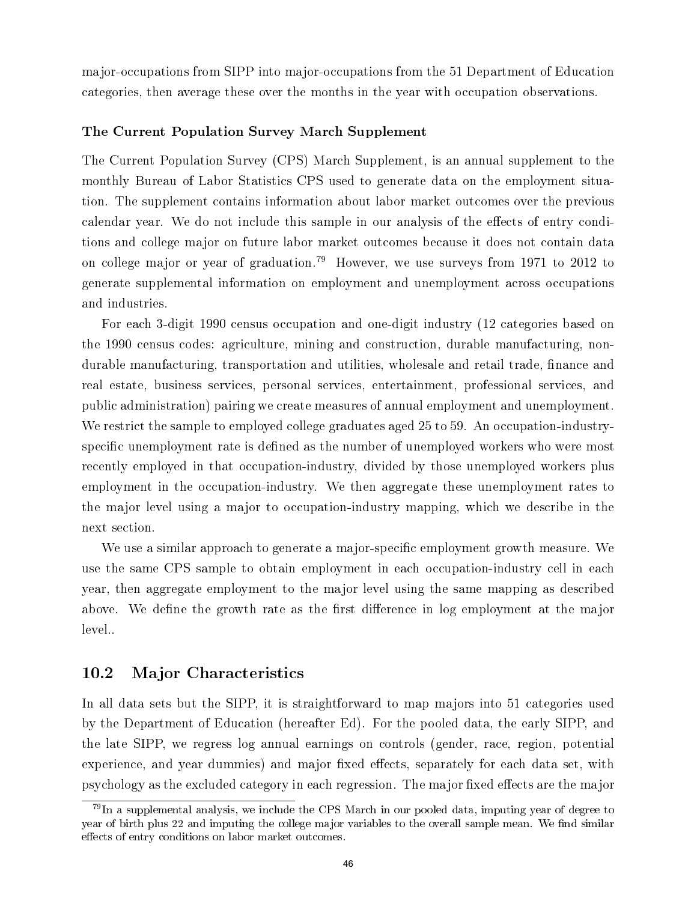major-occupations from SIPP into major-occupations from the 51 Department of Education categories, then average these over the months in the year with occupation observations.

### The Current Population Survey March Supplement

The Current Population Survey (CPS) March Supplement, is an annual supplement to the monthly Bureau of Labor Statistics CPS used to generate data on the employment situation. The supplement contains information about labor market outcomes over the previous calendar year. We do not include this sample in our analysis of the effects of entry conditions and college major on future labor market outcomes because it does not contain data on college major or year of graduation.[79] However, we use surveys from 1971 to 2012 to generate supplemental information on employment and unemployment across occupations and industries.

For each 3-digit 1990 census occupation and one-digit industry (12 categories based on the 1990 census codes: agriculture, mining and construction, durable manufacturing, nondurable manufacturing, transportation and utilities, wholesale and retail trade, finance and real estate, business services, personal services, entertainment, professional services, and public administration) pairing we create measures of annual employment and unemployment. We restrict the sample to employed college graduates aged 25 to 59. An occupation-industry-specific unemployment rate is defined as the number of unemployed workers who were most recently employed in that occupation-industry, divided by those unemployed workers plus employment in the occupation-industry. We then aggregate these unemployment rates to the major level using a major to occupation-industry mapping, which we describe in the next section.

We use a similar approach to generate a major-specific employment growth measure. We use the same CPS sample to obtain employment in each occupation-industry cell in each year, then aggregate employment to the major level using the same mapping as described above. We define the growth rate as the first difference in log employment at the major level..

## 10.2 Major Characteristics

In all data sets but the SIPP, it is straightforward to map majors into 51 categories used by the Department of Education (hereafter Ed). For the pooled data, the early SIPP, and the late SIPP, we regress log annual earnings on controls (gender, race, region, potential experience, and year dummies) and major fixed effects, separately for each data set, with psychology as the excluded category in each regression. The major fixed effects are the major

[79] In a supplemental analysis, we include the CPS March in our pooled data, imputing year of degree to year of birth plus 22 and imputing the college major variables to the overall sample mean. We find similar effects of entry conditions on labor market outcomes.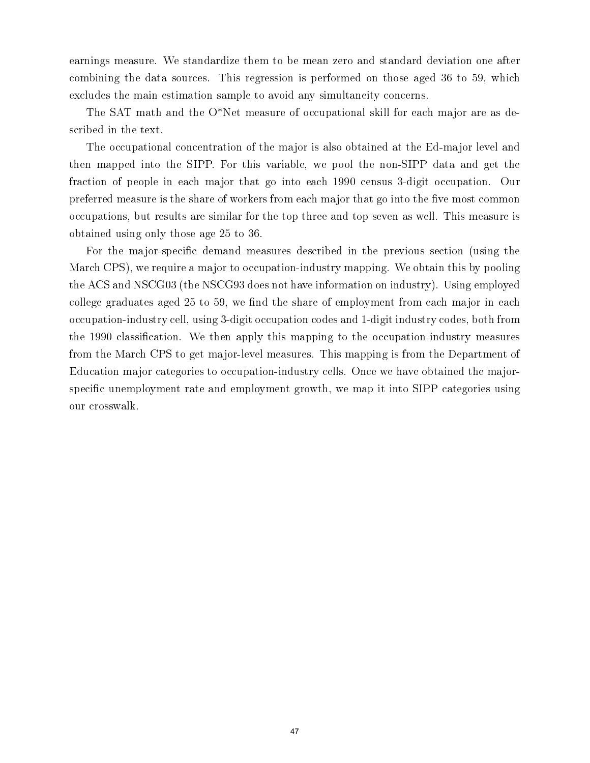earnings measure. We standardize them to be mean zero and standard deviation one after combining the data sources. This regression is performed on those aged 36 to 59, which excludes the main estimation sample to avoid any simultaneity concerns.

The SAT math and the O*Net measure of occupational skill for each major are as described in the text.

The occupational concentration of the major is also obtained at the Ed-major level and then mapped into the SIPP. For this variable, we pool the non-SIPP data and get the fraction of people in each major that go into each 1990 census 3-digit occupation. Our preferred measure is the share of workers from each major that go into the five most common occupations, but results are similar for the top three and top seven as well. This measure is obtained using only those age 25 to 36.

For the major-specific demand measures described in the previous section (using the March CPS), we require a major to occupation-industry mapping. We obtain this by pooling the ACS and NSCG03 (the NSCG93 does not have information on industry). Using employed college graduates aged 25 to 59, we find the share of employment from each major in each occupation-industry cell, using 3-digit occupation codes and 1-digit industry codes, both from the 1990 classification. We then apply this mapping to the occupation-industry measures from the March CPS to get major-level measures. This mapping is from the Department of Education major categories to occupation-industry cells. Once we have obtained the major-specific unemployment rate and employment growth, we map it into SIPP categories using our crosswalk.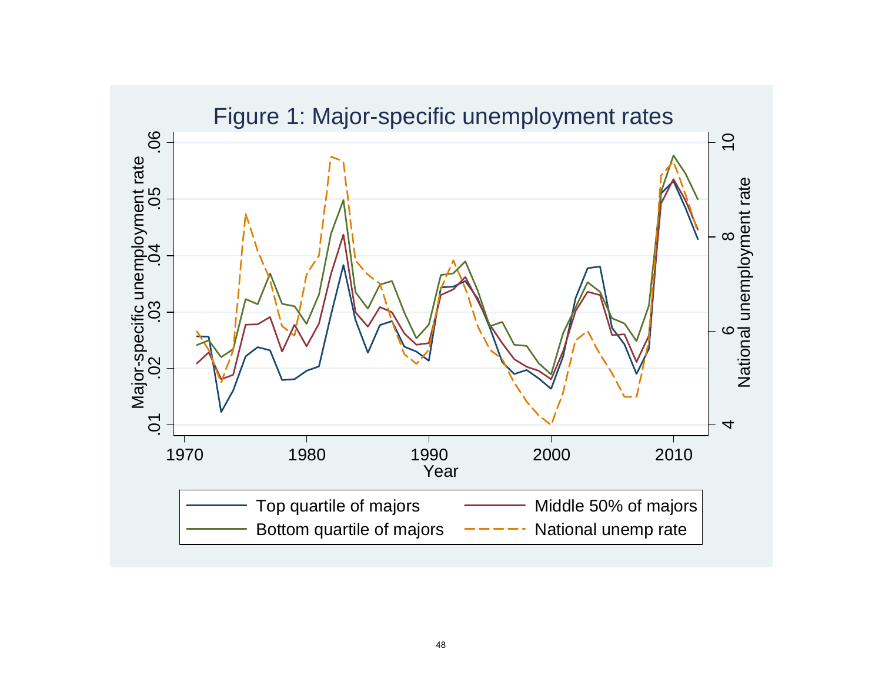Figure 1: Major-specific unemployment rates

Major-specific unemployment rate

National unemployment rate

Year

Top quartile of majors — Middle 50% of majors — Bottom quartile of majors — National unemp rate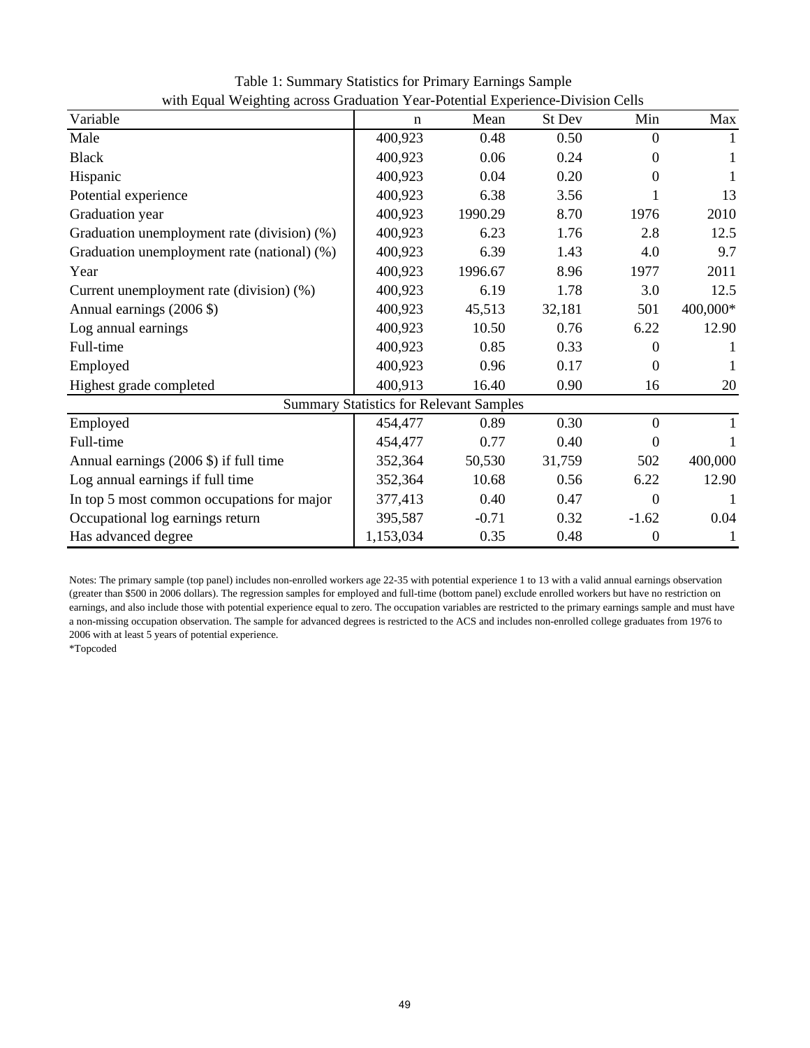Table 1: Summary Statistics for Primary Earnings Sample
with Equal Weighting across Graduation Year-Potential Experience-Division Cells

| Variable | n | Mean | St Dev | Min | Max |
|---|---|---|---|---|---|
| Male | 400,923 | 0.48 | 0.50 | 0 | 1 |
| Black | 400,923 | 0.06 | 0.24 | 0 | 1 |
| Hispanic | 400,923 | 0.04 | 0.20 | 0 | 1 |
| Potential experience | 400,923 | 6.38 | 3.56 | 1 | 13 |
| Graduation year | 400,923 | 1990.29 | 8.70 | 1976 | 2010 |
| Graduation unemployment rate (division) (%) | 400,923 | 6.23 | 1.76 | 2.8 | 12.5 |
| Graduation unemployment rate (national) (%) | 400,923 | 6.39 | 1.43 | 4.0 | 9.7 |
| Year | 400,923 | 1996.67 | 8.96 | 1977 | 2011 |
| Current unemployment rate (division) (%) | 400,923 | 6.19 | 1.78 | 3.0 | 12.5 |
| Annual earnings (2006 $) | 400,923 | 45,513 | 32,181 | 501 | 400,000* |
| Log annual earnings | 400,923 | 10.50 | 0.76 | 6.22 | 12.90 |
| Full-time | 400,923 | 0.85 | 0.33 | 0 | 1 |
| Employed | 400,923 | 0.96 | 0.17 | 0 | 1 |
| Highest grade completed | 400,913 | 16.40 | 0.90 | 16 | 20 |
| **Summary Statistics for Relevant Samples** | | | | | |
| Employed | 454,477 | 0.89 | 0.30 | 0 | 1 |
| Full-time | 454,477 | 0.77 | 0.40 | 0 | 1 |
| Annual earnings (2006 $) if full time | 352,364 | 50,530 | 31,759 | 502 | 400,000 |
| Log annual earnings if full time | 352,364 | 10.68 | 0.56 | 6.22 | 12.90 |
| In top 5 most common occupations for major | 377,413 | 0.40 | 0.47 | 0 | 1 |
| Occupational log earnings return | 395,587 | -0.71 | 0.32 | -1.62 | 0.04 |
| Has advanced degree | 1,153,034 | 0.35 | 0.48 | 0 | 1 |

Notes: The primary sample (top panel) includes non-enrolled workers age 22-35 with potential experience 1 to 13 with a valid annual earnings observation (greater than $500 in 2006 dollars). The regression samples for employed and full-time (bottom panel) exclude enrolled workers but have no restriction on earnings, and also include those with potential experience equal to zero. The occupation variables are restricted to the primary earnings sample and must have a non-missing occupation observation. The sample for advanced degrees is restricted to the ACS and includes non-enrolled college graduates from 1976 to 2006 with at least 5 years of potential experience.
*Topcoded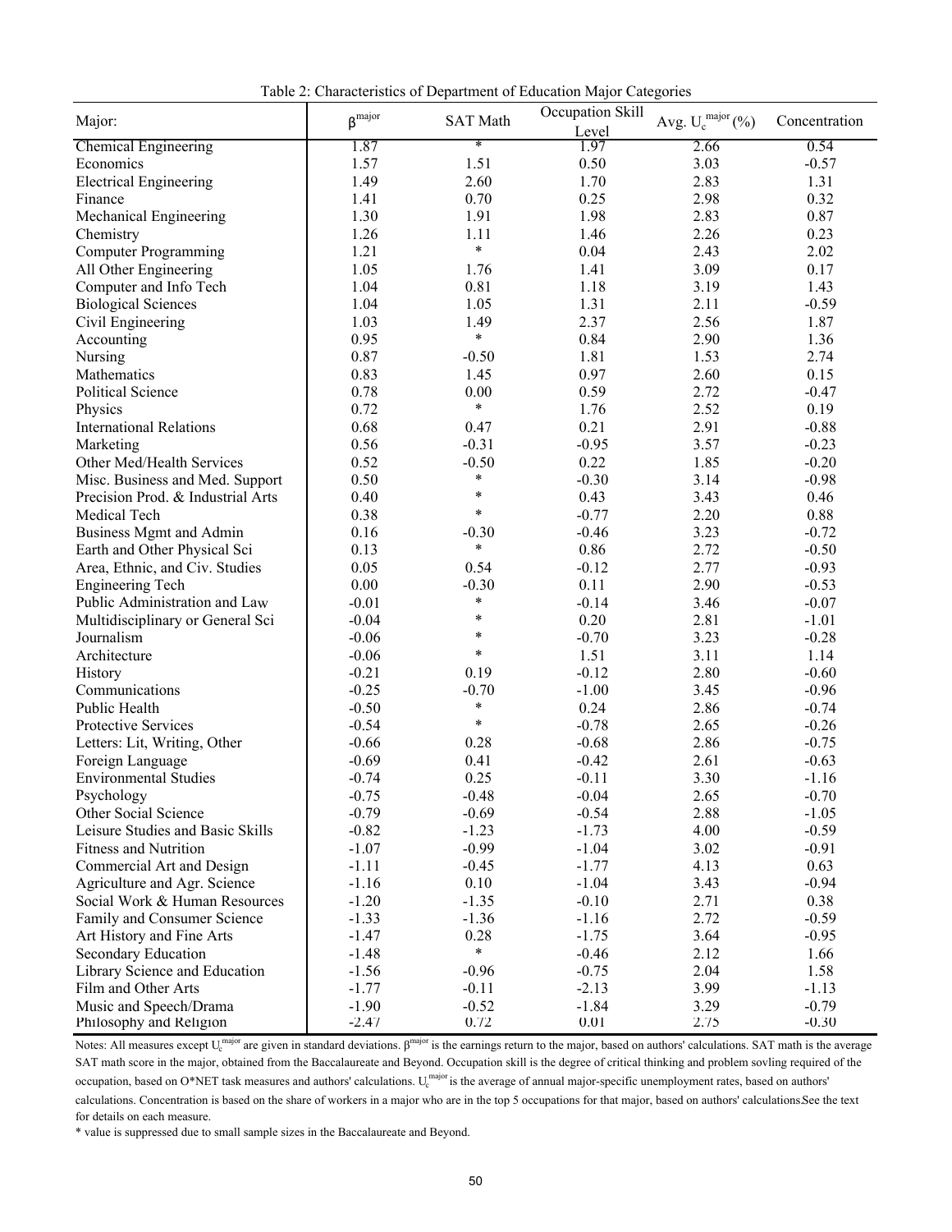Table 2: Characteristics of Department of Education Major Categories

| Major: | $\beta^{major}$ | SAT Math | Occupation Skill Level | Avg. $U_c^{major}$ (%) | Concentration |
|---|---|---|---|---|---|
| Chemical Engineering | 1.87 | * | 1.97 | 2.66 | 0.54 |
| Economics | 1.57 | 1.51 | 0.50 | 3.03 | -0.57 |
| Electrical Engineering | 1.49 | 2.60 | 1.70 | 2.83 | 1.31 |
| Finance | 1.41 | 0.70 | 0.25 | 2.98 | 0.32 |
| Mechanical Engineering | 1.30 | 1.91 | 1.98 | 2.83 | 0.87 |
| Chemistry | 1.26 | 1.11 | 1.46 | 2.26 | 0.23 |
| Computer Programming | 1.21 | * | 0.04 | 2.43 | 2.02 |
| All Other Engineering | 1.05 | 1.76 | 1.41 | 3.09 | 0.17 |
| Computer and Info Tech | 1.04 | 0.81 | 1.18 | 3.19 | 1.43 |
| Biological Sciences | 1.04 | 1.05 | 1.31 | 2.11 | -0.59 |
| Civil Engineering | 1.03 | 1.49 | 2.37 | 2.56 | 1.87 |
| Accounting | 0.95 | * | 0.84 | 2.90 | 1.36 |
| Nursing | 0.87 | -0.50 | 1.81 | 1.53 | 2.74 |
| Mathematics | 0.83 | 1.45 | 0.97 | 2.60 | 0.15 |
| Political Science | 0.78 | 0.00 | 0.59 | 2.72 | -0.47 |
| Physics | 0.72 | * | 1.76 | 2.52 | 0.19 |
| International Relations | 0.68 | 0.47 | 0.21 | 2.91 | -0.88 |
| Marketing | 0.56 | -0.31 | -0.95 | 3.57 | -0.23 |
| Other Med/Health Services | 0.52 | -0.50 | 0.22 | 1.85 | -0.20 |
| Misc. Business and Med. Support | 0.50 | * | -0.30 | 3.14 | -0.98 |
| Precision Prod. & Industrial Arts | 0.40 | * | 0.43 | 3.43 | 0.46 |
| Medical Tech | 0.38 | * | -0.77 | 2.20 | 0.88 |
| Business Mgmt and Admin | 0.16 | -0.30 | -0.46 | 3.23 | -0.72 |
| Earth and Other Physical Sci | 0.13 | * | 0.86 | 2.72 | -0.50 |
| Area, Ethnic, and Civ. Studies | 0.05 | 0.54 | -0.12 | 2.77 | -0.93 |
| Engineering Tech | 0.00 | -0.30 | 0.11 | 2.90 | -0.53 |
| Public Administration and Law | -0.01 | * | -0.14 | 3.46 | -0.07 |
| Multidisciplinary or General Sci | -0.04 | * | 0.20 | 2.81 | -1.01 |
| Journalism | -0.06 | * | -0.70 | 3.23 | -0.28 |
| Architecture | -0.06 | * | 1.51 | 3.11 | 1.14 |
| History | -0.21 | 0.19 | -0.12 | 2.80 | -0.60 |
| Communications | -0.25 | -0.70 | -1.00 | 3.45 | -0.96 |
| Public Health | -0.50 | * | 0.24 | 2.86 | -0.74 |
| Protective Services | -0.54 | * | -0.78 | 2.65 | -0.26 |
| Letters: Lit, Writing, Other | -0.66 | 0.28 | -0.68 | 2.86 | -0.75 |
| Foreign Language | -0.69 | 0.41 | -0.42 | 2.61 | -0.63 |
| Environmental Studies | -0.74 | 0.25 | -0.11 | 3.30 | -1.16 |
| Psychology | -0.75 | -0.48 | -0.04 | 2.65 | -0.70 |
| Other Social Science | -0.79 | -0.69 | -0.54 | 2.88 | -1.05 |
| Leisure Studies and Basic Skills | -0.82 | -1.23 | -1.73 | 4.00 | -0.59 |
| Fitness and Nutrition | -1.07 | -0.99 | -1.04 | 3.02 | -0.91 |
| Commercial Art and Design | -1.11 | -0.45 | -1.77 | 4.13 | 0.63 |
| Agriculture and Agr. Science | -1.16 | 0.10 | -1.04 | 3.43 | -0.94 |
| Social Work & Human Resources | -1.20 | -1.35 | -0.10 | 2.71 | 0.38 |
| Family and Consumer Science | -1.33 | -1.36 | -1.16 | 2.72 | -0.59 |
| Art History and Fine Arts | -1.47 | 0.28 | -1.75 | 3.64 | -0.95 |
| Secondary Education | -1.48 | * | -0.46 | 2.12 | 1.66 |
| Library Science and Education | -1.56 | -0.96 | -0.75 | 2.04 | 1.58 |
| Film and Other Arts | -1.77 | -0.11 | -2.13 | 3.99 | -1.13 |
| Music and Speech/Drama | -1.90 | -0.52 | -1.84 | 3.29 | -0.79 |
| Philosophy and Religion | -2.47 | 0.72 | 0.01 | 2.75 | -0.30 |

Notes: All measures except $U_c^{major}$ are given in standard deviations. $\beta^{major}$ is the earnings return to the major, based on authors' calculations. SAT math is the average SAT math score in the major, obtained from the Baccalaureate and Beyond. Occupation skill is the degree of critical thinking and problem sovling required of the occupation, based on O*NET task measures and authors' calculations. $U_c^{major}$ is the average of annual major-specific unemployment rates, based on authors' calculations. Concentration is based on the share of workers in a major who are in the top 5 occupations for that major, based on authors' calculations.See the text for details on each measure.

* value is suppressed due to small sample sizes in the Baccalaureate and Beyond.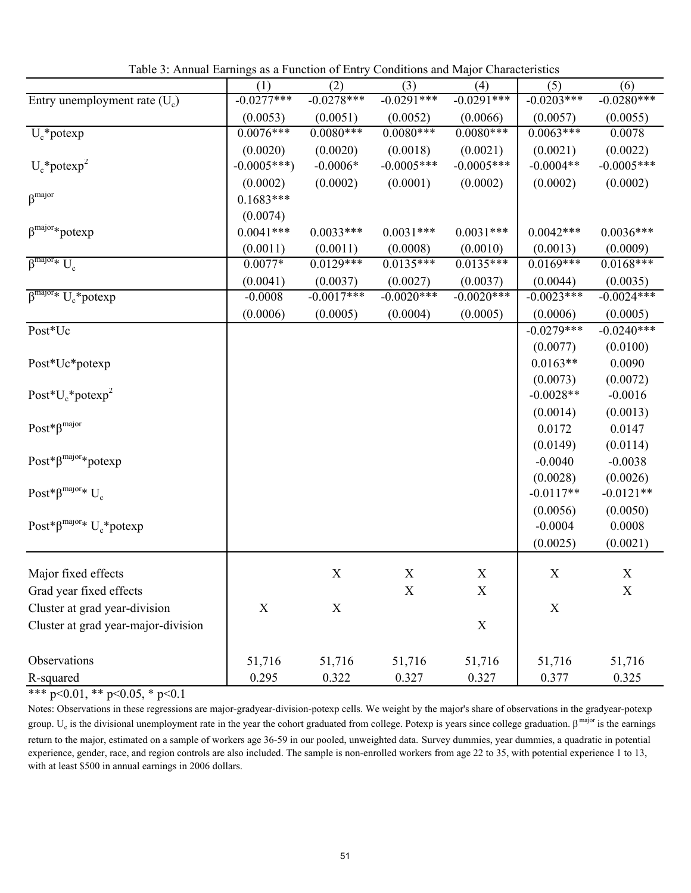Table 3: Annual Earnings as a Function of Entry Conditions and Major Characteristics

| | (1) | (2) | (3) | (4) | (5) | (6) |
|---|---|---|---|---|---|---|
| Entry unemployment rate ($U_c$) | -0.0277*** | -0.0278*** | -0.0291*** | -0.0291*** | -0.0203*** | -0.0280*** |
| | (0.0053) | (0.0051) | (0.0052) | (0.0066) | (0.0057) | (0.0055) |
| $U_c$*potexp | 0.0076*** | 0.0080*** | 0.0080*** | 0.0080*** | 0.0063*** | 0.0078 |
| | (0.0020) | (0.0020) | (0.0018) | (0.0021) | (0.0021) | (0.0022) |
| $U_c$*potexp$^2$ | -0.0005***) | -0.0006* | -0.0005*** | -0.0005*** | -0.0004** | -0.0005*** |
| | (0.0002) | (0.0002) | (0.0001) | (0.0002) | (0.0002) | (0.0002) |
| $\beta^{major}$ | 0.1683*** | | | | | |
| | (0.0074) | | | | | |
| $\beta^{major}$*potexp | 0.0041*** | 0.0033*** | 0.0031*** | 0.0031*** | 0.0042*** | 0.0036*** |
| | (0.0011) | (0.0011) | (0.0008) | (0.0010) | (0.0013) | (0.0009) |
| $\beta^{major}$* $U_c$ | 0.0077* | 0.0129*** | 0.0135*** | 0.0135*** | 0.0169*** | 0.0168*** |
| | (0.0041) | (0.0037) | (0.0027) | (0.0037) | (0.0044) | (0.0035) |
| $\beta^{major}$* $U_c$*potexp | -0.0008 | -0.0017*** | -0.0020*** | -0.0020*** | -0.0023*** | -0.0024*** |
| | (0.0006) | (0.0005) | (0.0004) | (0.0005) | (0.0006) | (0.0005) |
| Post*Uc | | | | | -0.0279*** | -0.0240*** |
| | | | | | (0.0077) | (0.0100) |
| Post*Uc*potexp | | | | | 0.0163** | 0.0090 |
| | | | | | (0.0073) | (0.0072) |
| Post*$U_c$*potexp$^2$ | | | | | -0.0028** | -0.0016 |
| | | | | | (0.0014) | (0.0013) |
| Post*$\beta^{major}$ | | | | | 0.0172 | 0.0147 |
| | | | | | (0.0149) | (0.0114) |
| Post*$\beta^{major}$*potexp | | | | | -0.0040 | -0.0038 |
| | | | | | (0.0028) | (0.0026) |
| Post*$\beta^{major}$* $U_c$ | | | | | -0.0117** | -0.0121** |
| | | | | | (0.0056) | (0.0050) |
| Post*$\beta^{major}$* $U_c$*potexp | | | | | -0.0004 | 0.0008 |
| | | | | | (0.0025) | (0.0021) |
| Major fixed effects | | X | X | X | X | X |
| Grad year fixed effects | | | X | X | | X |
| Cluster at grad year-division | X | X | | | X | |
| Cluster at grad year-major-division | | | | X | | |
| Observations | 51,716 | 51,716 | 51,716 | 51,716 | 51,716 | 51,716 |
| R-squared | 0.295 | 0.322 | 0.327 | 0.327 | 0.377 | 0.325 |

*** p<0.01, ** p<0.05, * p<0.1

Notes: Observations in these regressions are major-gradyear-division-potexp cells. We weight by the major's share of observations in the gradyear-potexp group. $U_c$ is the divisional unemployment rate in the year the cohort graduated from college. Potexp is years since college graduation. $\beta^{major}$ is the earnings return to the major, estimated on a sample of workers age 36-59 in our pooled, unweighted data. Survey dummies, year dummies, a quadratic in potential experience, gender, race, and region controls are also included. The sample is non-enrolled workers from age 22 to 35, with potential experience 1 to 13, with at least $500 in annual earnings in 2006 dollars.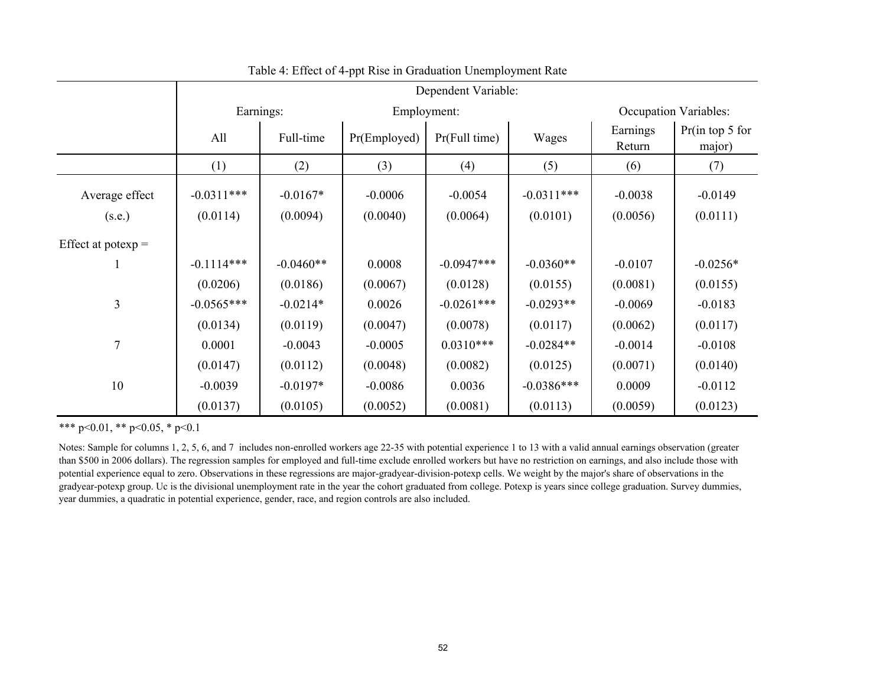Table 4: Effect of 4-ppt Rise in Graduation Unemployment Rate

| | Dependent Variable: | | | | | | |
|---|---|---|---|---|---|---|---|
| | Earnings: | | Employment: | | | Occupation Variables: | |
| | All | Full-time | Pr(Employed) | Pr(Full time) | Wages | Earnings Return | Pr(in top 5 for major) |
| | (1) | (2) | (3) | (4) | (5) | (6) | (7) |
| Average effect | -0.0311*** | -0.0167* | -0.0006 | -0.0054 | -0.0311*** | -0.0038 | -0.0149 |
| (s.e.) | (0.0114) | (0.0094) | (0.0040) | (0.0064) | (0.0101) | (0.0056) | (0.0111) |
| Effect at potexp = | | | | | | | |
| 1 | -0.1114*** | -0.0460** | 0.0008 | -0.0947*** | -0.0360** | -0.0107 | -0.0256* |
| | (0.0206) | (0.0186) | (0.0067) | (0.0128) | (0.0155) | (0.0081) | (0.0155) |
| 3 | -0.0565*** | -0.0214* | 0.0026 | -0.0261*** | -0.0293** | -0.0069 | -0.0183 |
| | (0.0134) | (0.0119) | (0.0047) | (0.0078) | (0.0117) | (0.0062) | (0.0117) |
| 7 | 0.0001 | -0.0043 | -0.0005 | 0.0310*** | -0.0284** | -0.0014 | -0.0108 |
| | (0.0147) | (0.0112) | (0.0048) | (0.0082) | (0.0125) | (0.0071) | (0.0140) |
| 10 | -0.0039 | -0.0197* | -0.0086 | 0.0036 | -0.0386*** | 0.0009 | -0.0112 |
| | (0.0137) | (0.0105) | (0.0052) | (0.0081) | (0.0113) | (0.0059) | (0.0123) |

*** $p<0.01$, ** $p<0.05$, * $p<0.1$

Notes: Sample for columns 1, 2, 5, 6, and 7 includes non-enrolled workers age 22-35 with potential experience 1 to 13 with a valid annual earnings observation (greater than $500 in 2006 dollars). The regression samples for employed and full-time exclude enrolled workers but have no restriction on earnings, and also include those with potential experience equal to zero. Observations in these regressions are major-gradyear-division-potexp cells. We weight by the major's share of observations in the gradyear-potexp group. Uc is the divisional unemployment rate in the year the cohort graduated from college. Potexp is years since college graduation. Survey dummies, year dummies, a quadratic in potential experience, gender, race, and region controls are also included.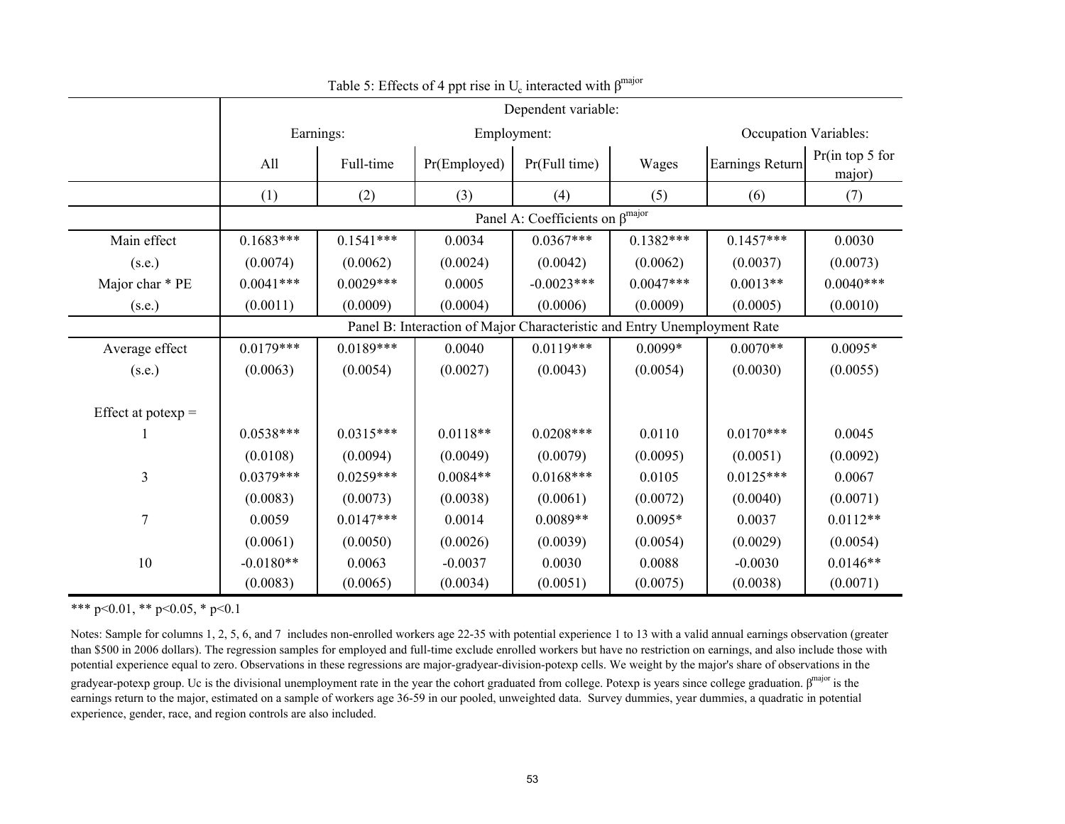Table 5: Effects of 4 ppt rise in $U_c$ interacted with $\beta^{major}$

| | Dependent variable: | | | | | | |
|---|---|---|---|---|---|---|---|
| | Earnings: | | Employment: | | Occupation Variables: | | |
| | All | Full-time | Pr(Employed) | Pr(Full time) | Wages | Earnings Return | Pr(in top 5 for major) |
| | (1) | (2) | (3) | (4) | (5) | (6) | (7) |
| | Panel A: Coefficients on $\beta^{major}$ | | | | | | |
| Main effect | 0.1683*** | 0.1541*** | 0.0034 | 0.0367*** | 0.1382*** | 0.1457*** | 0.0030 |
| (s.e.) | (0.0074) | (0.0062) | (0.0024) | (0.0042) | (0.0062) | (0.0037) | (0.0073) |
| Major char * PE | 0.0041*** | 0.0029*** | 0.0005 | -0.0023*** | 0.0047*** | 0.0013** | 0.0040*** |
| (s.e.) | (0.0011) | (0.0009) | (0.0004) | (0.0006) | (0.0009) | (0.0005) | (0.0010) |
| | Panel B: Interaction of Major Characteristic and Entry Unemployment Rate | | | | | | |
| Average effect | 0.0179*** | 0.0189*** | 0.0040 | 0.0119*** | 0.0099* | 0.0070** | 0.0095* |
| (s.e.) | (0.0063) | (0.0054) | (0.0027) | (0.0043) | (0.0054) | (0.0030) | (0.0055) |
| Effect at potexp = | | | | | | | |
| 1 | 0.0538*** | 0.0315*** | 0.0118** | 0.0208*** | 0.0110 | 0.0170*** | 0.0045 |
| | (0.0108) | (0.0094) | (0.0049) | (0.0079) | (0.0095) | (0.0051) | (0.0092) |
| 3 | 0.0379*** | 0.0259*** | 0.0084** | 0.0168*** | 0.0105 | 0.0125*** | 0.0067 |
| | (0.0083) | (0.0073) | (0.0038) | (0.0061) | (0.0072) | (0.0040) | (0.0071) |
| 7 | 0.0059 | 0.0147*** | 0.0014 | 0.0089** | 0.0095* | 0.0037 | 0.0112** |
| | (0.0061) | (0.0050) | (0.0026) | (0.0039) | (0.0054) | (0.0029) | (0.0054) |
| 10 | -0.0180** | 0.0063 | -0.0037 | 0.0030 | 0.0088 | -0.0030 | 0.0146** |
| | (0.0083) | (0.0065) | (0.0034) | (0.0051) | (0.0075) | (0.0038) | (0.0071) |

*** p<0.01, ** p<0.05, * p<0.1

Notes: Sample for columns 1, 2, 5, 6, and 7 includes non-enrolled workers age 22-35 with potential experience 1 to 13 with a valid annual earnings observation (greater than $500 in 2006 dollars). The regression samples for employed and full-time exclude enrolled workers but have no restriction on earnings, and also include those with potential experience equal to zero. Observations in these regressions are major-gradyear-division-potexp cells. We weight by the major's share of observations in the gradyear-potexp group. Uc is the divisional unemployment rate in the year the cohort graduated from college. Potexp is years since college graduation. $\beta^{major}$ is the earnings return to the major, estimated on a sample of workers age 36-59 in our pooled, unweighted data. Survey dummies, year dummies, a quadratic in potential experience, gender, race, and region controls are also included.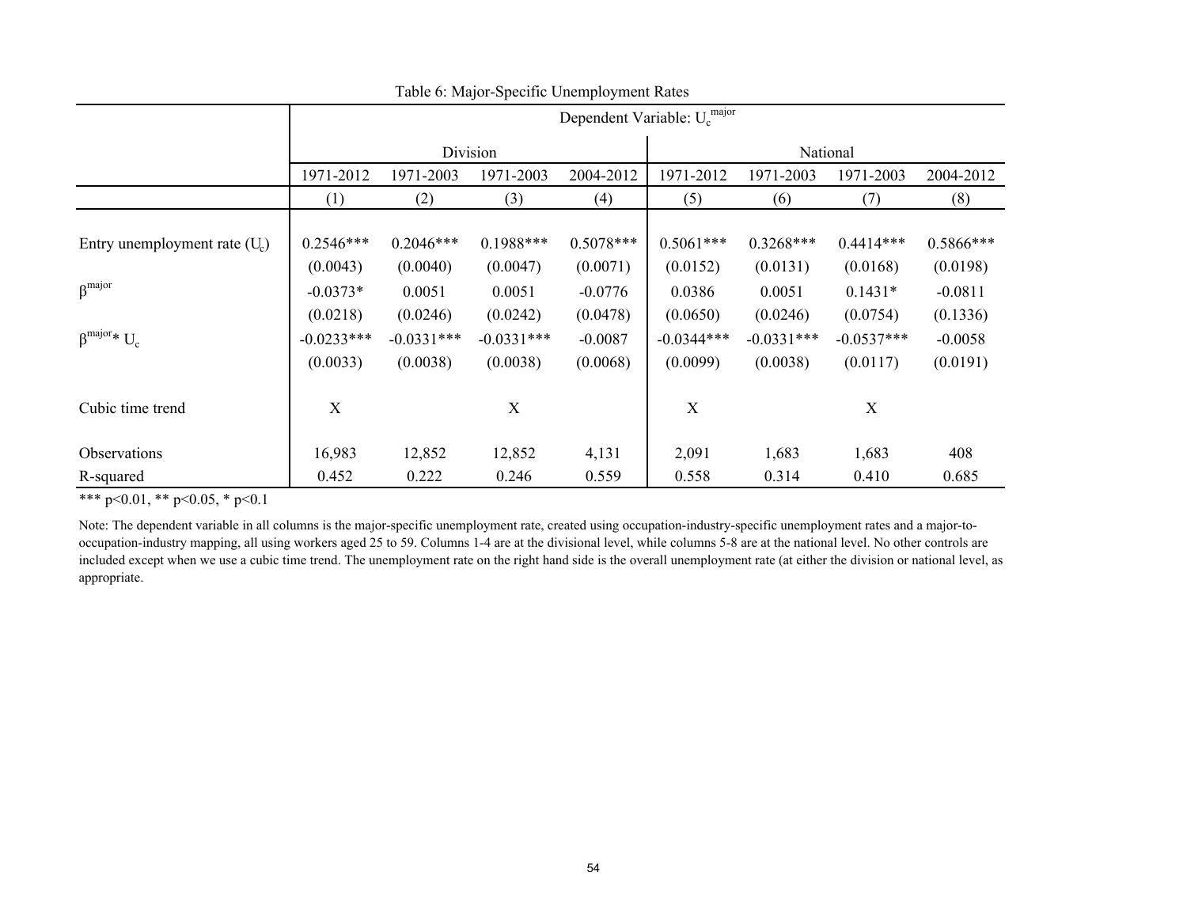Table 6: Major-Specific Unemployment Rates

| | Dependent Variable: $U_c^{major}$ | | | | | | | |
|---|---|---|---|---|---|---|---|---|
| | Division | | | | National | | | |
| | 1971-2012 | 1971-2003 | 1971-2003 | 2004-2012 | 1971-2012 | 1971-2003 | 1971-2003 | 2004-2012 |
| | (1) | (2) | (3) | (4) | (5) | (6) | (7) | (8) |
| Entry unemployment rate ($U_c$) | 0.2546*** | 0.2046*** | 0.1988*** | 0.5078*** | 0.5061*** | 0.3268*** | 0.4414*** | 0.5866*** |
| | (0.0043) | (0.0040) | (0.0047) | (0.0071) | (0.0152) | (0.0131) | (0.0168) | (0.0198) |
| $\beta^{major}$ | -0.0373* | 0.0051 | 0.0051 | -0.0776 | 0.0386 | 0.0051 | 0.1431* | -0.0811 |
| | (0.0218) | (0.0246) | (0.0242) | (0.0478) | (0.0650) | (0.0246) | (0.0754) | (0.1336) |
| $\beta^{major}$* $U_c$ | -0.0233*** | -0.0331*** | -0.0331*** | -0.0087 | -0.0344*** | -0.0331*** | -0.0537*** | -0.0058 |
| | (0.0033) | (0.0038) | (0.0038) | (0.0068) | (0.0099) | (0.0038) | (0.0117) | (0.0191) |
| Cubic time trend | X | | X | | X | | X | |
| Observations | 16,983 | 12,852 | 12,852 | 4,131 | 2,091 | 1,683 | 1,683 | 408 |
| R-squared | 0.452 | 0.222 | 0.246 | 0.559 | 0.558 | 0.314 | 0.410 | 0.685 |

*** p<0.01, ** p<0.05, * p<0.1

Note: The dependent variable in all columns is the major-specific unemployment rate, created using occupation-industry-specific unemployment rates and a major-to-occupation-industry mapping, all using workers aged 25 to 59. Columns 1-4 are at the divisional level, while columns 5-8 are at the national level. No other controls are included except when we use a cubic time trend. The unemployment rate on the right hand side is the overall unemployment rate (at either the division or national level, as appropriate.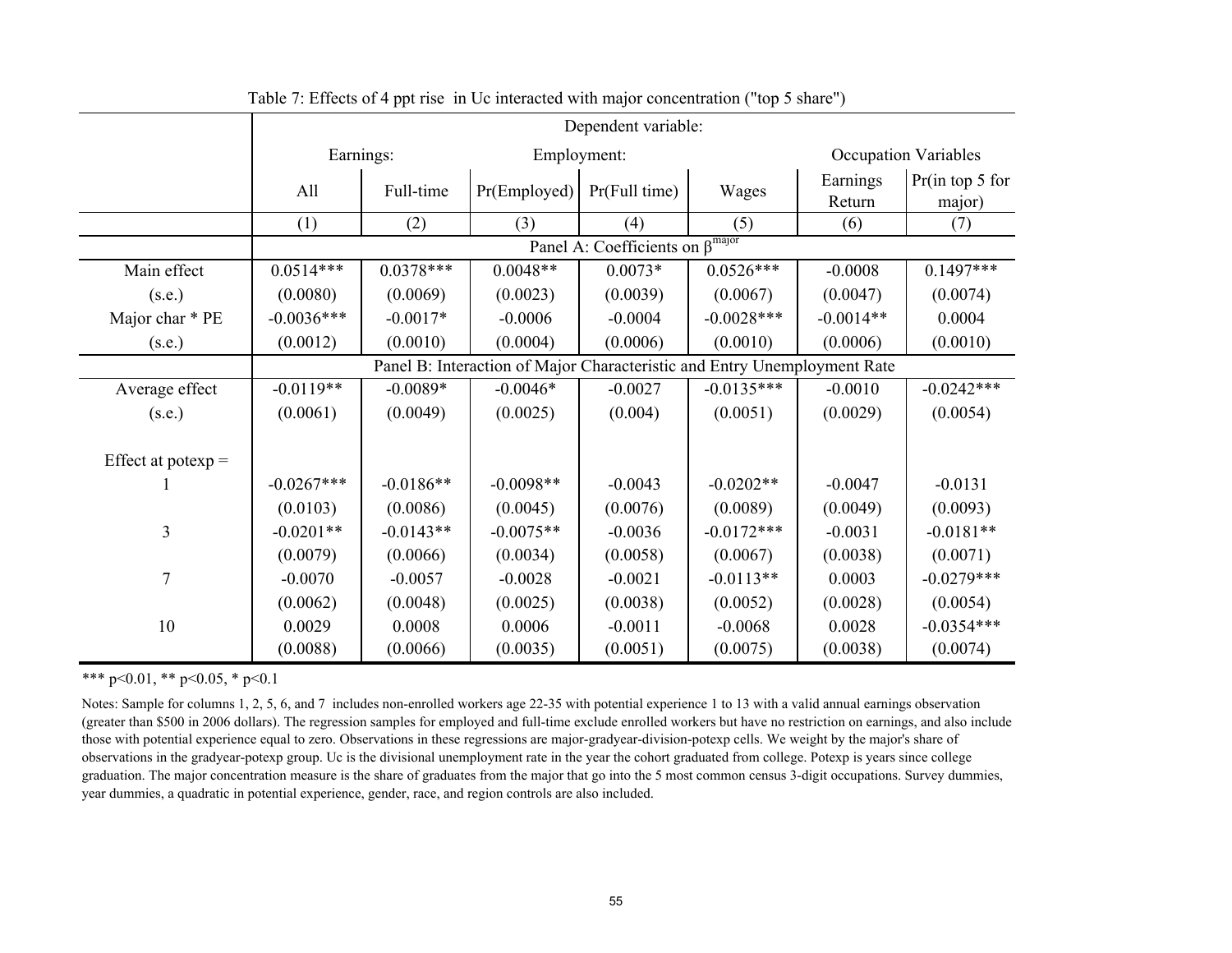Table 7: Effects of 4 ppt rise in Uc interacted with major concentration ("top 5 share")

| | Dependent variable: | | | | | | |
|---|---|---|---|---|---|---|---|
| | Earnings: | | Employment: | | | Occupation Variables | |
| | All | Full-time | Pr(Employed) | Pr(Full time) | Wages | Earnings Return | Pr(in top 5 for major) |
| | (1) | (2) | (3) | (4) | (5) | (6) | (7) |
| | Panel A: Coefficients on $\beta^{major}$ | | | | | | |
| Main effect | 0.0514*** | 0.0378*** | 0.0048** | 0.0073* | 0.0526*** | -0.0008 | 0.1497*** |
| (s.e.) | (0.0080) | (0.0069) | (0.0023) | (0.0039) | (0.0067) | (0.0047) | (0.0074) |
| Major char * PE | -0.0036*** | -0.0017* | -0.0006 | -0.0004 | -0.0028*** | -0.0014** | 0.0004 |
| (s.e.) | (0.0012) | (0.0010) | (0.0004) | (0.0006) | (0.0010) | (0.0006) | (0.0010) |
| | Panel B: Interaction of Major Characteristic and Entry Unemployment Rate | | | | | | |
| Average effect | -0.0119** | -0.0089* | -0.0046* | -0.0027 | -0.0135*** | -0.0010 | -0.0242*** |
| (s.e.) | (0.0061) | (0.0049) | (0.0025) | (0.004) | (0.0051) | (0.0029) | (0.0054) |
| Effect at potexp = | | | | | | | |
| 1 | -0.0267*** | -0.0186** | -0.0098** | -0.0043 | -0.0202** | -0.0047 | -0.0131 |
| | (0.0103) | (0.0086) | (0.0045) | (0.0076) | (0.0089) | (0.0049) | (0.0093) |
| 3 | -0.0201** | -0.0143** | -0.0075** | -0.0036 | -0.0172*** | -0.0031 | -0.0181** |
| | (0.0079) | (0.0066) | (0.0034) | (0.0058) | (0.0067) | (0.0038) | (0.0071) |
| 7 | -0.0070 | -0.0057 | -0.0028 | -0.0021 | -0.0113** | 0.0003 | -0.0279*** |
| | (0.0062) | (0.0048) | (0.0025) | (0.0038) | (0.0052) | (0.0028) | (0.0054) |
| 10 | 0.0029 | 0.0008 | 0.0006 | -0.0011 | -0.0068 | 0.0028 | -0.0354*** |
| | (0.0088) | (0.0066) | (0.0035) | (0.0051) | (0.0075) | (0.0038) | (0.0074) |

*** p<0.01, ** p<0.05, * p<0.1

Notes: Sample for columns 1, 2, 5, 6, and 7 includes non-enrolled workers age 22-35 with potential experience 1 to 13 with a valid annual earnings observation (greater than $500 in 2006 dollars). The regression samples for employed and full-time exclude enrolled workers but have no restriction on earnings, and also include those with potential experience equal to zero. Observations in these regressions are major-gradyear-division-potexp cells. We weight by the major's share of observations in the gradyear-potexp group. Uc is the divisional unemployment rate in the year the cohort graduated from college. Potexp is years since college graduation. The major concentration measure is the share of graduates from the major that go into the 5 most common census 3-digit occupations. Survey dummies, year dummies, a quadratic in potential experience, gender, race, and region controls are also included.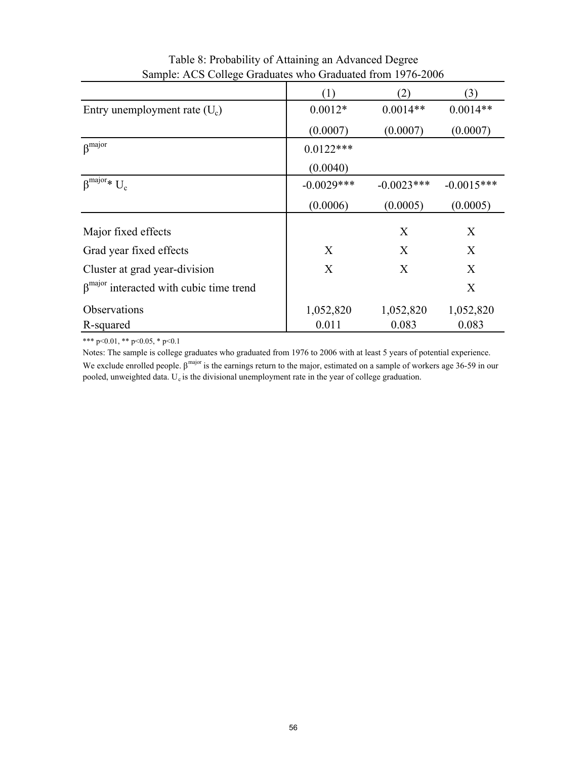Table 8: Probability of Attaining an Advanced Degree
Sample: ACS College Graduates who Graduated from 1976-2006

| | (1) | (2) | (3) |
|---|---|---|---|
| Entry unemployment rate ($U_c$) | 0.0012* | 0.0014** | 0.0014** |
| | (0.0007) | (0.0007) | (0.0007) |
| $\beta^{major}$ | 0.0122*** | | |
| | (0.0040) | | |
| $\beta^{major} * U_c$ | -0.0029*** | -0.0023*** | -0.0015*** |
| | (0.0006) | (0.0005) | (0.0005) |
| Major fixed effects | | X | X |
| Grad year fixed effects | X | X | X |
| Cluster at grad year-division | X | X | X |
| $\beta^{major}$ interacted with cubic time trend | | | X |
| Observations | 1,052,820 | 1,052,820 | 1,052,820 |
| R-squared | 0.011 | 0.083 | 0.083 |

*** p<0.01, ** p<0.05, * p<0.1

Notes: The sample is college graduates who graduated from 1976 to 2006 with at least 5 years of potential experience. We exclude enrolled people. $\beta^{major}$ is the earnings return to the major, estimated on a sample of workers age 36-59 in our pooled, unweighted data. $U_c$ is the divisional unemployment rate in the year of college graduation.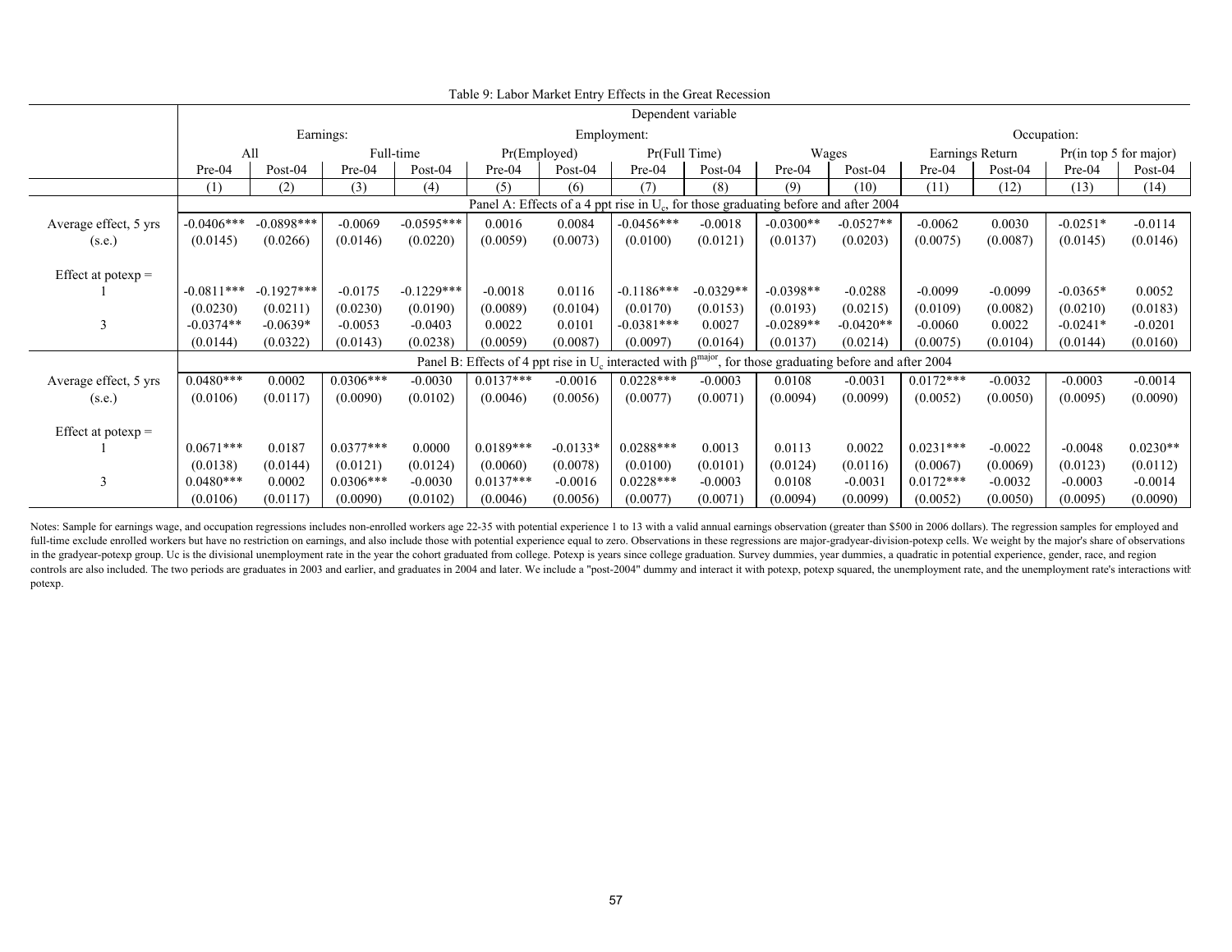Table 9: Labor Market Entry Effects in the Great Recession

| | Dependent variable | | | | | | | | | | | | | |
|---|---|---|---|---|---|---|---|---|---|---|---|---|---|---|
| | Earnings: | | | | Employment: | | | | | | Occupation: | | | |
| | All | | Full-time | | Pr(Employed) | | Pr(Full Time) | | Wages | | Earnings Return | | Pr(in top 5 for major) | |
| | Pre-04 | Post-04 | Pre-04 | Post-04 | Pre-04 | Post-04 | Pre-04 | Post-04 | Pre-04 | Post-04 | Pre-04 | Post-04 | Pre-04 | Post-04 |
| | (1) | (2) | (3) | (4) | (5) | (6) | (7) | (8) | (9) | (10) | (11) | (12) | (13) | (14) |
| | Panel A: Effects of a 4 ppt rise in $U_c$, for those graduating before and after 2004 | | | | | | | | | | | | | |
| Average effect, 5 yrs | -0.0406*** | -0.0898*** | -0.0069 | -0.0595*** | 0.0016 | 0.0084 | -0.0456*** | -0.0018 | -0.0300** | -0.0527** | -0.0062 | 0.0030 | -0.0251* | -0.0114 |
| (s.e.) | (0.0145) | (0.0266) | (0.0146) | (0.0220) | (0.0059) | (0.0073) | (0.0100) | (0.0121) | (0.0137) | (0.0203) | (0.0075) | (0.0087) | (0.0145) | (0.0146) |
| Effect at potexp = | | | | | | | | | | | | | | |
| 1 | -0.0811*** | -0.1927*** | -0.0175 | -0.1229*** | -0.0018 | 0.0116 | -0.1186*** | -0.0329** | -0.0398** | -0.0288 | -0.0099 | -0.0099 | -0.0365* | 0.0052 |
| | (0.0230) | (0.0211) | (0.0230) | (0.0190) | (0.0089) | (0.0104) | (0.0170) | (0.0153) | (0.0193) | (0.0215) | (0.0109) | (0.0082) | (0.0210) | (0.0183) |
| 3 | -0.0374** | -0.0639* | -0.0053 | -0.0403 | 0.0022 | 0.0101 | -0.0381*** | 0.0027 | -0.0289** | -0.0420** | -0.0060 | 0.0022 | -0.0241* | -0.0201 |
| | (0.0144) | (0.0322) | (0.0143) | (0.0238) | (0.0059) | (0.0087) | (0.0097) | (0.0164) | (0.0137) | (0.0214) | (0.0075) | (0.0104) | (0.0144) | (0.0160) |
| | Panel B: Effects of 4 ppt rise in $U_c$ interacted with $\beta^{major}$, for those graduating before and after 2004 | | | | | | | | | | | | | |
| Average effect, 5 yrs | 0.0480*** | 0.0002 | 0.0306*** | -0.0030 | 0.0137*** | -0.0016 | 0.0228*** | -0.0003 | 0.0108 | -0.0031 | 0.0172*** | -0.0032 | -0.0003 | -0.0014 |
| (s.e.) | (0.0106) | (0.0117) | (0.0090) | (0.0102) | (0.0046) | (0.0056) | (0.0077) | (0.0071) | (0.0094) | (0.0099) | (0.0052) | (0.0050) | (0.0095) | (0.0090) |
| Effect at potexp = | | | | | | | | | | | | | | |
| 1 | 0.0671*** | 0.0187 | 0.0377*** | 0.0000 | 0.0189*** | -0.0133* | 0.0288*** | 0.0013 | 0.0113 | 0.0022 | 0.0231*** | -0.0022 | -0.0048 | 0.0230** |
| | (0.0138) | (0.0144) | (0.0121) | (0.0124) | (0.0060) | (0.0078) | (0.0100) | (0.0101) | (0.0124) | (0.0116) | (0.0067) | (0.0069) | (0.0123) | (0.0112) |
| 3 | 0.0480*** | 0.0002 | 0.0306*** | -0.0030 | 0.0137*** | -0.0016 | 0.0228*** | -0.0003 | 0.0108 | -0.0031 | 0.0172*** | -0.0032 | -0.0003 | -0.0014 |
| | (0.0106) | (0.0117) | (0.0090) | (0.0102) | (0.0046) | (0.0056) | (0.0077) | (0.0071) | (0.0094) | (0.0099) | (0.0052) | (0.0050) | (0.0095) | (0.0090) |

Notes: Sample for earnings wage, and occupation regressions includes non-enrolled workers age 22-35 with potential experience 1 to 13 with a valid annual earnings observation (greater than $500 in 2006 dollars). The regression samples for employed and full-time exclude enrolled workers but have no restriction on earnings, and also include those with potential experience equal to zero. Observations in these regressions are major-gradyear-division-potexp cells. We weight by the major's share of observations in the gradyear-potexp group. Uc is the divisional unemployment rate in the year the cohort graduated from college. Potexp is years since college graduation. Survey dummies, year dummies, a quadratic in potential experience, gender, race, and region controls are also included. The two periods are graduates in 2003 and earlier, and graduates in 2004 and later. We include a "post-2004" dummy and interact it with potexp, potexp squared, the unemployment rate, and the unemployment rate's interactions with potexp.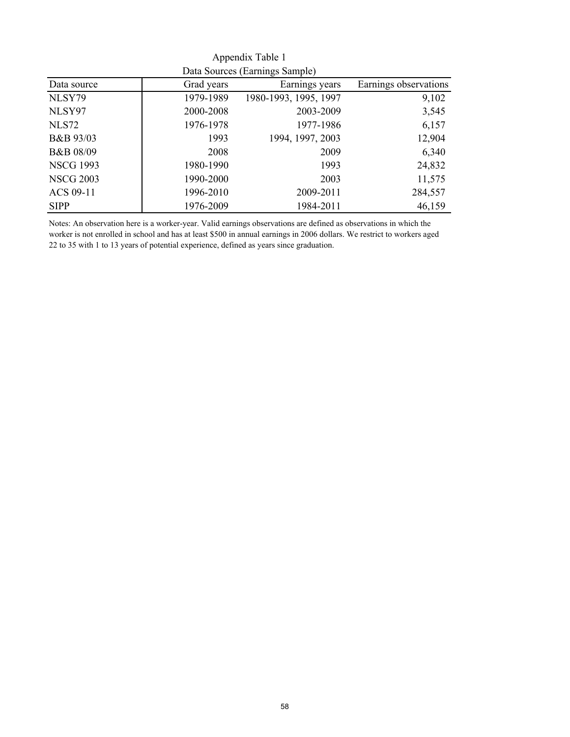Appendix Table 1

Data Sources (Earnings Sample)

| Data source | Grad years | Earnings years | Earnings observations |
|---|---|---|---|
| NLSY79 | 1979-1989 | 1980-1993, 1995, 1997 | 9,102 |
| NLSY97 | 2000-2008 | 2003-2009 | 3,545 |
| NLS72 | 1976-1978 | 1977-1986 | 6,157 |
| B&B 93/03 | 1993 | 1994, 1997, 2003 | 12,904 |
| B&B 08/09 | 2008 | 2009 | 6,340 |
| NSCG 1993 | 1980-1990 | 1993 | 24,832 |
| NSCG 2003 | 1990-2000 | 2003 | 11,575 |
| ACS 09-11 | 1996-2010 | 2009-2011 | 284,557 |
| SIPP | 1976-2009 | 1984-2011 | 46,159 |

Notes: An observation here is a worker-year. Valid earnings observations are defined as observations in which the worker is not enrolled in school and has at least $500 in annual earnings in 2006 dollars. We restrict to workers aged 22 to 35 with 1 to 13 years of potential experience, defined as years since graduation.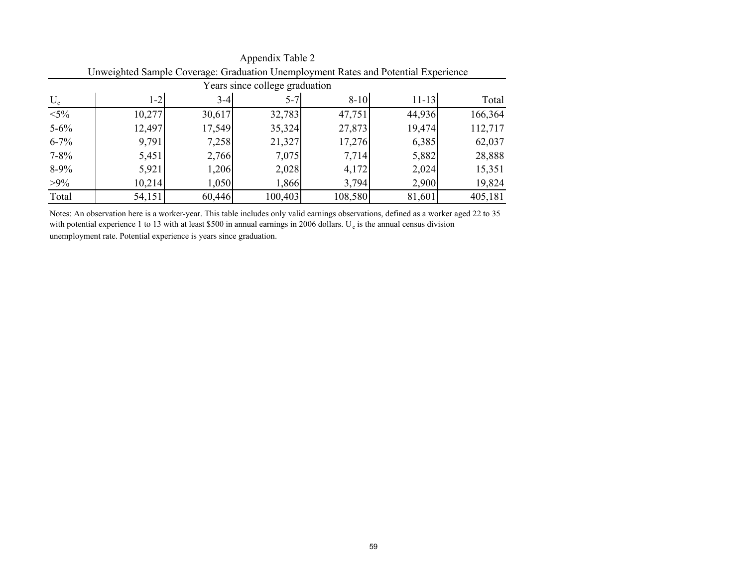Appendix Table 2

Unweighted Sample Coverage: Graduation Unemployment Rates and Potential Experience

| | Years since college graduation | | | | | |
|---|---|---|---|---|---|---|
| $U_c$ | 1-2 | 3-4 | 5-7 | 8-10 | 11-13 | Total |
| <5% | 10,277 | 30,617 | 32,783 | 47,751 | 44,936 | 166,364 |
| 5-6% | 12,497 | 17,549 | 35,324 | 27,873 | 19,474 | 112,717 |
| 6-7% | 9,791 | 7,258 | 21,327 | 17,276 | 6,385 | 62,037 |
| 7-8% | 5,451 | 2,766 | 7,075 | 7,714 | 5,882 | 28,888 |
| 8-9% | 5,921 | 1,206 | 2,028 | 4,172 | 2,024 | 15,351 |
| >9% | 10,214 | 1,050 | 1,866 | 3,794 | 2,900 | 19,824 |
| Total | 54,151 | 60,446 | 100,403 | 108,580 | 81,601 | 405,181 |

Notes: An observation here is a worker-year. This table includes only valid earnings observations, defined as a worker aged 22 to 35 with potential experience 1 to 13 with at least $500 in annual earnings in 2006 dollars. $U_c$ is the annual census division unemployment rate. Potential experience is years since graduation.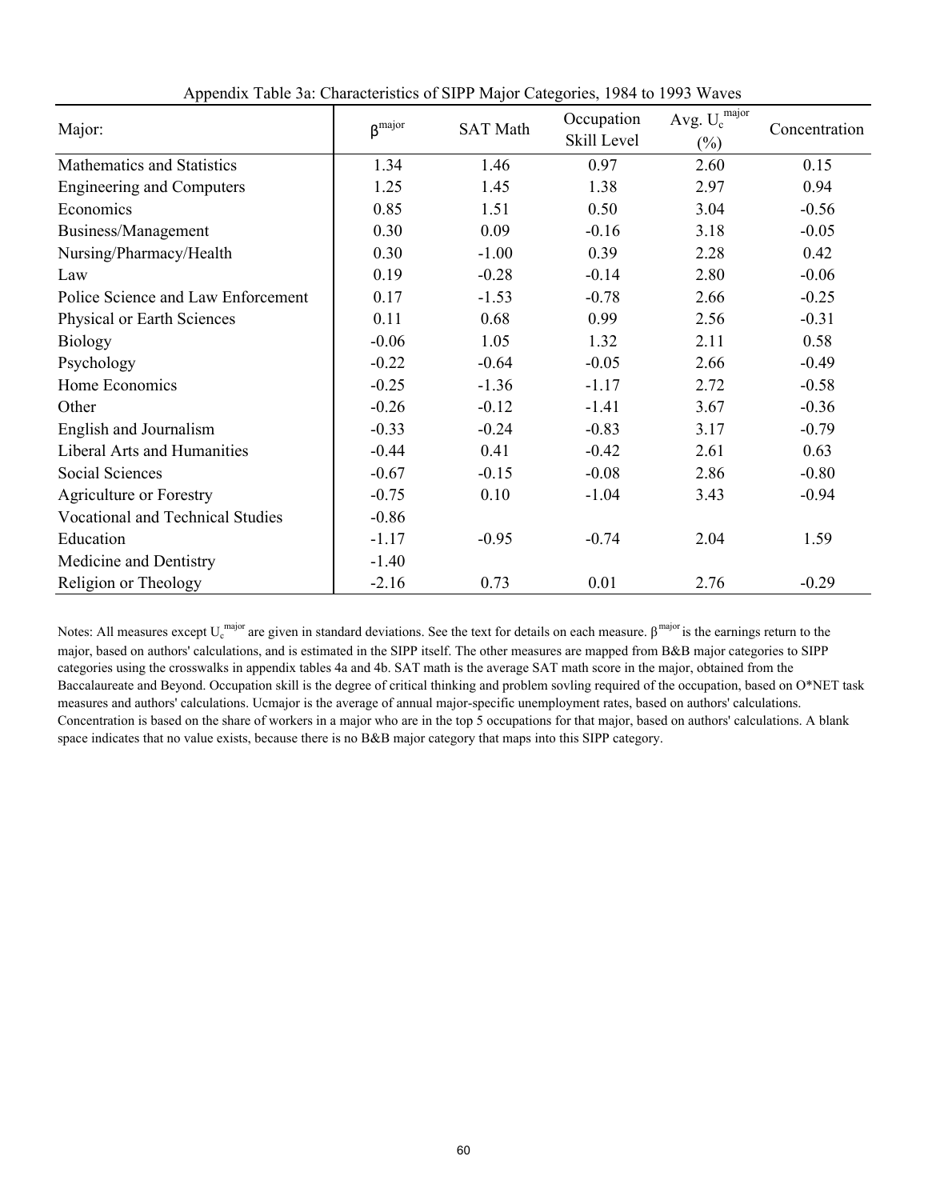Appendix Table 3a: Characteristics of SIPP Major Categories, 1984 to 1993 Waves

| Major: | $\beta^{major}$ | SAT Math | Occupation Skill Level | Avg. $U_c^{major}$ (%) | Concentration |
|---|---|---|---|---|---|
| Mathematics and Statistics | 1.34 | 1.46 | 0.97 | 2.60 | 0.15 |
| Engineering and Computers | 1.25 | 1.45 | 1.38 | 2.97 | 0.94 |
| Economics | 0.85 | 1.51 | 0.50 | 3.04 | -0.56 |
| Business/Management | 0.30 | 0.09 | -0.16 | 3.18 | -0.05 |
| Nursing/Pharmacy/Health | 0.30 | -1.00 | 0.39 | 2.28 | 0.42 |
| Law | 0.19 | -0.28 | -0.14 | 2.80 | -0.06 |
| Police Science and Law Enforcement | 0.17 | -1.53 | -0.78 | 2.66 | -0.25 |
| Physical or Earth Sciences | 0.11 | 0.68 | 0.99 | 2.56 | -0.31 |
| Biology | -0.06 | 1.05 | 1.32 | 2.11 | 0.58 |
| Psychology | -0.22 | -0.64 | -0.05 | 2.66 | -0.49 |
| Home Economics | -0.25 | -1.36 | -1.17 | 2.72 | -0.58 |
| Other | -0.26 | -0.12 | -1.41 | 3.67 | -0.36 |
| English and Journalism | -0.33 | -0.24 | -0.83 | 3.17 | -0.79 |
| Liberal Arts and Humanities | -0.44 | 0.41 | -0.42 | 2.61 | 0.63 |
| Social Sciences | -0.67 | -0.15 | -0.08 | 2.86 | -0.80 |
| Agriculture or Forestry | -0.75 | 0.10 | -1.04 | 3.43 | -0.94 |
| Vocational and Technical Studies | -0.86 | | | | |
| Education | -1.17 | -0.95 | -0.74 | 2.04 | 1.59 |
| Medicine and Dentistry | -1.40 | | | | |
| Religion or Theology | -2.16 | 0.73 | 0.01 | 2.76 | -0.29 |

Notes: All measures except $U_c^{major}$ are given in standard deviations. See the text for details on each measure. $\beta^{major}$ is the earnings return to the major, based on authors' calculations, and is estimated in the SIPP itself. The other measures are mapped from B&B major categories to SIPP categories using the crosswalks in appendix tables 4a and 4b. SAT math is the average SAT math score in the major, obtained from the Baccalaureate and Beyond. Occupation skill is the degree of critical thinking and problem sovling required of the occupation, based on O*NET task measures and authors' calculations. Ucmajor is the average of annual major-specific unemployment rates, based on authors' calculations. Concentration is based on the share of workers in a major who are in the top 5 occupations for that major, based on authors' calculations. A blank space indicates that no value exists, because there is no B&B major category that maps into this SIPP category.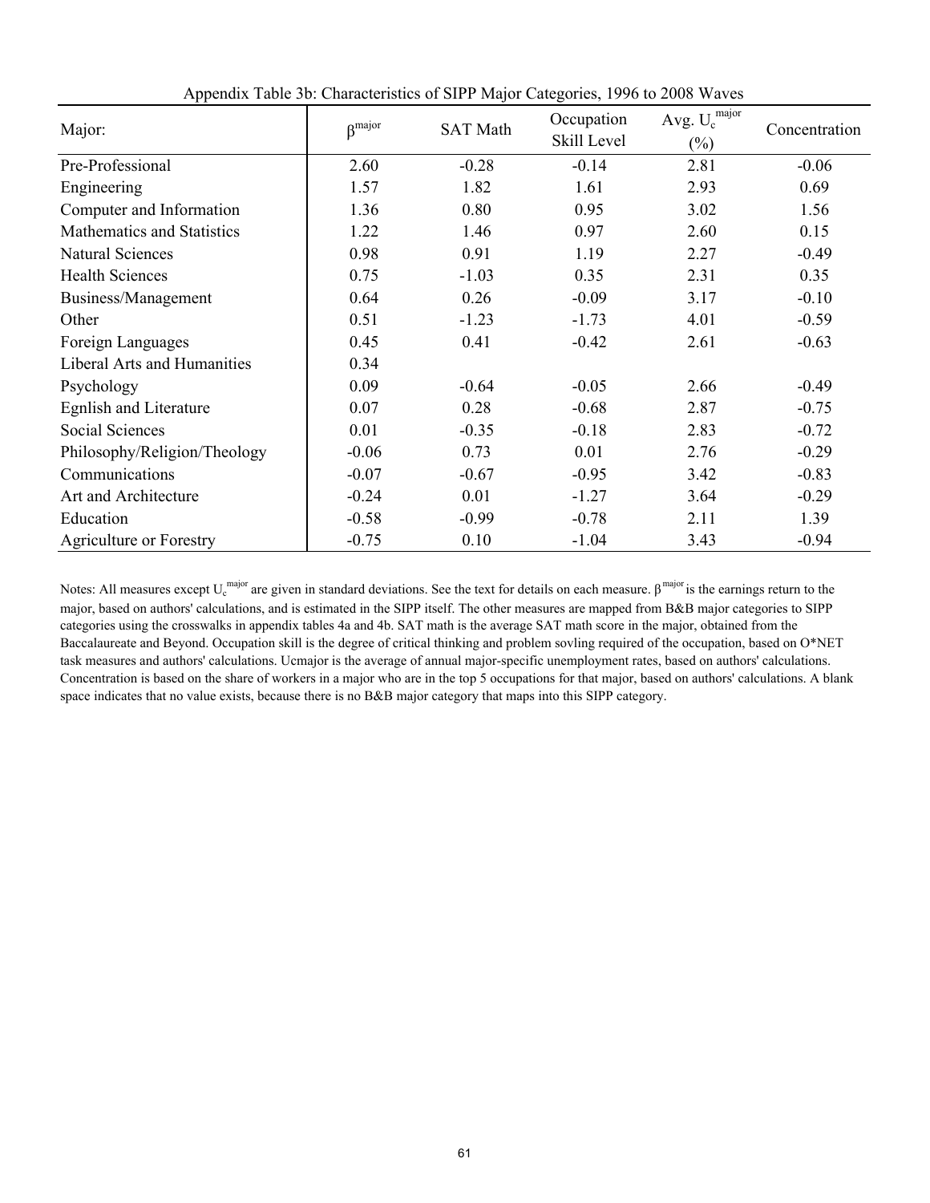Appendix Table 3b: Characteristics of SIPP Major Categories, 1996 to 2008 Waves

| Major: | $\beta^{major}$ | SAT Math | Occupation Skill Level | Avg. $U_c^{major}$ (%) | Concentration |
|---|---|---|---|---|---|
| Pre-Professional | 2.60 | -0.28 | -0.14 | 2.81 | -0.06 |
| Engineering | 1.57 | 1.82 | 1.61 | 2.93 | 0.69 |
| Computer and Information | 1.36 | 0.80 | 0.95 | 3.02 | 1.56 |
| Mathematics and Statistics | 1.22 | 1.46 | 0.97 | 2.60 | 0.15 |
| Natural Sciences | 0.98 | 0.91 | 1.19 | 2.27 | -0.49 |
| Health Sciences | 0.75 | -1.03 | 0.35 | 2.31 | 0.35 |
| Business/Management | 0.64 | 0.26 | -0.09 | 3.17 | -0.10 |
| Other | 0.51 | -1.23 | -1.73 | 4.01 | -0.59 |
| Foreign Languages | 0.45 | 0.41 | -0.42 | 2.61 | -0.63 |
| Liberal Arts and Humanities | 0.34 | | | | |
| Psychology | 0.09 | -0.64 | -0.05 | 2.66 | -0.49 |
| Egnlish and Literature | 0.07 | 0.28 | -0.68 | 2.87 | -0.75 |
| Social Sciences | 0.01 | -0.35 | -0.18 | 2.83 | -0.72 |
| Philosophy/Religion/Theology | -0.06 | 0.73 | 0.01 | 2.76 | -0.29 |
| Communications | -0.07 | -0.67 | -0.95 | 3.42 | -0.83 |
| Art and Architecture | -0.24 | 0.01 | -1.27 | 3.64 | -0.29 |
| Education | -0.58 | -0.99 | -0.78 | 2.11 | 1.39 |
| Agriculture or Forestry | -0.75 | 0.10 | -1.04 | 3.43 | -0.94 |

Notes: All measures except $U_c^{major}$ are given in standard deviations. See the text for details on each measure. $\beta^{major}$ is the earnings return to the major, based on authors' calculations, and is estimated in the SIPP itself. The other measures are mapped from B&B major categories to SIPP categories using the crosswalks in appendix tables 4a and 4b. SAT math is the average SAT math score in the major, obtained from the Baccalaureate and Beyond. Occupation skill is the degree of critical thinking and problem sovling required of the occupation, based on O*NET task measures and authors' calculations. Ucmajor is the average of annual major-specific unemployment rates, based on authors' calculations. Concentration is based on the share of workers in a major who are in the top 5 occupations for that major, based on authors' calculations. A blank space indicates that no value exists, because there is no B&B major category that maps into this SIPP category.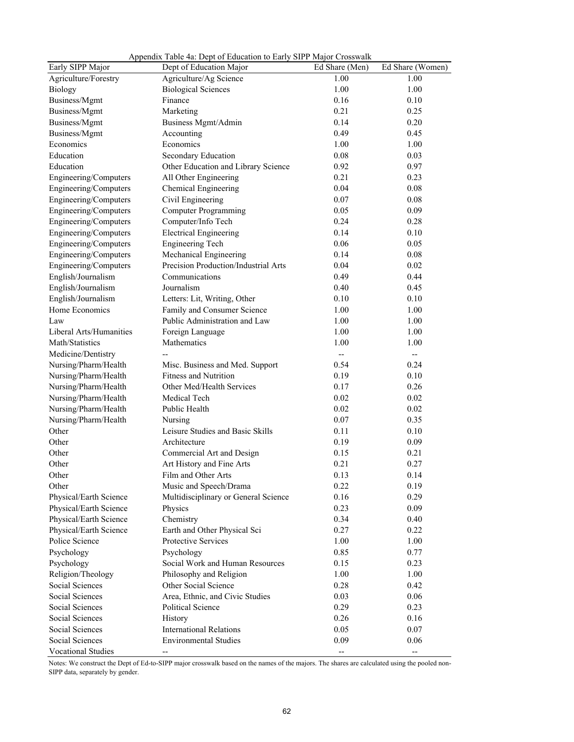Appendix Table 4a: Dept of Education to Early SIPP Major Crosswalk

| Early SIPP Major | Dept of Education Major | Ed Share (Men) | Ed Share (Women) |
|---|---|---|---|
| Agriculture/Forestry | Agriculture/Ag Science | 1.00 | 1.00 |
| Biology | Biological Sciences | 1.00 | 1.00 |
| Business/Mgmt | Finance | 0.16 | 0.10 |
| Business/Mgmt | Marketing | 0.21 | 0.25 |
| Business/Mgmt | Business Mgmt/Admin | 0.14 | 0.20 |
| Business/Mgmt | Accounting | 0.49 | 0.45 |
| Economics | Economics | 1.00 | 1.00 |
| Education | Secondary Education | 0.08 | 0.03 |
| Education | Other Education and Library Science | 0.92 | 0.97 |
| Engineering/Computers | All Other Engineering | 0.21 | 0.23 |
| Engineering/Computers | Chemical Engineering | 0.04 | 0.08 |
| Engineering/Computers | Civil Engineering | 0.07 | 0.08 |
| Engineering/Computers | Computer Programming | 0.05 | 0.09 |
| Engineering/Computers | Computer/Info Tech | 0.24 | 0.28 |
| Engineering/Computers | Electrical Engineering | 0.14 | 0.10 |
| Engineering/Computers | Engineering Tech | 0.06 | 0.05 |
| Engineering/Computers | Mechanical Engineering | 0.14 | 0.08 |
| Engineering/Computers | Precision Production/Industrial Arts | 0.04 | 0.02 |
| English/Journalism | Communications | 0.49 | 0.44 |
| English/Journalism | Journalism | 0.40 | 0.45 |
| English/Journalism | Letters: Lit, Writing, Other | 0.10 | 0.10 |
| Home Economics | Family and Consumer Science | 1.00 | 1.00 |
| Law | Public Administration and Law | 1.00 | 1.00 |
| Liberal Arts/Humanities | Foreign Language | 1.00 | 1.00 |
| Math/Statistics | Mathematics | 1.00 | 1.00 |
| Medicine/Dentistry | -- | -- | -- |
| Nursing/Pharm/Health | Misc. Business and Med. Support | 0.54 | 0.24 |
| Nursing/Pharm/Health | Fitness and Nutrition | 0.19 | 0.10 |
| Nursing/Pharm/Health | Other Med/Health Services | 0.17 | 0.26 |
| Nursing/Pharm/Health | Medical Tech | 0.02 | 0.02 |
| Nursing/Pharm/Health | Public Health | 0.02 | 0.02 |
| Nursing/Pharm/Health | Nursing | 0.07 | 0.35 |
| Other | Leisure Studies and Basic Skills | 0.11 | 0.10 |
| Other | Architecture | 0.19 | 0.09 |
| Other | Commercial Art and Design | 0.15 | 0.21 |
| Other | Art History and Fine Arts | 0.21 | 0.27 |
| Other | Film and Other Arts | 0.13 | 0.14 |
| Other | Music and Speech/Drama | 0.22 | 0.19 |
| Physical/Earth Science | Multidisciplinary or General Science | 0.16 | 0.29 |
| Physical/Earth Science | Physics | 0.23 | 0.09 |
| Physical/Earth Science | Chemistry | 0.34 | 0.40 |
| Physical/Earth Science | Earth and Other Physical Sci | 0.27 | 0.22 |
| Police Science | Protective Services | 1.00 | 1.00 |
| Psychology | Psychology | 0.85 | 0.77 |
| Psychology | Social Work and Human Resources | 0.15 | 0.23 |
| Religion/Theology | Philosophy and Religion | 1.00 | 1.00 |
| Social Sciences | Other Social Science | 0.28 | 0.42 |
| Social Sciences | Area, Ethnic, and Civic Studies | 0.03 | 0.06 |
| Social Sciences | Political Science | 0.29 | 0.23 |
| Social Sciences | History | 0.26 | 0.16 |
| Social Sciences | International Relations | 0.05 | 0.07 |
| Social Sciences | Environmental Studies | 0.09 | 0.06 |
| Vocational Studies | -- | -- | -- |

Notes: We construct the Dept of Ed-to-SIPP major crosswalk based on the names of the majors. The shares are calculated using the pooled non-SIPP data, separately by gender.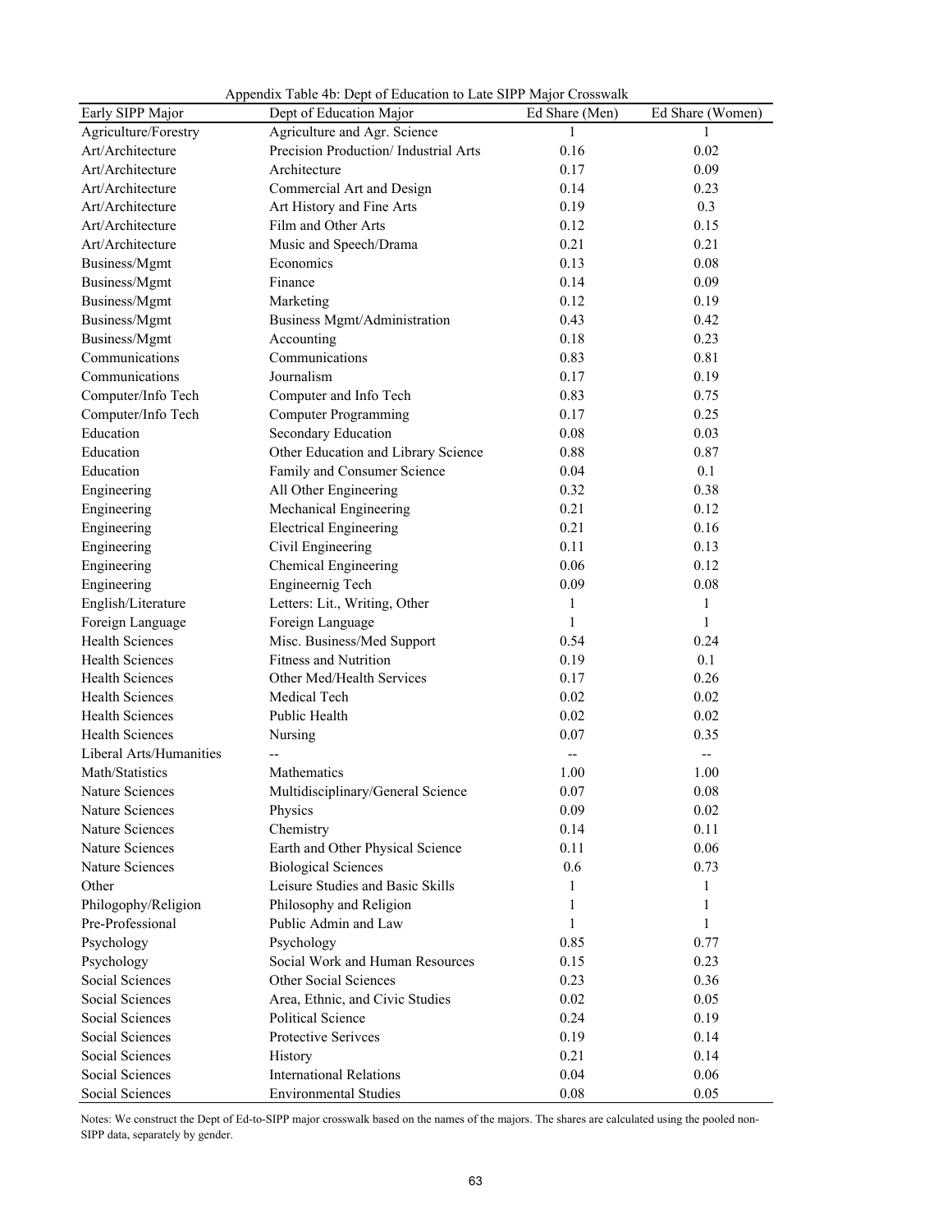Appendix Table 4b: Dept of Education to Late SIPP Major Crosswalk

| Early SIPP Major | Dept of Education Major | Ed Share (Men) | Ed Share (Women) |
|---|---|---|---|
| Agriculture/Forestry | Agriculture and Agr. Science | 1 | 1 |
| Art/Architecture | Precision Production/ Industrial Arts | 0.16 | 0.02 |
| Art/Architecture | Architecture | 0.17 | 0.09 |
| Art/Architecture | Commercial Art and Design | 0.14 | 0.23 |
| Art/Architecture | Art History and Fine Arts | 0.19 | 0.3 |
| Art/Architecture | Film and Other Arts | 0.12 | 0.15 |
| Art/Architecture | Music and Speech/Drama | 0.21 | 0.21 |
| Business/Mgmt | Economics | 0.13 | 0.08 |
| Business/Mgmt | Finance | 0.14 | 0.09 |
| Business/Mgmt | Marketing | 0.12 | 0.19 |
| Business/Mgmt | Business Mgmt/Administration | 0.43 | 0.42 |
| Business/Mgmt | Accounting | 0.18 | 0.23 |
| Communications | Communications | 0.83 | 0.81 |
| Communications | Journalism | 0.17 | 0.19 |
| Computer/Info Tech | Computer and Info Tech | 0.83 | 0.75 |
| Computer/Info Tech | Computer Programming | 0.17 | 0.25 |
| Education | Secondary Education | 0.08 | 0.03 |
| Education | Other Education and Library Science | 0.88 | 0.87 |
| Education | Family and Consumer Science | 0.04 | 0.1 |
| Engineering | All Other Engineering | 0.32 | 0.38 |
| Engineering | Mechanical Engineering | 0.21 | 0.12 |
| Engineering | Electrical Engineering | 0.21 | 0.16 |
| Engineering | Civil Engineering | 0.11 | 0.13 |
| Engineering | Chemical Engineering | 0.06 | 0.12 |
| Engineering | Engineernig Tech | 0.09 | 0.08 |
| English/Literature | Letters: Lit., Writing, Other | 1 | 1 |
| Foreign Language | Foreign Language | 1 | 1 |
| Health Sciences | Misc. Business/Med Support | 0.54 | 0.24 |
| Health Sciences | Fitness and Nutrition | 0.19 | 0.1 |
| Health Sciences | Other Med/Health Services | 0.17 | 0.26 |
| Health Sciences | Medical Tech | 0.02 | 0.02 |
| Health Sciences | Public Health | 0.02 | 0.02 |
| Health Sciences | Nursing | 0.07 | 0.35 |
| Liberal Arts/Humanities | -- | -- | -- |
| Math/Statistics | Mathematics | 1.00 | 1.00 |
| Nature Sciences | Multidisciplinary/General Science | 0.07 | 0.08 |
| Nature Sciences | Physics | 0.09 | 0.02 |
| Nature Sciences | Chemistry | 0.14 | 0.11 |
| Nature Sciences | Earth and Other Physical Science | 0.11 | 0.06 |
| Nature Sciences | Biological Sciences | 0.6 | 0.73 |
| Other | Leisure Studies and Basic Skills | 1 | 1 |
| Philogophy/Religion | Philosophy and Religion | 1 | 1 |
| Pre-Professional | Public Admin and Law | 1 | 1 |
| Psychology | Psychology | 0.85 | 0.77 |
| Psychology | Social Work and Human Resources | 0.15 | 0.23 |
| Social Sciences | Other Social Sciences | 0.23 | 0.36 |
| Social Sciences | Area, Ethnic, and Civic Studies | 0.02 | 0.05 |
| Social Sciences | Political Science | 0.24 | 0.19 |
| Social Sciences | Protective Serivces | 0.19 | 0.14 |
| Social Sciences | History | 0.21 | 0.14 |
| Social Sciences | International Relations | 0.04 | 0.06 |
| Social Sciences | Environmental Studies | 0.08 | 0.05 |

Notes: We construct the Dept of Ed-to-SIPP major crosswalk based on the names of the majors. The shares are calculated using the pooled non-SIPP data, separately by gender.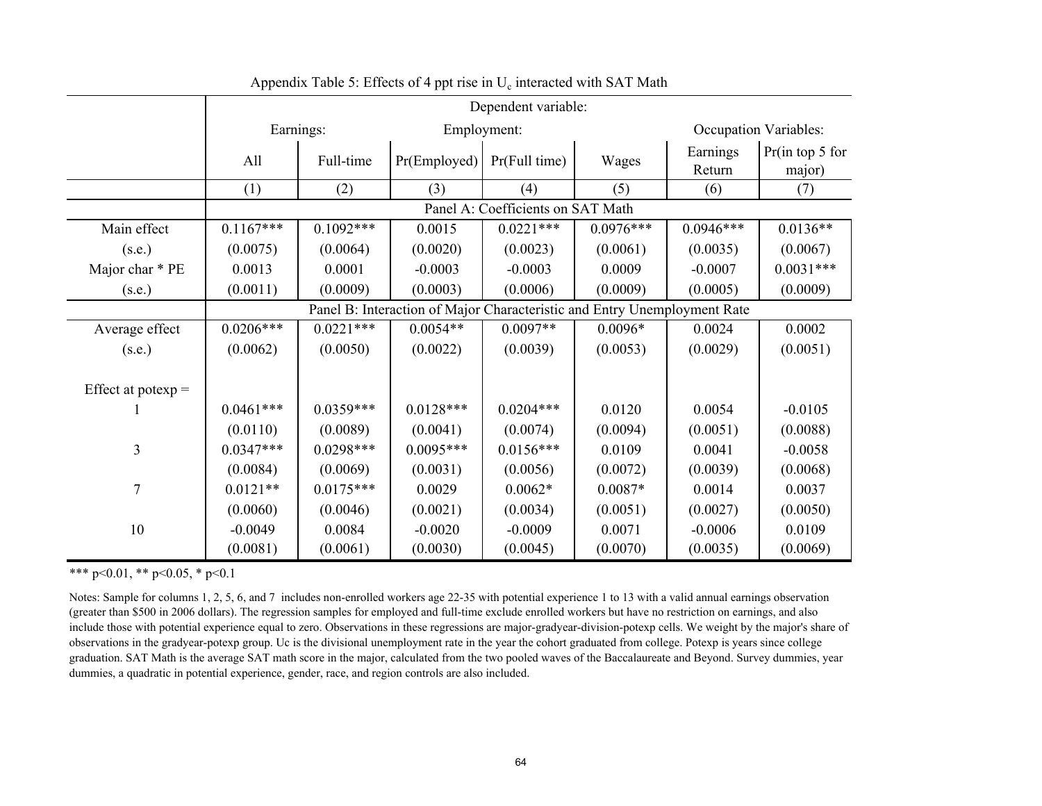Appendix Table 5: Effects of 4 ppt rise in $U_c$ interacted with SAT Math

| | Dependent variable: | | | | | | |
|---|---|---|---|---|---|---|---|
| | Earnings: | | Employment: | | | Occupation Variables: | |
| | All | Full-time | Pr(Employed) | Pr(Full time) | Wages | Earnings Return | Pr(in top 5 for major) |
| | (1) | (2) | (3) | (4) | (5) | (6) | (7) |
| | Panel A: Coefficients on SAT Math | | | | | | |
| Main effect | 0.1167*** | 0.1092*** | 0.0015 | 0.0221*** | 0.0976*** | 0.0946*** | 0.0136** |
| (s.e.) | (0.0075) | (0.0064) | (0.0020) | (0.0023) | (0.0061) | (0.0035) | (0.0067) |
| Major char * PE | 0.0013 | 0.0001 | -0.0003 | -0.0003 | 0.0009 | -0.0007 | 0.0031*** |
| (s.e.) | (0.0011) | (0.0009) | (0.0003) | (0.0006) | (0.0009) | (0.0005) | (0.0009) |
| | Panel B: Interaction of Major Characteristic and Entry Unemployment Rate | | | | | | |
| Average effect | 0.0206*** | 0.0221*** | 0.0054** | 0.0097** | 0.0096* | 0.0024 | 0.0002 |
| (s.e.) | (0.0062) | (0.0050) | (0.0022) | (0.0039) | (0.0053) | (0.0029) | (0.0051) |
| Effect at potexp = | | | | | | | |
| 1 | 0.0461*** | 0.0359*** | 0.0128*** | 0.0204*** | 0.0120 | 0.0054 | -0.0105 |
| | (0.0110) | (0.0089) | (0.0041) | (0.0074) | (0.0094) | (0.0051) | (0.0088) |
| 3 | 0.0347*** | 0.0298*** | 0.0095*** | 0.0156*** | 0.0109 | 0.0041 | -0.0058 |
| | (0.0084) | (0.0069) | (0.0031) | (0.0056) | (0.0072) | (0.0039) | (0.0068) |
| 7 | 0.0121** | 0.0175*** | 0.0029 | 0.0062* | 0.0087* | 0.0014 | 0.0037 |
| | (0.0060) | (0.0046) | (0.0021) | (0.0034) | (0.0051) | (0.0027) | (0.0050) |
| 10 | -0.0049 | 0.0084 | -0.0020 | -0.0009 | 0.0071 | -0.0006 | 0.0109 |
| | (0.0081) | (0.0061) | (0.0030) | (0.0045) | (0.0070) | (0.0035) | (0.0069) |

*** p<0.01, ** p<0.05, * p<0.1

Notes: Sample for columns 1, 2, 5, 6, and 7 includes non-enrolled workers age 22-35 with potential experience 1 to 13 with a valid annual earnings observation (greater than $500 in 2006 dollars). The regression samples for employed and full-time exclude enrolled workers but have no restriction on earnings, and also include those with potential experience equal to zero. Observations in these regressions are major-gradyear-division-potexp cells. We weight by the major's share of observations in the gradyear-potexp group. Uc is the divisional unemployment rate in the year the cohort graduated from college. Potexp is years since college graduation. SAT Math is the average SAT math score in the major, calculated from the two pooled waves of the Baccalaureate and Beyond. Survey dummies, year dummies, a quadratic in potential experience, gender, race, and region controls are also included.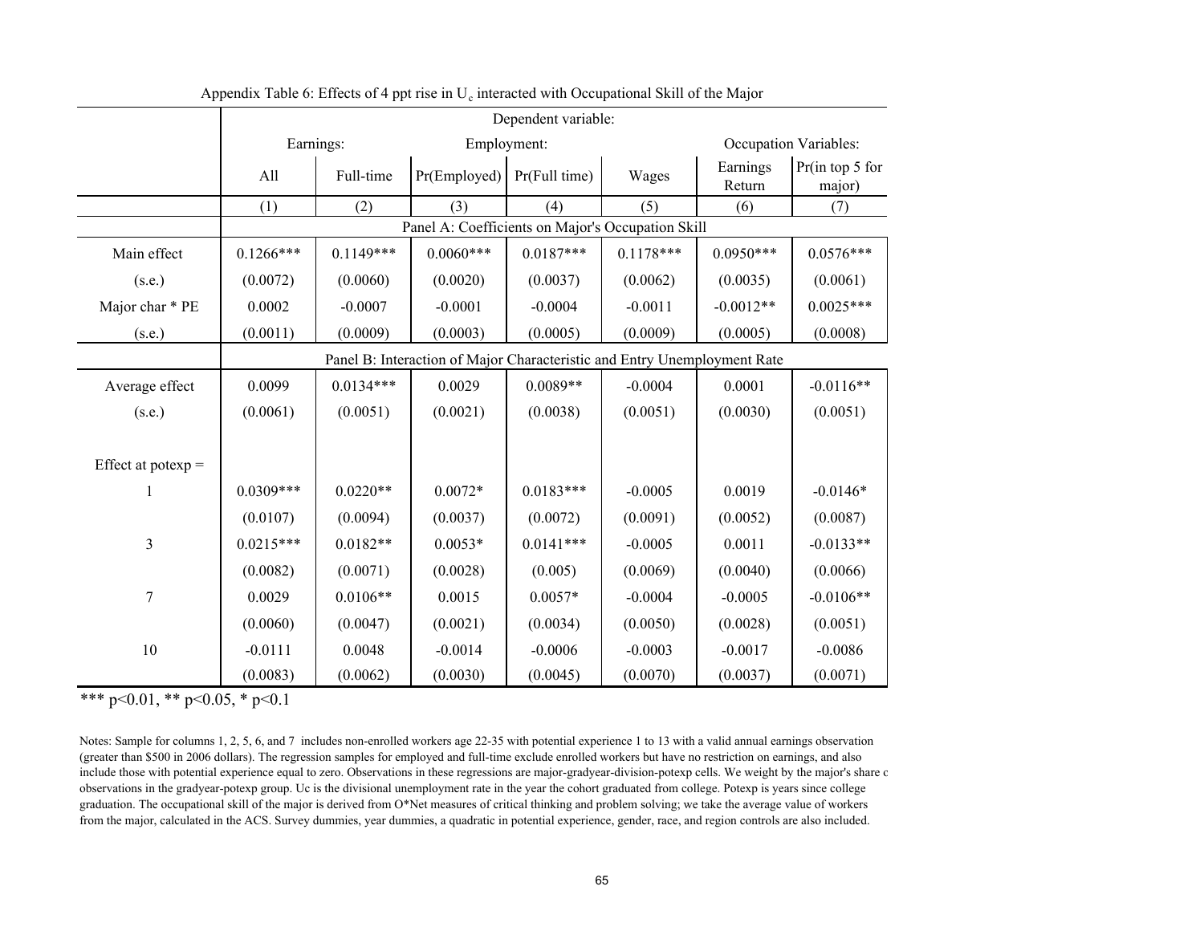Appendix Table 6: Effects of 4 ppt rise in $U_c$ interacted with Occupational Skill of the Major

| | Dependent variable: | | | | | | |
|---|---|---|---|---|---|---|---|
| | Earnings: | | Employment: | | | Occupation Variables: | |
| | All | Full-time | Pr(Employed) | Pr(Full time) | Wages | Earnings Return | Pr(in top 5 for major) |
| | (1) | (2) | (3) | (4) | (5) | (6) | (7) |
| | Panel A: Coefficients on Major's Occupation Skill | | | | | | |
| Main effect | 0.1266*** | 0.1149*** | 0.0060*** | 0.0187*** | 0.1178*** | 0.0950*** | 0.0576*** |
| (s.e.) | (0.0072) | (0.0060) | (0.0020) | (0.0037) | (0.0062) | (0.0035) | (0.0061) |
| Major char * PE | 0.0002 | -0.0007 | -0.0001 | -0.0004 | -0.0011 | -0.0012** | 0.0025*** |
| (s.e.) | (0.0011) | (0.0009) | (0.0003) | (0.0005) | (0.0009) | (0.0005) | (0.0008) |
| | Panel B: Interaction of Major Characteristic and Entry Unemployment Rate | | | | | | |
| Average effect | 0.0099 | 0.0134*** | 0.0029 | 0.0089** | -0.0004 | 0.0001 | -0.0116** |
| (s.e.) | (0.0061) | (0.0051) | (0.0021) | (0.0038) | (0.0051) | (0.0030) | (0.0051) |
| | | | | | | | |
| Effect at potexp = | | | | | | | |
| 1 | 0.0309*** | 0.0220** | 0.0072* | 0.0183*** | -0.0005 | 0.0019 | -0.0146* |
| | (0.0107) | (0.0094) | (0.0037) | (0.0072) | (0.0091) | (0.0052) | (0.0087) |
| 3 | 0.0215*** | 0.0182** | 0.0053* | 0.0141*** | -0.0005 | 0.0011 | -0.0133** |
| | (0.0082) | (0.0071) | (0.0028) | (0.005) | (0.0069) | (0.0040) | (0.0066) |
| 7 | 0.0029 | 0.0106** | 0.0015 | 0.0057* | -0.0004 | -0.0005 | -0.0106** |
| | (0.0060) | (0.0047) | (0.0021) | (0.0034) | (0.0050) | (0.0028) | (0.0051) |
| 10 | -0.0111 | 0.0048 | -0.0014 | -0.0006 | -0.0003 | -0.0017 | -0.0086 |
| | (0.0083) | (0.0062) | (0.0030) | (0.0045) | (0.0070) | (0.0037) | (0.0071) |

*** p<0.01, ** p<0.05, * p<0.1

Notes: Sample for columns 1, 2, 5, 6, and 7 includes non-enrolled workers age 22-35 with potential experience 1 to 13 with a valid annual earnings observation (greater than \$500 in 2006 dollars). The regression samples for employed and full-time exclude enrolled workers but have no restriction on earnings, and also include those with potential experience equal to zero. Observations in these regressions are major-gradyear-division-potexp cells. We weight by the major's share c observations in the gradyear-potexp group. Uc is the divisional unemployment rate in the year the cohort graduated from college. Potexp is years since college graduation. The occupational skill of the major is derived from O*Net measures of critical thinking and problem solving; we take the average value of workers from the major, calculated in the ACS. Survey dummies, year dummies, a quadratic in potential experience, gender, race, and region controls are also included.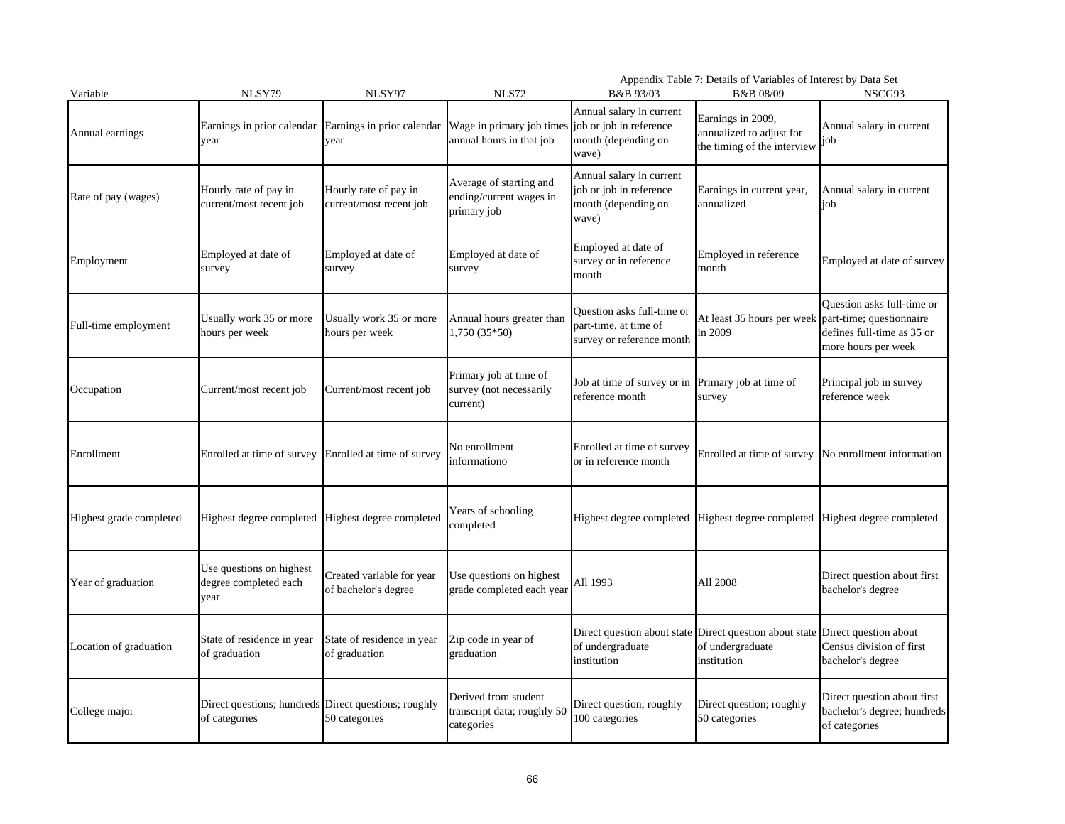Appendix Table 7: Details of Variables of Interest by Data Set

| Variable | NLSY79 | NLSY97 | NLS72 | B&B 93/03 | B&B 08/09 | NSCG93 |
|---|---|---|---|---|---|---|
| Annual earnings | Earnings in prior calendar year | Earnings in prior calendar year | Wage in primary job times annual hours in that job | Annual salary in current job or job in reference month (depending on wave) | Earnings in 2009, annualized to adjust for the timing of the interview | Annual salary in current job |
| Rate of pay (wages) | Hourly rate of pay in current/most recent job | Hourly rate of pay in current/most recent job | Average of starting and ending/current wages in primary job | Annual salary in current job or job in reference month (depending on wave) | Earnings in current year, annualized | Annual salary in current job |
| Employment | Employed at date of survey | Employed at date of survey | Employed at date of survey | Employed at date of survey or in reference month | Employed in reference month | Employed at date of survey |
| Full-time employment | Usually work 35 or more hours per week | Usually work 35 or more hours per week | Annual hours greater than 1,750 (35*50) | Question asks full-time or part-time, at time of survey or reference month | At least 35 hours per week in 2009 | Question asks full-time or part-time; questionnaire defines full-time as 35 or more hours per week |
| Occupation | Current/most recent job | Current/most recent job | Primary job at time of survey (not necessarily current) | Job at time of survey or in reference month | Primary job at time of survey | Principal job in survey reference week |
| Enrollment | Enrolled at time of survey | Enrolled at time of survey | No enrollment informationo | Enrolled at time of survey or in reference month | Enrolled at time of survey | No enrollment information |
| Highest grade completed | Highest degree completed | Highest degree completed | Years of schooling completed | Highest degree completed | Highest degree completed | Highest degree completed |
| Year of graduation | Use questions on highest degree completed each year | Created variable for year of bachelor's degree | Use questions on highest grade completed each year | All 1993 | All 2008 | Direct question about first bachelor's degree |
| Location of graduation | State of residence in year of graduation | State of residence in year of graduation | Zip code in year of graduation | Direct question about state of undergraduate institution | Direct question about state of undergraduate institution | Direct question about Census division of first bachelor's degree |
| College major | Direct questions; hundreds of categories | Direct questions; roughly 50 categories | Derived from student transcript data; roughly 50 categories | Direct question; roughly 100 categories | Direct question; roughly 50 categories | Direct question about first bachelor's degree; hundreds of categories |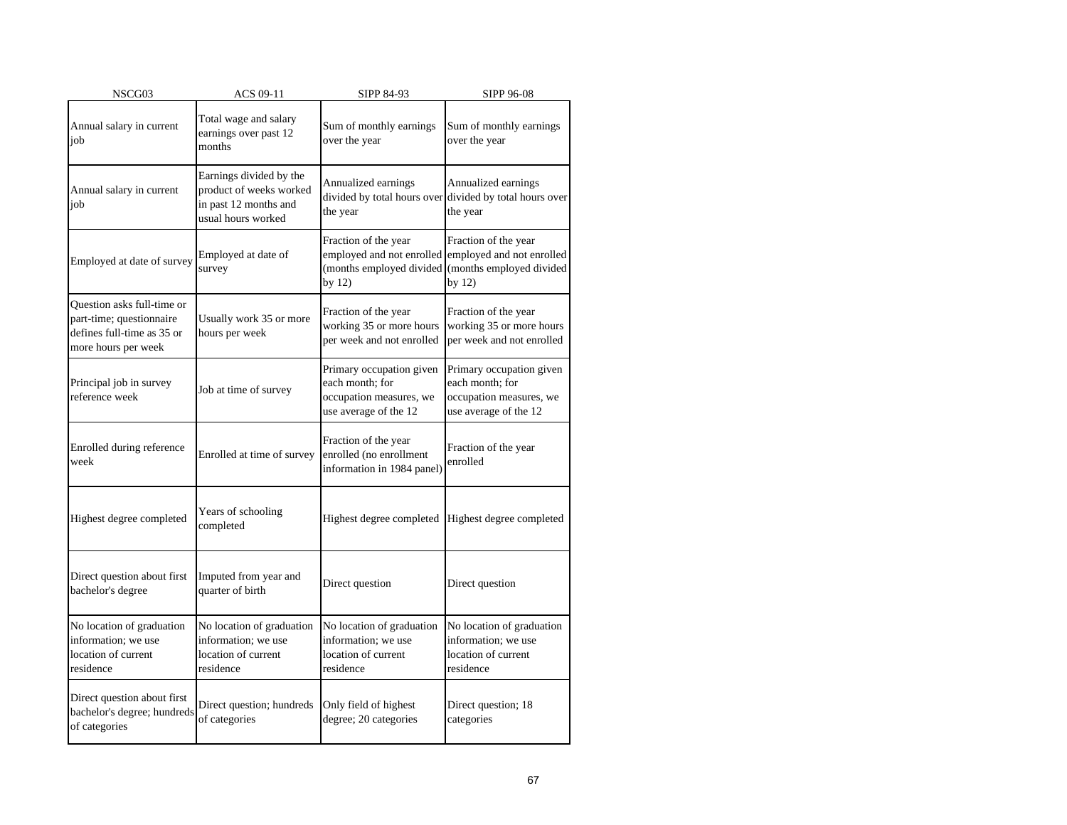| NSCG03 | ACS 09-11 | SIPP 84-93 | SIPP 96-08 |
|---|---|---|---|
| Annual salary in current job | Total wage and salary earnings over past 12 months | Sum of monthly earnings over the year | Sum of monthly earnings over the year |
| Annual salary in current job | Earnings divided by the product of weeks worked in past 12 months and usual hours worked | Annualized earnings divided by total hours over the year | Annualized earnings divided by total hours over the year |
| Employed at date of survey | Employed at date of survey | Fraction of the year employed and not enrolled (months employed divided by 12) | Fraction of the year employed and not enrolled (months employed divided by 12) |
| Question asks full-time or part-time; questionnaire defines full-time as 35 or more hours per week | Usually work 35 or more hours per week | Fraction of the year working 35 or more hours per week and not enrolled | Fraction of the year working 35 or more hours per week and not enrolled |
| Principal job in survey reference week | Job at time of survey | Primary occupation given each month; for occupation measures, we use average of the 12 | Primary occupation given each month; for occupation measures, we use average of the 12 |
| Enrolled during reference week | Enrolled at time of survey | Fraction of the year enrolled (no enrollment information in 1984 panel) | Fraction of the year enrolled |
| Highest degree completed | Years of schooling completed | Highest degree completed | Highest degree completed |
| Direct question about first bachelor's degree | Imputed from year and quarter of birth | Direct question | Direct question |
| No location of graduation information; we use location of current residence | No location of graduation information; we use location of current residence | No location of graduation information; we use location of current residence | No location of graduation information; we use location of current residence |
| Direct question about first bachelor's degree; hundreds of categories | Direct question; hundreds of categories | Only field of highest degree; 20 categories | Direct question; 18 categories |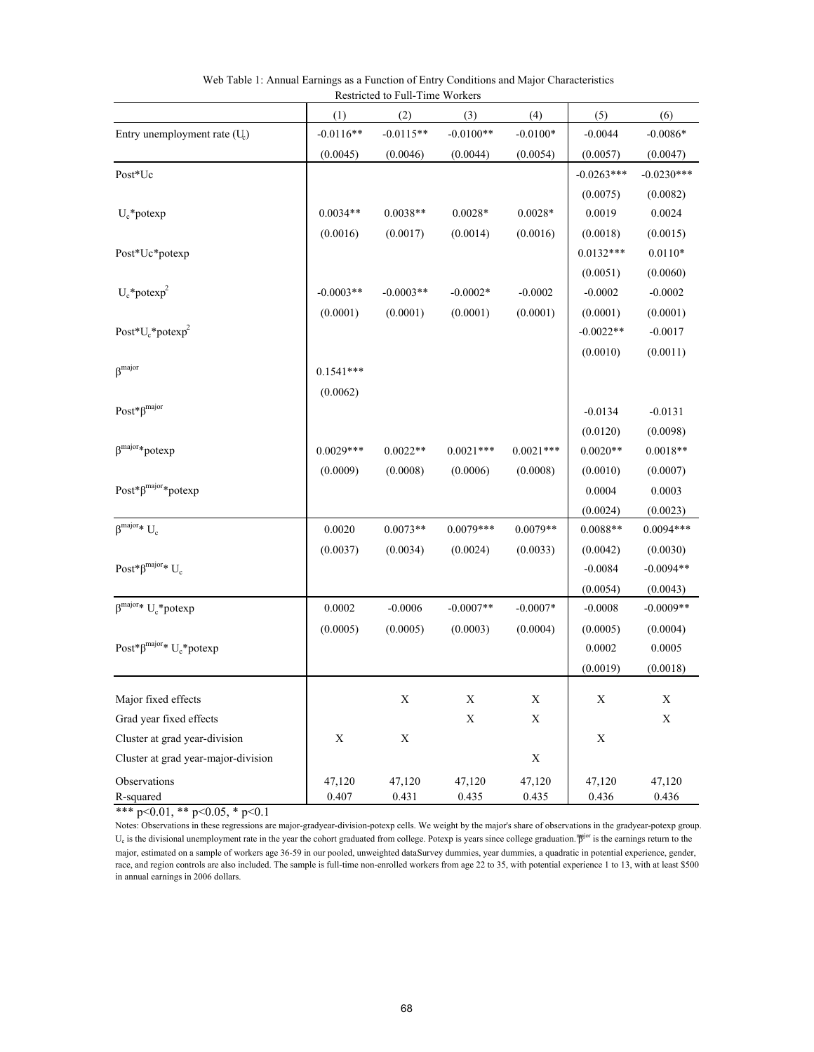Web Table 1: Annual Earnings as a Function of Entry Conditions and Major Characteristics
Restricted to Full-Time Workers

| | (1) | (2) | (3) | (4) | (5) | (6) |
|---|---|---|---|---|---|---|
| Entry unemployment rate ($U_c$) | -0.0116** | -0.0115** | -0.0100** | -0.0100* | -0.0044 | -0.0086* |
| | (0.0045) | (0.0046) | (0.0044) | (0.0054) | (0.0057) | (0.0047) |
| Post*Uc | | | | | -0.0263*** | -0.0230*** |
| | | | | | (0.0075) | (0.0082) |
| $U_c$*potexp | 0.0034** | 0.0038** | 0.0028* | 0.0028* | 0.0019 | 0.0024 |
| | (0.0016) | (0.0017) | (0.0014) | (0.0016) | (0.0018) | (0.0015) |
| Post*Uc*potexp | | | | | 0.0132*** | 0.0110* |
| | | | | | (0.0051) | (0.0060) |
| $U_c$*potexp$^2$ | -0.0003** | -0.0003** | -0.0002* | -0.0002 | -0.0002 | -0.0002 |
| | (0.0001) | (0.0001) | (0.0001) | (0.0001) | (0.0001) | (0.0001) |
| Post*$U_c$*potexp$^2$ | | | | | -0.0022** | -0.0017 |
| | | | | | (0.0010) | (0.0011) |
| $\beta^{major}$ | 0.1541*** | | | | | |
| | (0.0062) | | | | | |
| Post*$\beta^{major}$ | | | | | -0.0134 | -0.0131 |
| | | | | | (0.0120) | (0.0098) |
| $\beta^{major}$*potexp | 0.0029*** | 0.0022** | 0.0021*** | 0.0021*** | 0.0020** | 0.0018** |
| | (0.0009) | (0.0008) | (0.0006) | (0.0008) | (0.0010) | (0.0007) |
| Post*$\beta^{major}$*potexp | | | | | 0.0004 | 0.0003 |
| | | | | | (0.0024) | (0.0023) |
| $\beta^{major}$* $U_c$ | 0.0020 | 0.0073** | 0.0079*** | 0.0079** | 0.0088** | 0.0094*** |
| | (0.0037) | (0.0034) | (0.0024) | (0.0033) | (0.0042) | (0.0030) |
| Post*$\beta^{major}$* $U_c$ | | | | | -0.0084 | -0.0094** |
| | | | | | (0.0054) | (0.0043) |
| $\beta^{major}$* $U_c$*potexp | 0.0002 | -0.0006 | -0.0007** | -0.0007* | -0.0008 | -0.0009** |
| | (0.0005) | (0.0005) | (0.0003) | (0.0004) | (0.0005) | (0.0004) |
| Post*$\beta^{major}$* $U_c$*potexp | | | | | 0.0002 | 0.0005 |
| | | | | | (0.0019) | (0.0018) |
| Major fixed effects | | X | X | X | X | X |
| Grad year fixed effects | | | X | X | | X |
| Cluster at grad year-division | X | X | | | X | |
| Cluster at grad year-major-division | | | | X | | |
| Observations | 47,120 | 47,120 | 47,120 | 47,120 | 47,120 | 47,120 |
| R-squared | 0.407 | 0.431 | 0.435 | 0.435 | 0.436 | 0.436 |

*** p<0.01, ** p<0.05, * p<0.1

Notes: Observations in these regressions are major-gradyear-division-potexp cells. We weight by the major's share of observations in the gradyear-potexp group. $U_c$ is the divisional unemployment rate in the year the cohort graduated from college. Potexp is years since college graduation. $\beta^{major}$ is the earnings return to the major, estimated on a sample of workers age 36-59 in our pooled, unweighted dataSurvey dummies, year dummies, a quadratic in potential experience, gender, race, and region controls are also included. The sample is full-time non-enrolled workers from age 22 to 35, with potential experience 1 to 13, with at least $500 in annual earnings in 2006 dollars.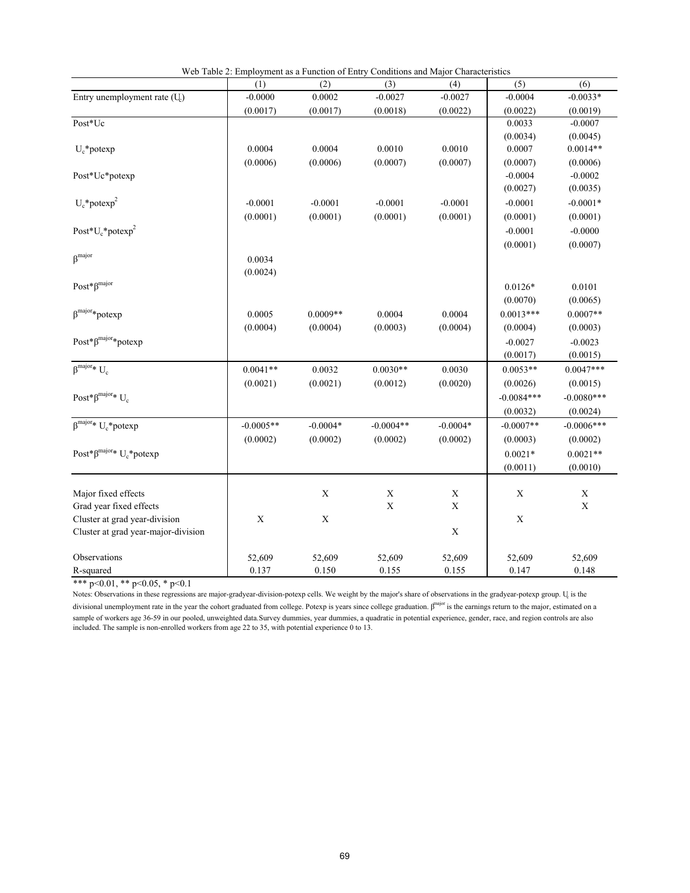Web Table 2: Employment as a Function of Entry Conditions and Major Characteristics

| | (1) | (2) | (3) | (4) | (5) | (6) |
|---|---|---|---|---|---|---|
| Entry unemployment rate ($U_c$) | -0.0000 | 0.0002 | -0.0027 | -0.0027 | -0.0004 | -0.0033* |
| | (0.0017) | (0.0017) | (0.0018) | (0.0022) | (0.0022) | (0.0019) |
| Post*Uc | | | | | 0.0033 | -0.0007 |
| | | | | | (0.0034) | (0.0045) |
| $U_c$*potexp | 0.0004 | 0.0004 | 0.0010 | 0.0010 | 0.0007 | 0.0014** |
| | (0.0006) | (0.0006) | (0.0007) | (0.0007) | (0.0007) | (0.0006) |
| Post*Uc*potexp | | | | | -0.0004 | -0.0002 |
| | | | | | (0.0027) | (0.0035) |
| $U_c$*potexp$^2$ | -0.0001 | -0.0001 | -0.0001 | -0.0001 | -0.0001 | -0.0001* |
| | (0.0001) | (0.0001) | (0.0001) | (0.0001) | (0.0001) | (0.0001) |
| Post*$U_c$*potexp$^2$ | | | | | -0.0001 | -0.0000 |
| | | | | | (0.0001) | (0.0007) |
| $\beta^{major}$ | 0.0034 | | | | | |
| | (0.0024) | | | | | |
| Post*$\beta^{major}$ | | | | | 0.0126* | 0.0101 |
| | | | | | (0.0070) | (0.0065) |
| $\beta^{major}$*potexp | 0.0005 | 0.0009** | 0.0004 | 0.0004 | 0.0013*** | 0.0007** |
| | (0.0004) | (0.0004) | (0.0003) | (0.0004) | (0.0004) | (0.0003) |
| Post*$\beta^{major}$*potexp | | | | | -0.0027 | -0.0023 |
| | | | | | (0.0017) | (0.0015) |
| $\beta^{major}$* $U_c$ | 0.0041** | 0.0032 | 0.0030** | 0.0030 | 0.0053** | 0.0047*** |
| | (0.0021) | (0.0021) | (0.0012) | (0.0020) | (0.0026) | (0.0015) |
| Post*$\beta^{major}$* $U_c$ | | | | | -0.0084*** | -0.0080*** |
| | | | | | (0.0032) | (0.0024) |
| $\beta^{major}$* $U_c$*potexp | -0.0005** | -0.0004* | -0.0004** | -0.0004* | -0.0007** | -0.0006*** |
| | (0.0002) | (0.0002) | (0.0002) | (0.0002) | (0.0003) | (0.0002) |
| Post*$\beta^{major}$* $U_c$*potexp | | | | | 0.0021* | 0.0021** |
| | | | | | (0.0011) | (0.0010) |
| Major fixed effects | | X | X | X | X | X |
| Grad year fixed effects | | | X | X | | X |
| Cluster at grad year-division | X | X | | | X | |
| Cluster at grad year-major-division | | | | X | | |
| Observations | 52,609 | 52,609 | 52,609 | 52,609 | 52,609 | 52,609 |
| R-squared | 0.137 | 0.150 | 0.155 | 0.155 | 0.147 | 0.148 |

*** p<0.01, ** p<0.05, * p<0.1

Notes: Observations in these regressions are major-gradyear-division-potexp cells. We weight by the major's share of observations in the gradyear-potexp group. $U_c$ is the divisional unemployment rate in the year the cohort graduated from college. Potexp is years since college graduation. $\beta^{major}$ is the earnings return to the major, estimated on a sample of workers age 36-59 in our pooled, unweighted data.Survey dummies, year dummies, a quadratic in potential experience, gender, race, and region controls are also included. The sample is non-enrolled workers from age 22 to 35, with potential experience 0 to 13.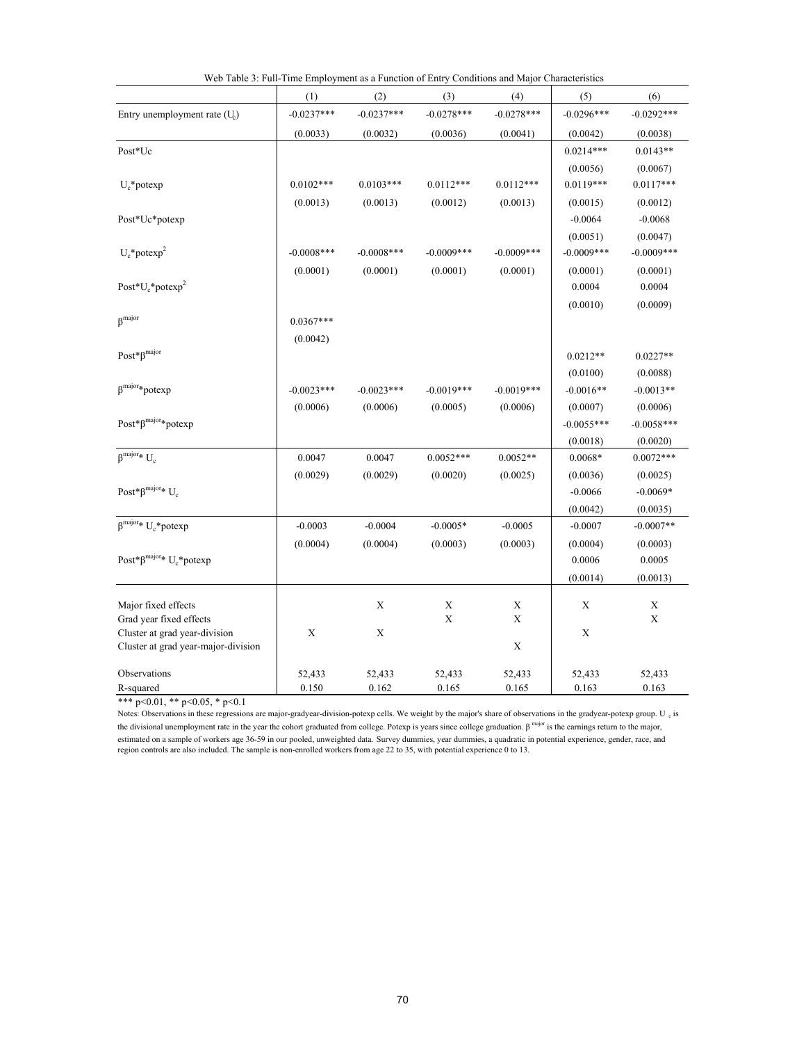Web Table 3: Full-Time Employment as a Function of Entry Conditions and Major Characteristics

| | (1) | (2) | (3) | (4) | (5) | (6) |
|---|---|---|---|---|---|---|
| Entry unemployment rate ($U_c$) | -0.0237*** | -0.0237*** | -0.0278*** | -0.0278*** | -0.0296*** | -0.0292*** |
| | (0.0033) | (0.0032) | (0.0036) | (0.0041) | (0.0042) | (0.0038) |
| Post*Uc | | | | | 0.0214*** | 0.0143** |
| | | | | | (0.0056) | (0.0067) |
| $U_c$*potexp | 0.0102*** | 0.0103*** | 0.0112*** | 0.0112*** | 0.0119*** | 0.0117*** |
| | (0.0013) | (0.0013) | (0.0012) | (0.0013) | (0.0015) | (0.0012) |
| Post*Uc*potexp | | | | | -0.0064 | -0.0068 |
| | | | | | (0.0051) | (0.0047) |
| $U_c$*potexp$^2$ | -0.0008*** | -0.0008*** | -0.0009*** | -0.0009*** | -0.0009*** | -0.0009*** |
| | (0.0001) | (0.0001) | (0.0001) | (0.0001) | (0.0001) | (0.0001) |
| Post*$U_c$*potexp$^2$ | | | | | 0.0004 | 0.0004 |
| | | | | | (0.0010) | (0.0009) |
| $\beta^{major}$ | 0.0367*** | | | | | |
| | (0.0042) | | | | | |
| Post*$\beta^{major}$ | | | | | 0.0212** | 0.0227** |
| | | | | | (0.0100) | (0.0088) |
| $\beta^{major}$*potexp | -0.0023*** | -0.0023*** | -0.0019*** | -0.0019*** | -0.0016** | -0.0013** |
| | (0.0006) | (0.0006) | (0.0005) | (0.0006) | (0.0007) | (0.0006) |
| Post*$\beta^{major}$*potexp | | | | | -0.0055*** | -0.0058*** |
| | | | | | (0.0018) | (0.0020) |
| $\beta^{major}$* $U_c$ | 0.0047 | 0.0047 | 0.0052*** | 0.0052** | 0.0068* | 0.0072*** |
| | (0.0029) | (0.0029) | (0.0020) | (0.0025) | (0.0036) | (0.0025) |
| Post*$\beta^{major}$* $U_c$ | | | | | -0.0066 | -0.0069* |
| | | | | | (0.0042) | (0.0035) |
| $\beta^{major}$* $U_c$*potexp | -0.0003 | -0.0004 | -0.0005* | -0.0005 | -0.0007 | -0.0007** |
| | (0.0004) | (0.0004) | (0.0003) | (0.0003) | (0.0004) | (0.0003) |
| Post*$\beta^{major}$* $U_c$*potexp | | | | | 0.0006 | 0.0005 |
| | | | | | (0.0014) | (0.0013) |
| Major fixed effects | | X | X | X | X | X |
| Grad year fixed effects | | | X | X | | X |
| Cluster at grad year-division | X | X | | | X | |
| Cluster at grad year-major-division | | | | X | | |
| Observations | 52,433 | 52,433 | 52,433 | 52,433 | 52,433 | 52,433 |
| R-squared | 0.150 | 0.162 | 0.165 | 0.165 | 0.163 | 0.163 |

*** p<0.01, ** p<0.05, * p<0.1

Notes: Observations in these regressions are major-gradyear-division-potexp cells. We weight by the major's share of observations in the gradyear-potexp group. $U_c$ is the divisional unemployment rate in the year the cohort graduated from college. Potexp is years since college graduation. $\beta^{major}$ is the earnings return to the major, estimated on a sample of workers age 36-59 in our pooled, unweighted data. Survey dummies, year dummies, a quadratic in potential experience, gender, race, and region controls are also included. The sample is non-enrolled workers from age 22 to 35, with potential experience 0 to 13.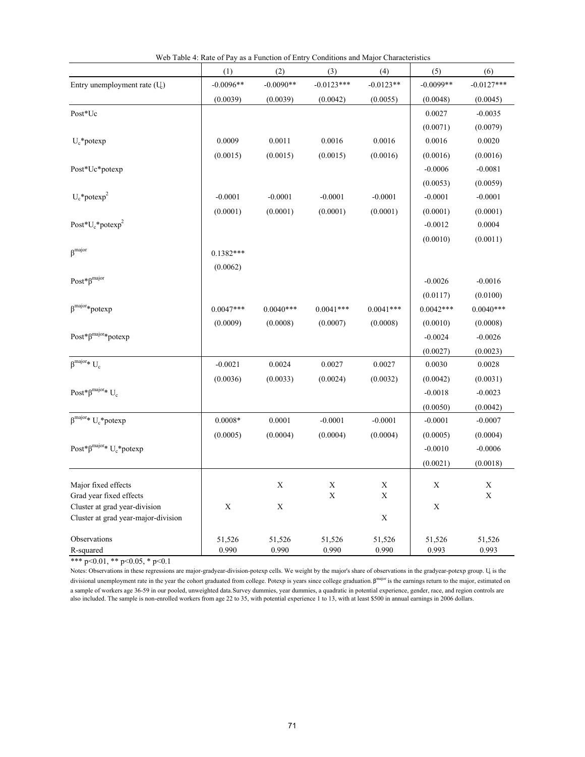Web Table 4: Rate of Pay as a Function of Entry Conditions and Major Characteristics

| | (1) | (2) | (3) | (4) | (5) | (6) |
|---|---|---|---|---|---|---|
| Entry unemployment rate ($U_c$) | -0.0096** | -0.0090** | -0.0123*** | -0.0123** | -0.0099** | -0.0127*** |
| | (0.0039) | (0.0039) | (0.0042) | (0.0055) | (0.0048) | (0.0045) |
| Post*Uc | | | | | 0.0027 | -0.0035 |
| | | | | | (0.0071) | (0.0079) |
| $U_c$*potexp | 0.0009 | 0.0011 | 0.0016 | 0.0016 | 0.0016 | 0.0020 |
| | (0.0015) | (0.0015) | (0.0015) | (0.0016) | (0.0016) | (0.0016) |
| Post*Uc*potexp | | | | | -0.0006 | -0.0081 |
| | | | | | (0.0053) | (0.0059) |
| $U_c$*potexp$^2$ | -0.0001 | -0.0001 | -0.0001 | -0.0001 | -0.0001 | -0.0001 |
| | (0.0001) | (0.0001) | (0.0001) | (0.0001) | (0.0001) | (0.0001) |
| Post*$U_c$*potexp$^2$ | | | | | -0.0012 | 0.0004 |
| | | | | | (0.0010) | (0.0011) |
| $\beta^{major}$ | 0.1382*** | | | | | |
| | (0.0062) | | | | | |
| Post*$\beta^{major}$ | | | | | -0.0026 | -0.0016 |
| | | | | | (0.0117) | (0.0100) |
| $\beta^{major}$*potexp | 0.0047*** | 0.0040*** | 0.0041*** | 0.0041*** | 0.0042*** | 0.0040*** |
| | (0.0009) | (0.0008) | (0.0007) | (0.0008) | (0.0010) | (0.0008) |
| Post*$\beta^{major}$*potexp | | | | | -0.0024 | -0.0026 |
| | | | | | (0.0027) | (0.0023) |
| $\beta^{major}$* $U_c$ | -0.0021 | 0.0024 | 0.0027 | 0.0027 | 0.0030 | 0.0028 |
| | (0.0036) | (0.0033) | (0.0024) | (0.0032) | (0.0042) | (0.0031) |
| Post*$\beta^{major}$* $U_c$ | | | | | -0.0018 | -0.0023 |
| | | | | | (0.0050) | (0.0042) |
| $\beta^{major}$* $U_c$*potexp | 0.0008* | 0.0001 | -0.0001 | -0.0001 | -0.0001 | -0.0007 |
| | (0.0005) | (0.0004) | (0.0004) | (0.0004) | (0.0005) | (0.0004) |
| Post*$\beta^{major}$* $U_c$*potexp | | | | | -0.0010 | -0.0006 |
| | | | | | (0.0021) | (0.0018) |
| Major fixed effects | | X | X | X | X | X |
| Grad year fixed effects | | | X | X | | X |
| Cluster at grad year-division | X | X | | | X | |
| Cluster at grad year-major-division | | | | X | | |
| Observations | 51,526 | 51,526 | 51,526 | 51,526 | 51,526 | 51,526 |
| R-squared | 0.990 | 0.990 | 0.990 | 0.990 | 0.993 | 0.993 |

*** p<0.01, ** p<0.05, * p<0.1

Notes: Observations in these regressions are major-gradyear-division-potexp cells. We weight by the major's share of observations in the gradyear-potexp group. $U_c$ is the divisional unemployment rate in the year the cohort graduated from college. Potexp is years since college graduation. $\beta^{major}$ is the earnings return to the major, estimated on a sample of workers age 36-59 in our pooled, unweighted data.Survey dummies, year dummies, a quadratic in potential experience, gender, race, and region controls are also included. The sample is non-enrolled workers from age 22 to 35, with potential experience 1 to 13, with at least $500 in annual earnings in 2006 dollars.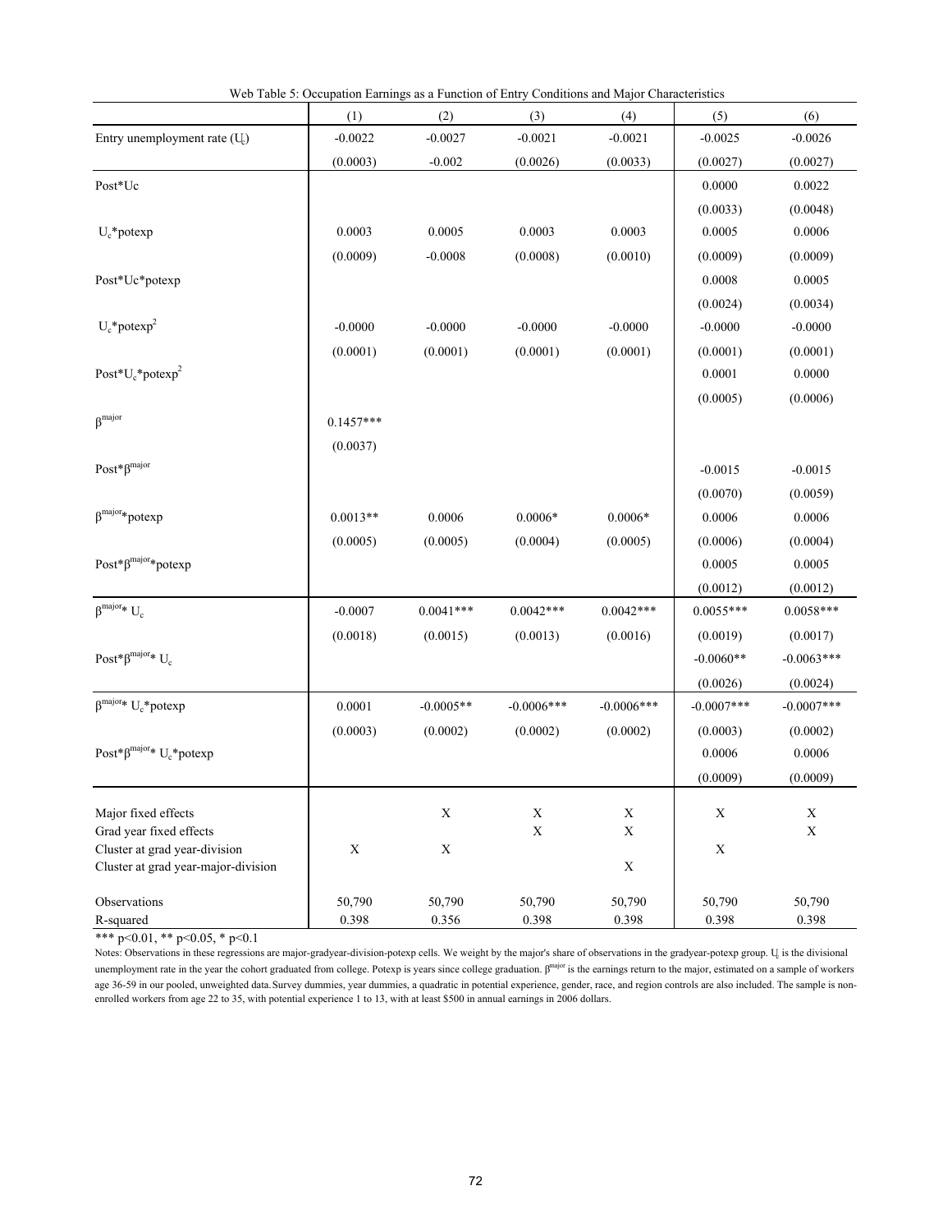Web Table 5: Occupation Earnings as a Function of Entry Conditions and Major Characteristics

| | (1) | (2) | (3) | (4) | (5) | (6) |
|---|---|---|---|---|---|---|
| Entry unemployment rate ($U_c$) | -0.0022 | -0.0027 | -0.0021 | -0.0021 | -0.0025 | -0.0026 |
| | (0.0003) | -0.002 | (0.0026) | (0.0033) | (0.0027) | (0.0027) |
| Post*Uc | | | | | 0.0000 | 0.0022 |
| | | | | | (0.0033) | (0.0048) |
| $U_c$*potexp | 0.0003 | 0.0005 | 0.0003 | 0.0003 | 0.0005 | 0.0006 |
| | (0.0009) | -0.0008 | (0.0008) | (0.0010) | (0.0009) | (0.0009) |
| Post*Uc*potexp | | | | | 0.0008 | 0.0005 |
| | | | | | (0.0024) | (0.0034) |
| $U_c$*potexp$^2$ | -0.0000 | -0.0000 | -0.0000 | -0.0000 | -0.0000 | -0.0000 |
| | (0.0001) | (0.0001) | (0.0001) | (0.0001) | (0.0001) | (0.0001) |
| Post*$U_c$*potexp$^2$ | | | | | 0.0001 | 0.0000 |
| | | | | | (0.0005) | (0.0006) |
| $\beta^{major}$ | 0.1457*** | | | | | |
| | (0.0037) | | | | | |
| Post*$\beta^{major}$ | | | | | -0.0015 | -0.0015 |
| | | | | | (0.0070) | (0.0059) |
| $\beta^{major}$*potexp | 0.0013** | 0.0006 | 0.0006* | 0.0006* | 0.0006 | 0.0006 |
| | (0.0005) | (0.0005) | (0.0004) | (0.0005) | (0.0006) | (0.0004) |
| Post*$\beta^{major}$*potexp | | | | | 0.0005 | 0.0005 |
| | | | | | (0.0012) | (0.0012) |
| $\beta^{major}$* $U_c$ | -0.0007 | 0.0041*** | 0.0042*** | 0.0042*** | 0.0055*** | 0.0058*** |
| | (0.0018) | (0.0015) | (0.0013) | (0.0016) | (0.0019) | (0.0017) |
| Post*$\beta^{major}$* $U_c$ | | | | | -0.0060** | -0.0063*** |
| | | | | | (0.0026) | (0.0024) |
| $\beta^{major}$* $U_c$*potexp | 0.0001 | -0.0005** | -0.0006*** | -0.0006*** | -0.0007*** | -0.0007*** |
| | (0.0003) | (0.0002) | (0.0002) | (0.0002) | (0.0003) | (0.0002) |
| Post*$\beta^{major}$* $U_c$*potexp | | | | | 0.0006 | 0.0006 |
| | | | | | (0.0009) | (0.0009) |
| Major fixed effects | | X | X | X | X | X |
| Grad year fixed effects | | | X | X | | X |
| Cluster at grad year-division | X | X | | | X | |
| Cluster at grad year-major-division | | | | X | | |
| Observations | 50,790 | 50,790 | 50,790 | 50,790 | 50,790 | 50,790 |
| R-squared | 0.398 | 0.356 | 0.398 | 0.398 | 0.398 | 0.398 |

*** p<0.01, ** p<0.05, * p<0.1

Notes: Observations in these regressions are major-gradyear-division-potexp cells. We weight by the major's share of observations in the gradyear-potexp group. $U_c$ is the divisional unemployment rate in the year the cohort graduated from college. Potexp is years since college graduation. $\beta^{major}$ is the earnings return to the major, estimated on a sample of workers age 36-59 in our pooled, unweighted data. Survey dummies, year dummies, a quadratic in potential experience, gender, race, and region controls are also included. The sample is non-enrolled workers from age 22 to 35, with potential experience 1 to 13, with at least \$500 in annual earnings in 2006 dollars.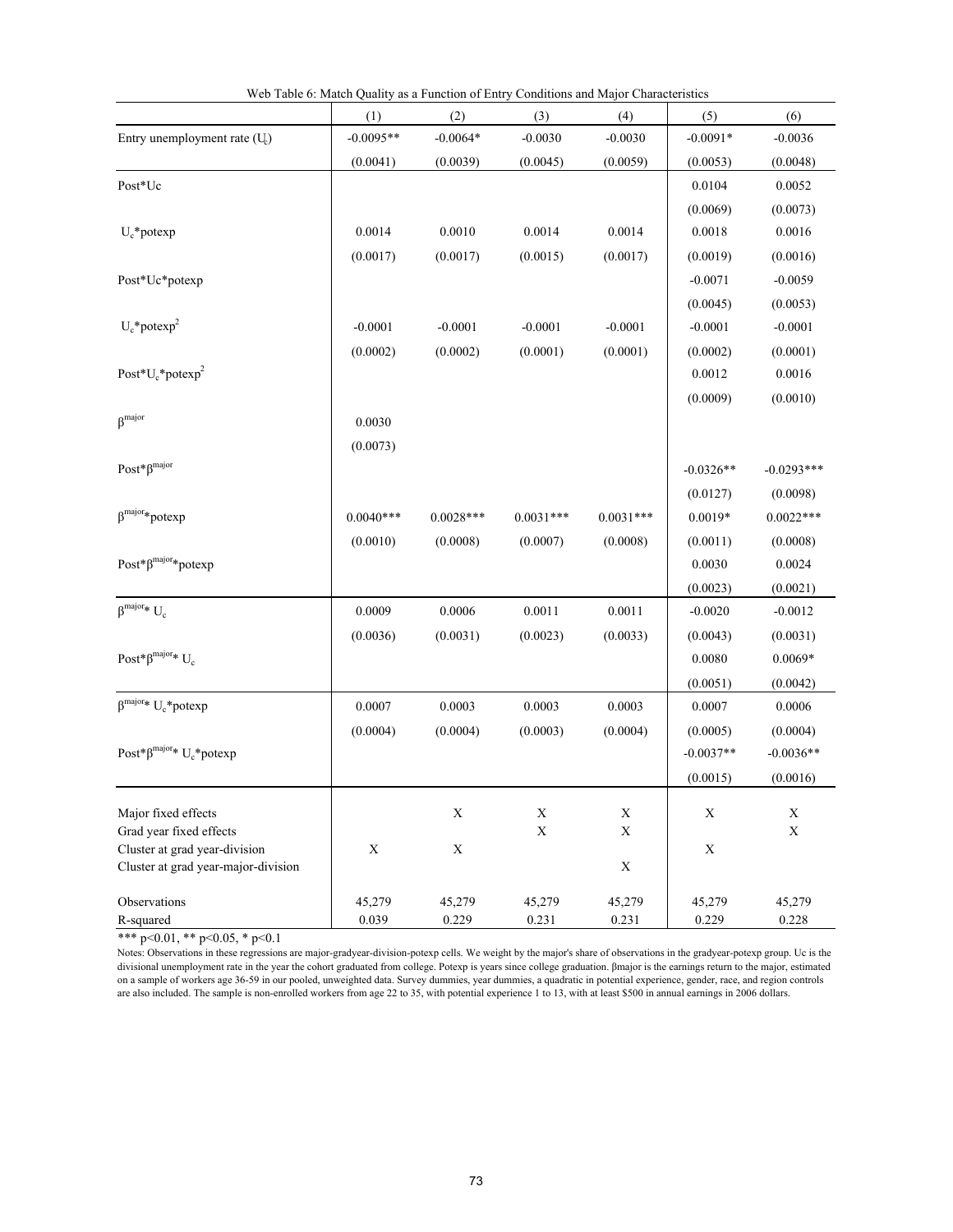Web Table 6: Match Quality as a Function of Entry Conditions and Major Characteristics

| | (1) | (2) | (3) | (4) | (5) | (6) |
|---|---|---|---|---|---|---|
| Entry unemployment rate ($U_c$) | -0.0095** | -0.0064* | -0.0030 | -0.0030 | -0.0091* | -0.0036 |
| | (0.0041) | (0.0039) | (0.0045) | (0.0059) | (0.0053) | (0.0048) |
| Post*Uc | | | | | 0.0104 | 0.0052 |
| | | | | | (0.0069) | (0.0073) |
| $U_c$*potexp | 0.0014 | 0.0010 | 0.0014 | 0.0014 | 0.0018 | 0.0016 |
| | (0.0017) | (0.0017) | (0.0015) | (0.0017) | (0.0019) | (0.0016) |
| Post*Uc*potexp | | | | | -0.0071 | -0.0059 |
| | | | | | (0.0045) | (0.0053) |
| $U_c$*$potexp^2$ | -0.0001 | -0.0001 | -0.0001 | -0.0001 | -0.0001 | -0.0001 |
| | (0.0002) | (0.0002) | (0.0001) | (0.0001) | (0.0002) | (0.0001) |
| Post*$U_c$*$potexp^2$ | | | | | 0.0012 | 0.0016 |
| | | | | | (0.0009) | (0.0010) |
| $\beta^{major}$ | 0.0030 | | | | | |
| | (0.0073) | | | | | |
| Post*$\beta^{major}$ | | | | | -0.0326** | -0.0293*** |
| | | | | | (0.0127) | (0.0098) |
| $\beta^{major}$*potexp | 0.0040*** | 0.0028*** | 0.0031*** | 0.0031*** | 0.0019* | 0.0022*** |
| | (0.0010) | (0.0008) | (0.0007) | (0.0008) | (0.0011) | (0.0008) |
| Post*$\beta^{major}$*potexp | | | | | 0.0030 | 0.0024 |
| | | | | | (0.0023) | (0.0021) |
| $\beta^{major}$* $U_c$ | 0.0009 | 0.0006 | 0.0011 | 0.0011 | -0.0020 | -0.0012 |
| | (0.0036) | (0.0031) | (0.0023) | (0.0033) | (0.0043) | (0.0031) |
| Post*$\beta^{major}$* $U_c$ | | | | | 0.0080 | 0.0069* |
| | | | | | (0.0051) | (0.0042) |
| $\beta^{major}$* $U_c$*potexp | 0.0007 | 0.0003 | 0.0003 | 0.0003 | 0.0007 | 0.0006 |
| | (0.0004) | (0.0004) | (0.0003) | (0.0004) | (0.0005) | (0.0004) |
| Post*$\beta^{major}$* $U_c$*potexp | | | | | -0.0037** | -0.0036** |
| | | | | | (0.0015) | (0.0016) |
| Major fixed effects | | X | X | X | X | X |
| Grad year fixed effects | | | X | X | | X |
| Cluster at grad year-division | X | X | | | X | |
| Cluster at grad year-major-division | | | | X | | |
| Observations | 45,279 | 45,279 | 45,279 | 45,279 | 45,279 | 45,279 |
| R-squared | 0.039 | 0.229 | 0.231 | 0.231 | 0.229 | 0.228 |

*** p<0.01, ** p<0.05, * p<0.1

Notes: Observations in these regressions are major-gradyear-division-potexp cells. We weight by the major's share of observations in the gradyear-potexp group. Uc is the divisional unemployment rate in the year the cohort graduated from college. Potexp is years since college graduation. βmajor is the earnings return to the major, estimated on a sample of workers age 36-59 in our pooled, unweighted data. Survey dummies, year dummies, a quadratic in potential experience, gender, race, and region controls are also included. The sample is non-enrolled workers from age 22 to 35, with potential experience 1 to 13, with at least $500 in annual earnings in 2006 dollars.